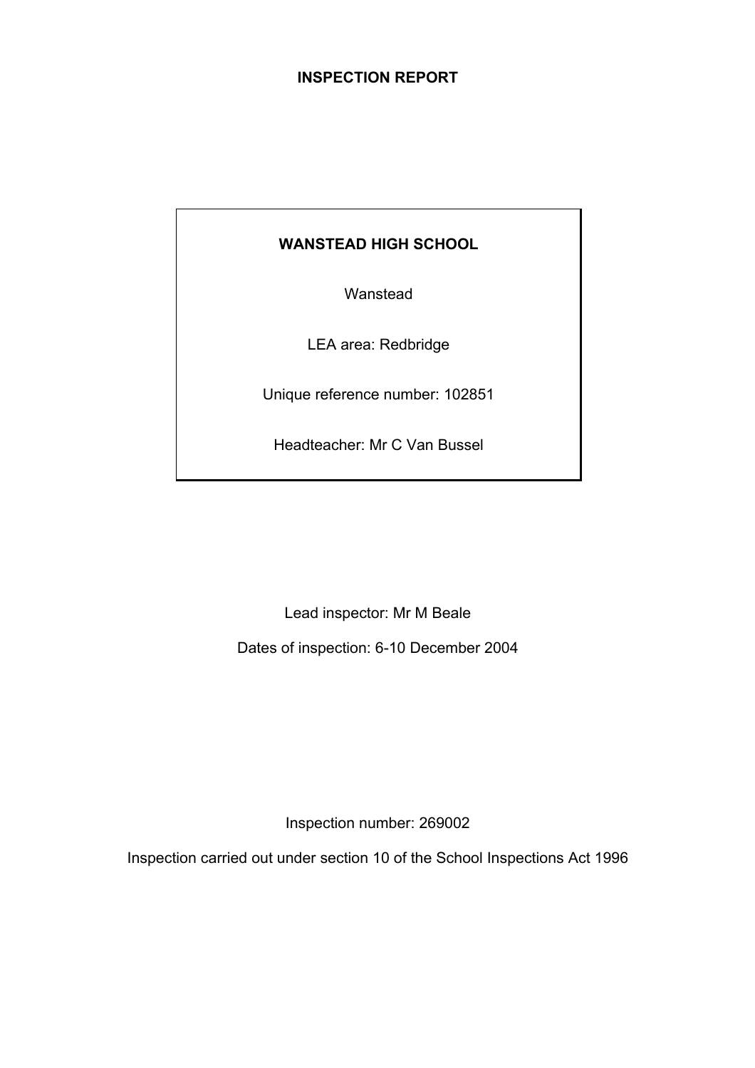# INSPECTION REPORT

## WANSTEAD HIGH SCHOOL

Wanstead

LEA area: Redbridge

Unique reference number: 102851

Headteacher: Mr C Van Bussel

Lead inspector: Mr M Beale

Dates of inspection: 6-10 December 2004

Inspection number: 269002

Inspection carried out under section 10 of the School Inspections Act 1996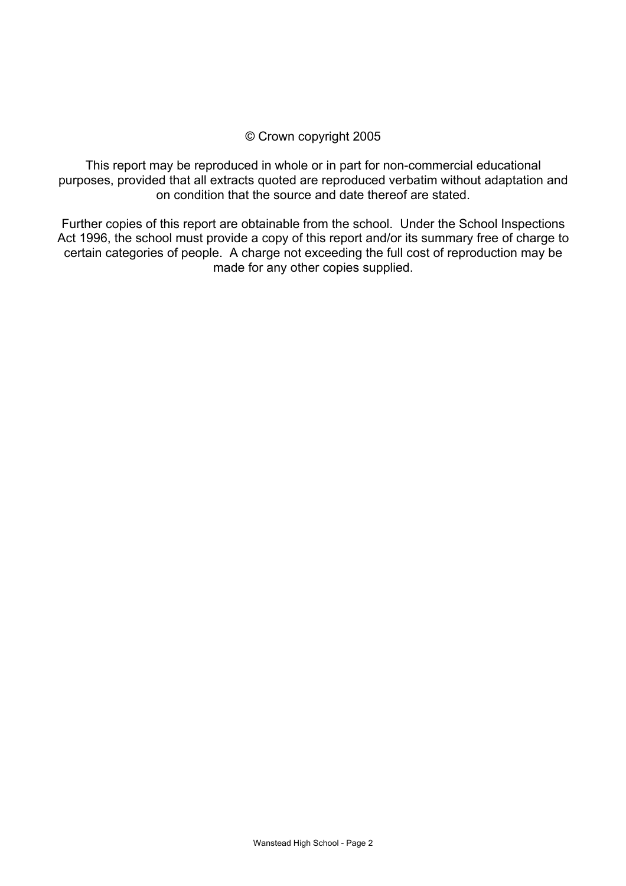© Crown copyright 2005

This report may be reproduced in whole or in part for non-commercial educational purposes, provided that all extracts quoted are reproduced verbatim without adaptation and on condition that the source and date thereof are stated.

Further copies of this report are obtainable from the school. Under the School Inspections Act 1996, the school must provide a copy of this report and/or its summary free of charge to certain categories of people. A charge not exceeding the full cost of reproduction may be made for any other copies supplied.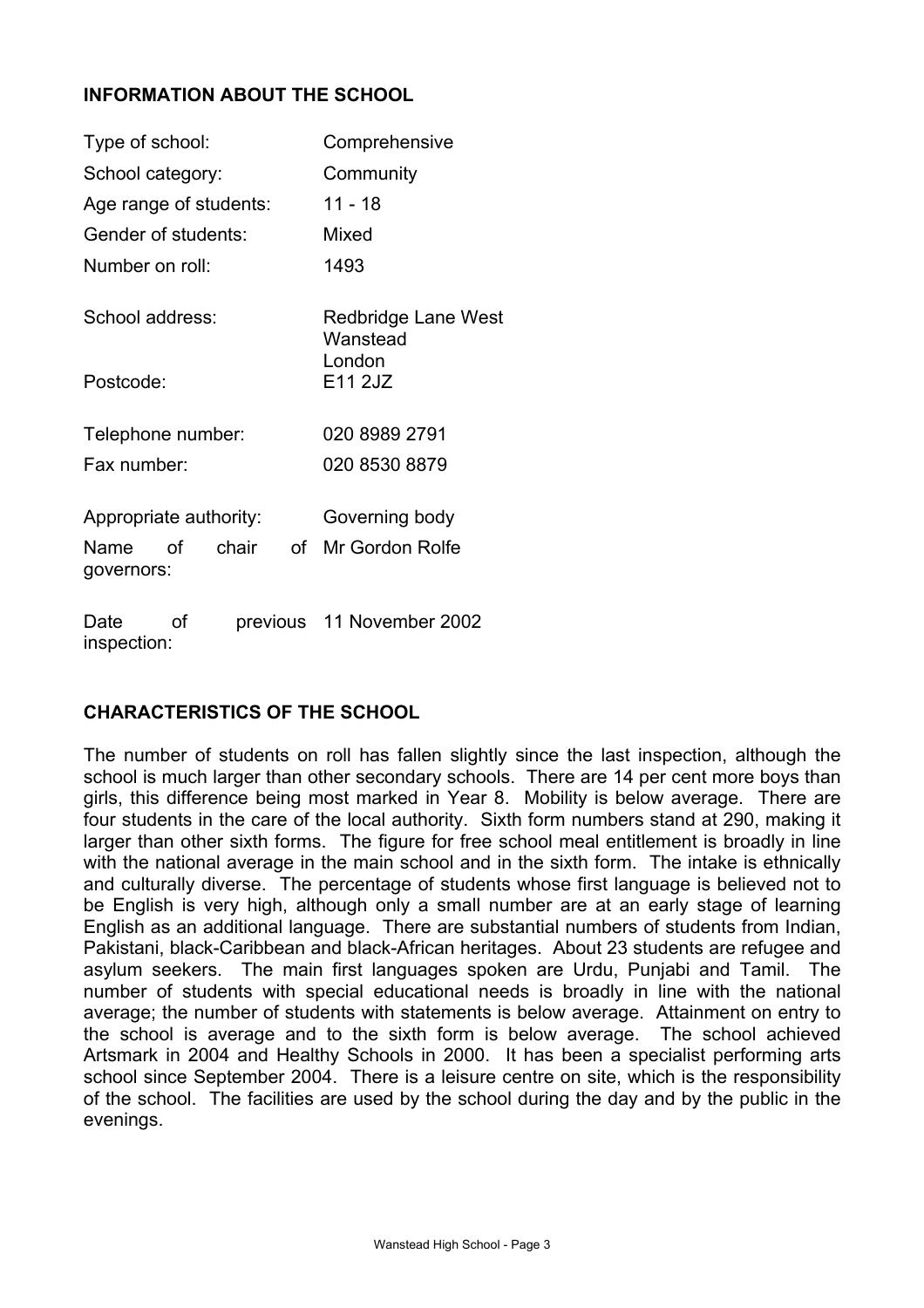## INFORMATION ABOUT THE SCHOOL

| | |
|---|---|
| Type of school: | Comprehensive |
| School category: | Community |
| Age range of students: | 11 - 18 |
| Gender of students: | Mixed |
| Number on roll: | 1493 |
| School address: | Redbridge Lane West<br>Wanstead<br>London |
| Postcode: | E11 2JZ |
| Telephone number: | 020 8989 2791 |
| Fax number: | 020 8530 8879 |
| Appropriate authority: | Governing body |
| Name of chair of governors: | Mr Gordon Rolfe |
| Date of previous inspection: | 11 November 2002 |

## CHARACTERISTICS OF THE SCHOOL

The number of students on roll has fallen slightly since the last inspection, although the school is much larger than other secondary schools. There are 14 per cent more boys than girls, this difference being most marked in Year 8. Mobility is below average. There are four students in the care of the local authority. Sixth form numbers stand at 290, making it larger than other sixth forms. The figure for free school meal entitlement is broadly in line with the national average in the main school and in the sixth form. The intake is ethnically and culturally diverse. The percentage of students whose first language is believed not to be English is very high, although only a small number are at an early stage of learning English as an additional language. There are substantial numbers of students from Indian, Pakistani, black-Caribbean and black-African heritages. About 23 students are refugee and asylum seekers. The main first languages spoken are Urdu, Punjabi and Tamil. The number of students with special educational needs is broadly in line with the national average; the number of students with statements is below average. Attainment on entry to the school is average and to the sixth form is below average. The school achieved Artsmark in 2004 and Healthy Schools in 2000. It has been a specialist performing arts school since September 2004. There is a leisure centre on site, which is the responsibility of the school. The facilities are used by the school during the day and by the public in the evenings.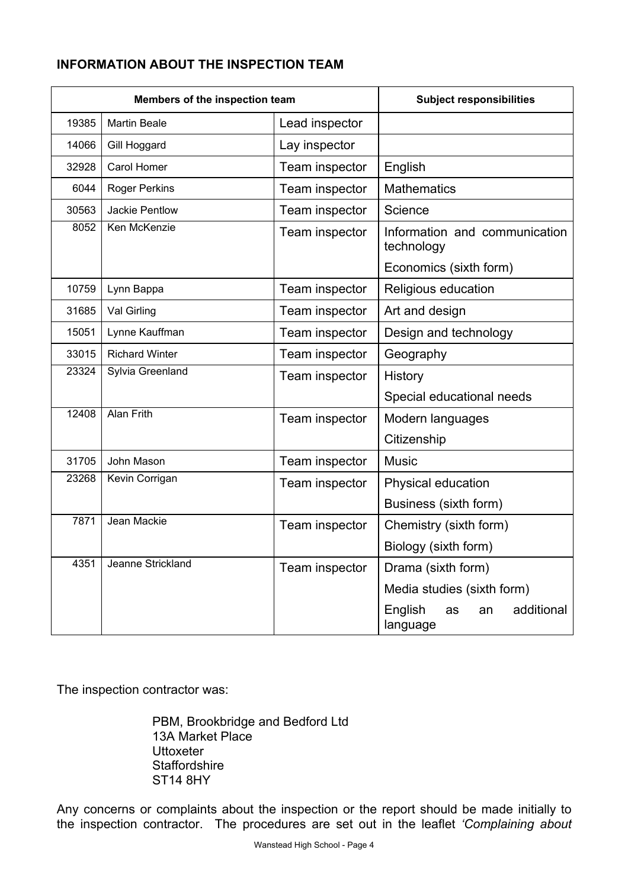## INFORMATION ABOUT THE INSPECTION TEAM

| Members of the inspection team | | | Subject responsibilities |
|---|---|---|---|
| 19385 | Martin Beale | Lead inspector | |
| 14066 | Gill Hoggard | Lay inspector | |
| 32928 | Carol Homer | Team inspector | English |
| 6044 | Roger Perkins | Team inspector | Mathematics |
| 30563 | Jackie Pentlow | Team inspector | Science |
| 8052 | Ken McKenzie | Team inspector | Information and communication technology<br>Economics (sixth form) |
| 10759 | Lynn Bappa | Team inspector | Religious education |
| 31685 | Val Girling | Team inspector | Art and design |
| 15051 | Lynne Kauffman | Team inspector | Design and technology |
| 33015 | Richard Winter | Team inspector | Geography |
| 23324 | Sylvia Greenland | Team inspector | History<br>Special educational needs |
| 12408 | Alan Frith | Team inspector | Modern languages<br>Citizenship |
| 31705 | John Mason | Team inspector | Music |
| 23268 | Kevin Corrigan | Team inspector | Physical education<br>Business (sixth form) |
| 7871 | Jean Mackie | Team inspector | Chemistry (sixth form)<br>Biology (sixth form) |
| 4351 | Jeanne Strickland | Team inspector | Drama (sixth form)<br>Media studies (sixth form)<br>English as an additional language |

The inspection contractor was:

PBM, Brookbridge and Bedford Ltd
13A Market Place
Uttoxeter
Staffordshire
ST14 8HY

Any concerns or complaints about the inspection or the report should be made initially to the inspection contractor. The procedures are set out in the leaflet *'Complaining about*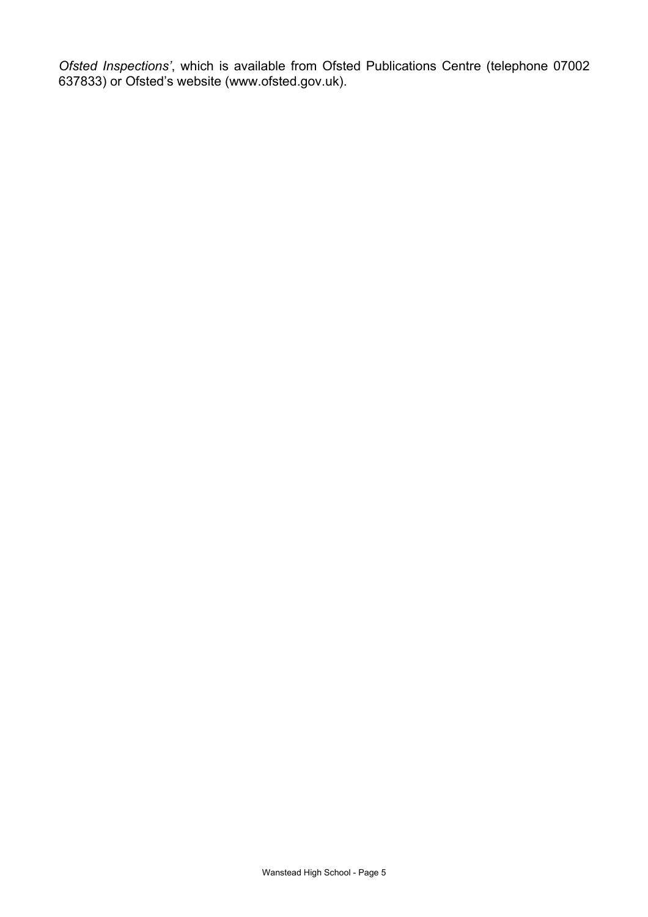*Ofsted Inspections'*, which is available from Ofsted Publications Centre (telephone 07002 637833) or Ofsted's website (www.ofsted.gov.uk).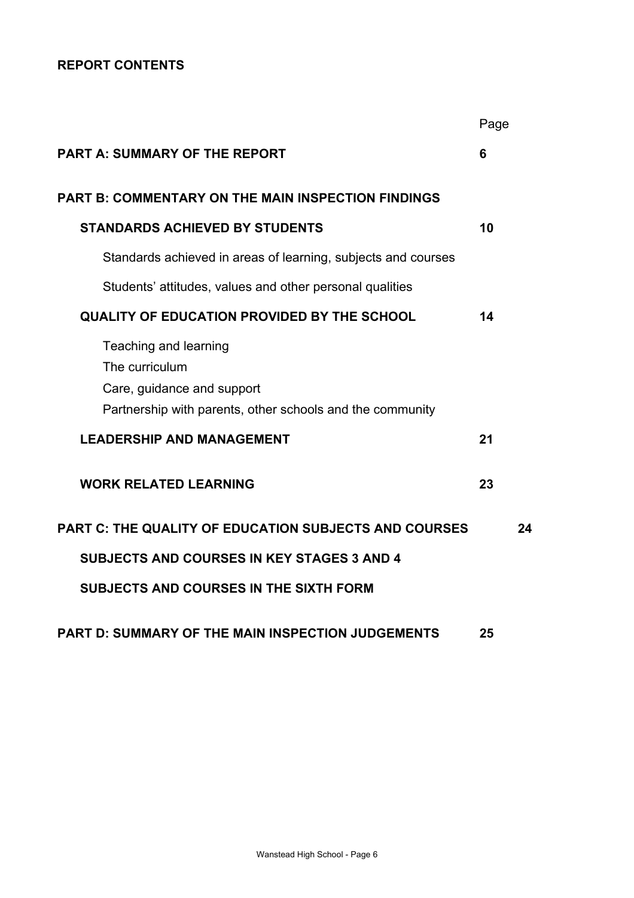**REPORT CONTENTS**

| | Page |
|---|---|
| **PART A: SUMMARY OF THE REPORT** | **6** |
| **PART B: COMMENTARY ON THE MAIN INSPECTION FINDINGS** | |
| **STANDARDS ACHIEVED BY STUDENTS** | **10** |
| Standards achieved in areas of learning, subjects and courses | |
| Students' attitudes, values and other personal qualities | |
| **QUALITY OF EDUCATION PROVIDED BY THE SCHOOL** | **14** |
| Teaching and learning<br>The curriculum<br>Care, guidance and support<br>Partnership with parents, other schools and the community | |
| **LEADERSHIP AND MANAGEMENT** | **21** |
| **WORK RELATED LEARNING** | **23** |
| **PART C: THE QUALITY OF EDUCATION SUBJECTS AND COURSES** | **24** |
| **SUBJECTS AND COURSES IN KEY STAGES 3 AND 4** | |
| **SUBJECTS AND COURSES IN THE SIXTH FORM** | |
| **PART D: SUMMARY OF THE MAIN INSPECTION JUDGEMENTS** | **25** |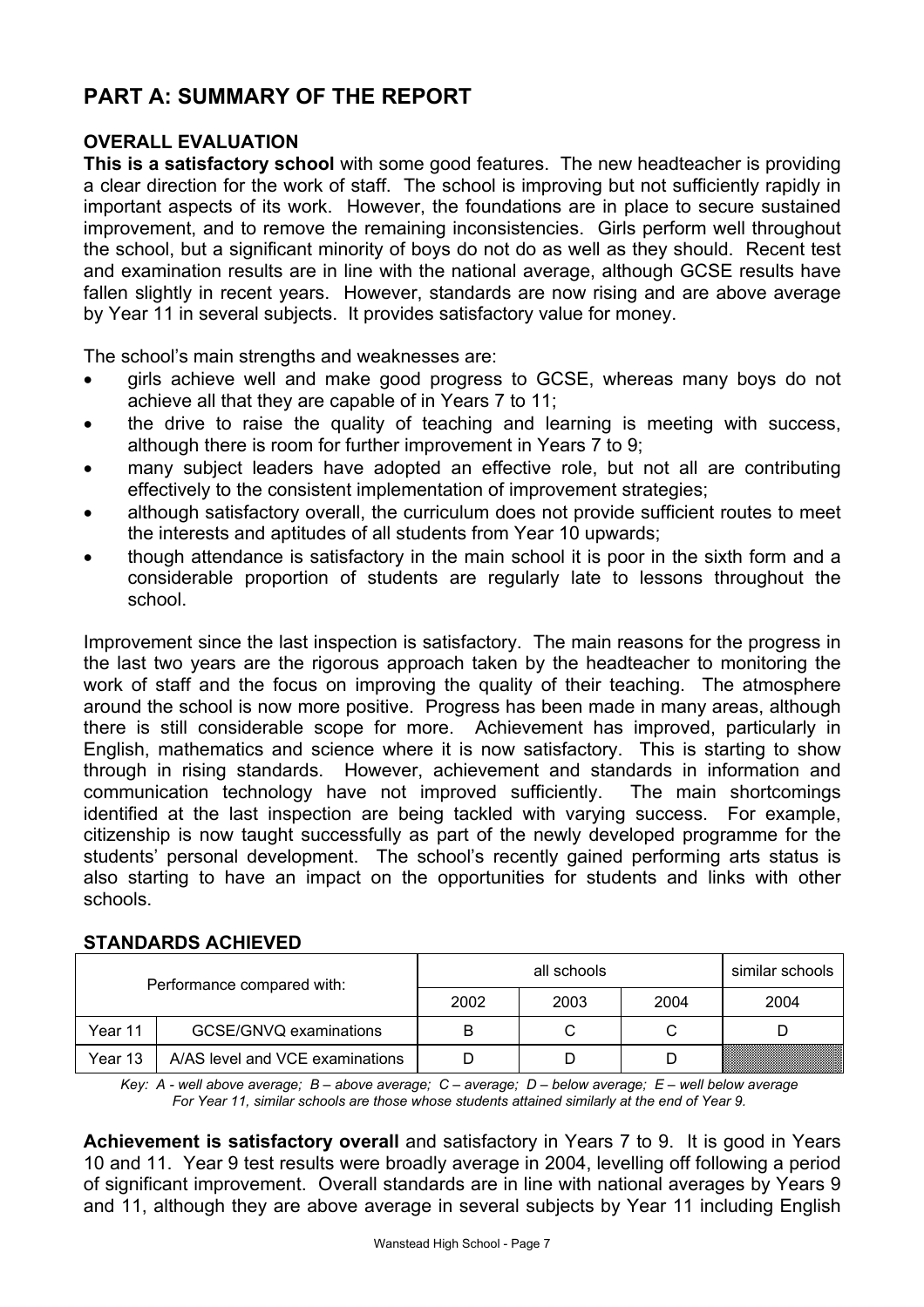# PART A: SUMMARY OF THE REPORT

### OVERALL EVALUATION

**This is a satisfactory school** with some good features. The new headteacher is providing a clear direction for the work of staff. The school is improving but not sufficiently rapidly in important aspects of its work. However, the foundations are in place to secure sustained improvement, and to remove the remaining inconsistencies. Girls perform well throughout the school, but a significant minority of boys do not do as well as they should. Recent test and examination results are in line with the national average, although GCSE results have fallen slightly in recent years. However, standards are now rising and are above average by Year 11 in several subjects. It provides satisfactory value for money.

The school's main strengths and weaknesses are:

- girls achieve well and make good progress to GCSE, whereas many boys do not achieve all that they are capable of in Years 7 to 11;
- the drive to raise the quality of teaching and learning is meeting with success, although there is room for further improvement in Years 7 to 9;
- many subject leaders have adopted an effective role, but not all are contributing effectively to the consistent implementation of improvement strategies;
- although satisfactory overall, the curriculum does not provide sufficient routes to meet the interests and aptitudes of all students from Year 10 upwards;
- though attendance is satisfactory in the main school it is poor in the sixth form and a considerable proportion of students are regularly late to lessons throughout the school.

Improvement since the last inspection is satisfactory. The main reasons for the progress in the last two years are the rigorous approach taken by the headteacher to monitoring the work of staff and the focus on improving the quality of their teaching. The atmosphere around the school is now more positive. Progress has been made in many areas, although there is still considerable scope for more. Achievement has improved, particularly in English, mathematics and science where it is now satisfactory. This is starting to show through in rising standards. However, achievement and standards in information and communication technology have not improved sufficiently. The main shortcomings identified at the last inspection are being tackled with varying success. For example, citizenship is now taught successfully as part of the newly developed programme for the students' personal development. The school's recently gained performing arts status is also starting to have an impact on the opportunities for students and links with other schools.

### STANDARDS ACHIEVED

| Performance compared with: | | all schools | | | similar schools |
|---|---|---|---|---|---|
| | | 2002 | 2003 | 2004 | 2004 |
| Year 11 | GCSE/GNVQ examinations | B | C | C | D |
| Year 13 | A/AS level and VCE examinations | D | D | D | |

*Key: A - well above average; B – above average; C – average; D – below average; E – well below average*
*For Year 11, similar schools are those whose students attained similarly at the end of Year 9.*

**Achievement is satisfactory overall** and satisfactory in Years 7 to 9. It is good in Years 10 and 11. Year 9 test results were broadly average in 2004, levelling off following a period of significant improvement. Overall standards are in line with national averages by Years 9 and 11, although they are above average in several subjects by Year 11 including English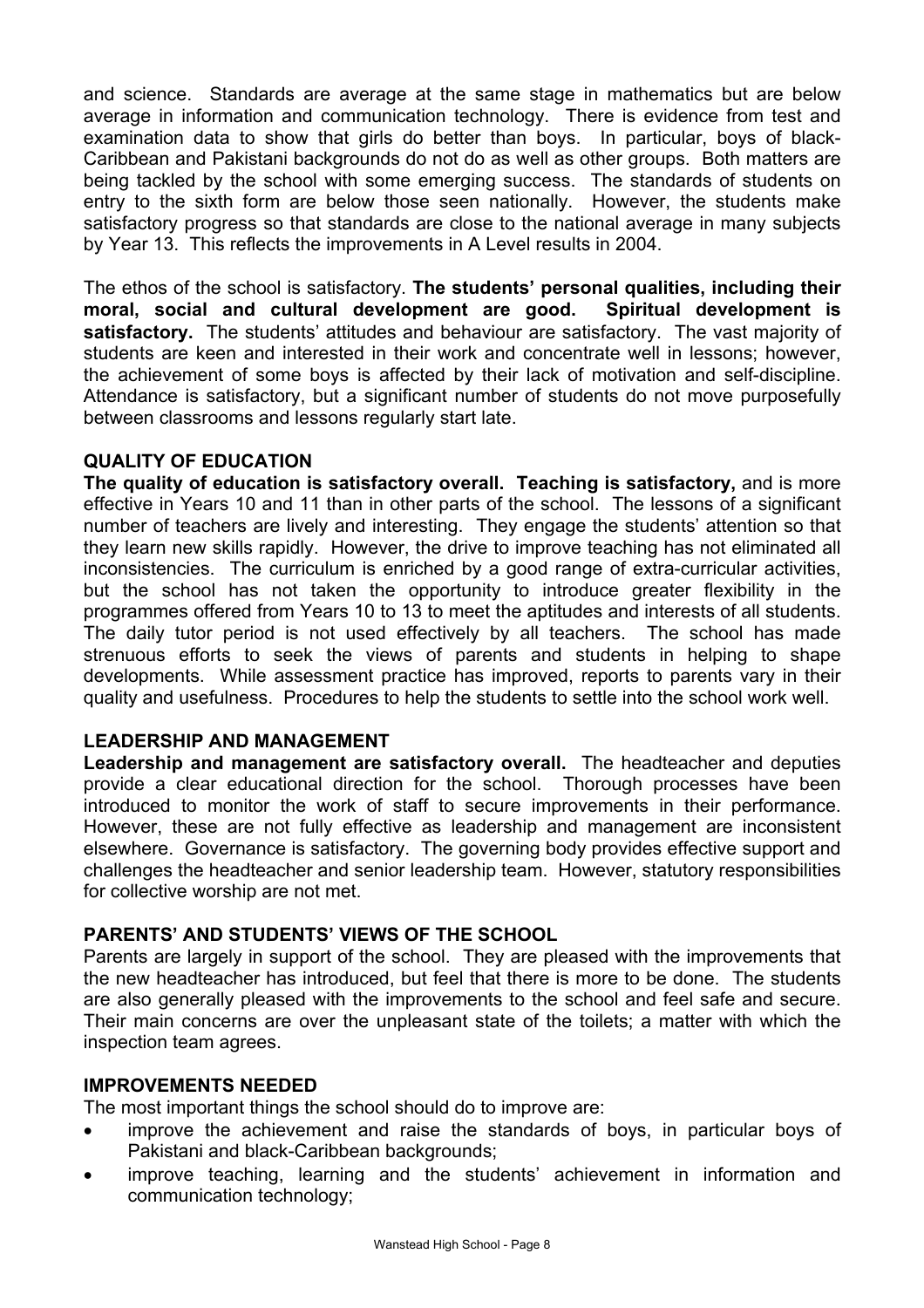and science. Standards are average at the same stage in mathematics but are below average in information and communication technology. There is evidence from test and examination data to show that girls do better than boys. In particular, boys of black-Caribbean and Pakistani backgrounds do not do as well as other groups. Both matters are being tackled by the school with some emerging success. The standards of students on entry to the sixth form are below those seen nationally. However, the students make satisfactory progress so that standards are close to the national average in many subjects by Year 13. This reflects the improvements in A Level results in 2004.

The ethos of the school is satisfactory. **The students' personal qualities, including their moral, social and cultural development are good. Spiritual development is satisfactory.** The students' attitudes and behaviour are satisfactory. The vast majority of students are keen and interested in their work and concentrate well in lessons; however, the achievement of some boys is affected by their lack of motivation and self-discipline. Attendance is satisfactory, but a significant number of students do not move purposefully between classrooms and lessons regularly start late.

## QUALITY OF EDUCATION

**The quality of education is satisfactory overall. Teaching is satisfactory,** and is more effective in Years 10 and 11 than in other parts of the school. The lessons of a significant number of teachers are lively and interesting. They engage the students' attention so that they learn new skills rapidly. However, the drive to improve teaching has not eliminated all inconsistencies. The curriculum is enriched by a good range of extra-curricular activities, but the school has not taken the opportunity to introduce greater flexibility in the programmes offered from Years 10 to 13 to meet the aptitudes and interests of all students. The daily tutor period is not used effectively by all teachers. The school has made strenuous efforts to seek the views of parents and students in helping to shape developments. While assessment practice has improved, reports to parents vary in their quality and usefulness. Procedures to help the students to settle into the school work well.

## LEADERSHIP AND MANAGEMENT

**Leadership and management are satisfactory overall.** The headteacher and deputies provide a clear educational direction for the school. Thorough processes have been introduced to monitor the work of staff to secure improvements in their performance. However, these are not fully effective as leadership and management are inconsistent elsewhere. Governance is satisfactory. The governing body provides effective support and challenges the headteacher and senior leadership team. However, statutory responsibilities for collective worship are not met.

## PARENTS' AND STUDENTS' VIEWS OF THE SCHOOL

Parents are largely in support of the school. They are pleased with the improvements that the new headteacher has introduced, but feel that there is more to be done. The students are also generally pleased with the improvements to the school and feel safe and secure. Their main concerns are over the unpleasant state of the toilets; a matter with which the inspection team agrees.

## IMPROVEMENTS NEEDED

The most important things the school should do to improve are:

- improve the achievement and raise the standards of boys, in particular boys of Pakistani and black-Caribbean backgrounds;
- improve teaching, learning and the students' achievement in information and communication technology;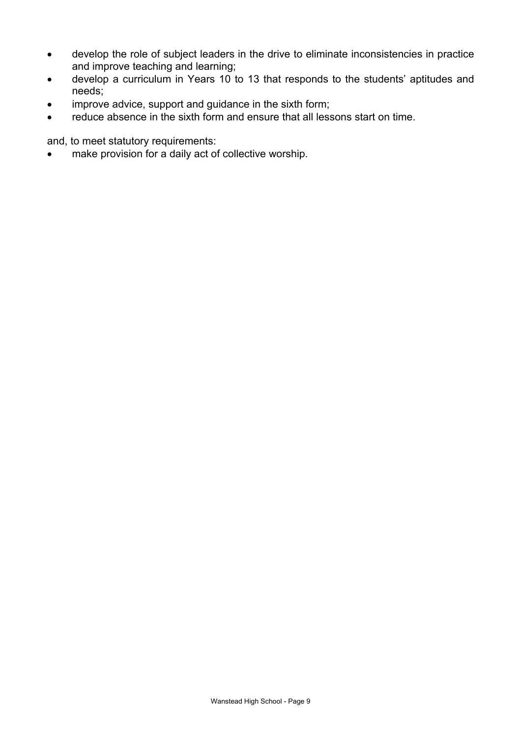- develop the role of subject leaders in the drive to eliminate inconsistencies in practice and improve teaching and learning;
- develop a curriculum in Years 10 to 13 that responds to the students' aptitudes and needs;
- improve advice, support and guidance in the sixth form;
- reduce absence in the sixth form and ensure that all lessons start on time.

and, to meet statutory requirements:

- make provision for a daily act of collective worship.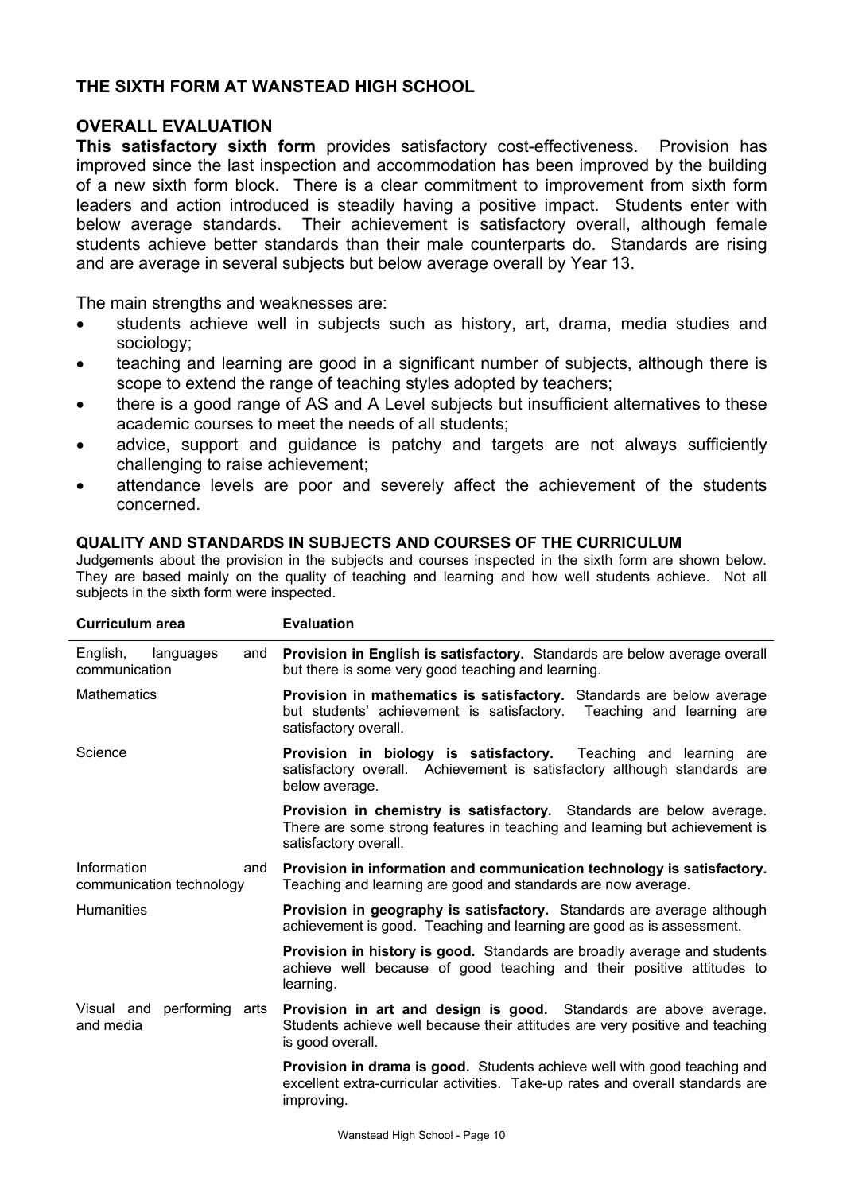## THE SIXTH FORM AT WANSTEAD HIGH SCHOOL

### OVERALL EVALUATION

**This satisfactory sixth form** provides satisfactory cost-effectiveness. Provision has improved since the last inspection and accommodation has been improved by the building of a new sixth form block. There is a clear commitment to improvement from sixth form leaders and action introduced is steadily having a positive impact. Students enter with below average standards. Their achievement is satisfactory overall, although female students achieve better standards than their male counterparts do. Standards are rising and are average in several subjects but below average overall by Year 13.

The main strengths and weaknesses are:

- students achieve well in subjects such as history, art, drama, media studies and sociology;
- teaching and learning are good in a significant number of subjects, although there is scope to extend the range of teaching styles adopted by teachers;
- there is a good range of AS and A Level subjects but insufficient alternatives to these academic courses to meet the needs of all students;
- advice, support and guidance is patchy and targets are not always sufficiently challenging to raise achievement;
- attendance levels are poor and severely affect the achievement of the students concerned.

### QUALITY AND STANDARDS IN SUBJECTS AND COURSES OF THE CURRICULUM

Judgements about the provision in the subjects and courses inspected in the sixth form are shown below. They are based mainly on the quality of teaching and learning and how well students achieve. Not all subjects in the sixth form were inspected.

| Curriculum area | Evaluation |
|---|---|
| English, languages and communication | **Provision in English is satisfactory.** Standards are below average overall but there is some very good teaching and learning. |
| Mathematics | **Provision in mathematics is satisfactory.** Standards are below average but students' achievement is satisfactory. Teaching and learning are satisfactory overall. |
| Science | **Provision in biology is satisfactory.** Teaching and learning are satisfactory overall. Achievement is satisfactory although standards are below average. |
| | **Provision in chemistry is satisfactory.** Standards are below average. There are some strong features in teaching and learning but achievement is satisfactory overall. |
| Information and communication technology | **Provision in information and communication technology is satisfactory.** Teaching and learning are good and standards are now average. |
| Humanities | **Provision in geography is satisfactory.** Standards are average although achievement is good. Teaching and learning are good as is assessment. |
| | **Provision in history is good.** Standards are broadly average and students achieve well because of good teaching and their positive attitudes to learning. |
| Visual and performing arts and media | **Provision in art and design is good.** Standards are above average. Students achieve well because their attitudes are very positive and teaching is good overall. |
| | **Provision in drama is good.** Students achieve well with good teaching and excellent extra-curricular activities. Take-up rates and overall standards are improving. |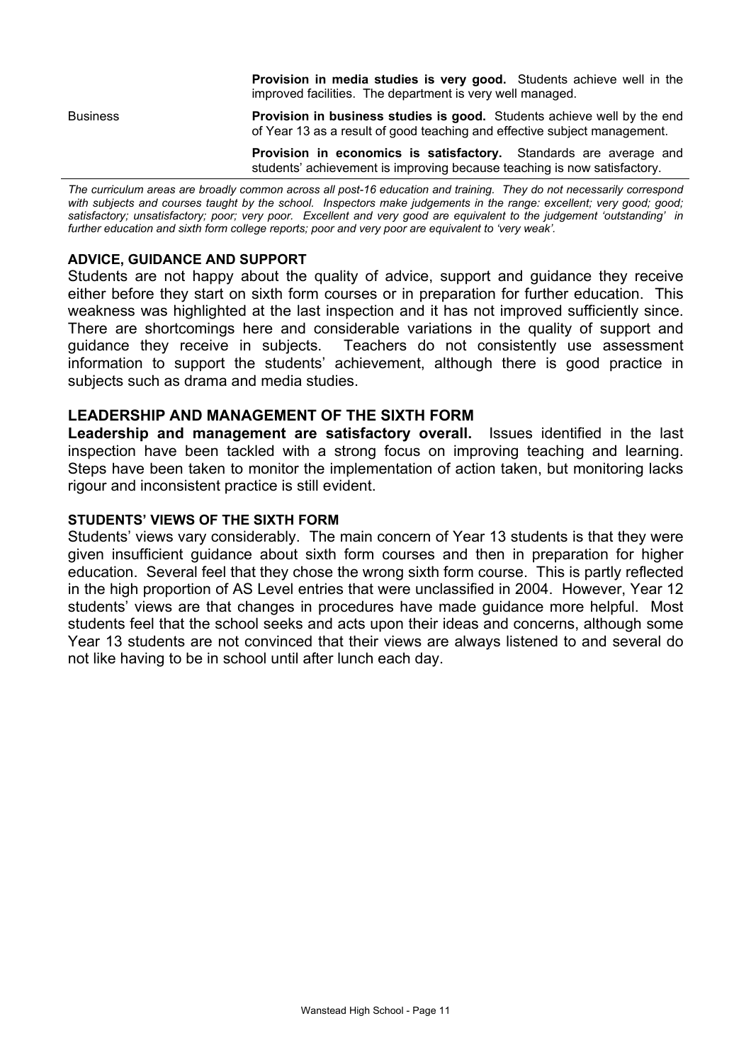| | |
|---|---|
| | **Provision in media studies is very good.** Students achieve well in the improved facilities. The department is very well managed. |
| Business | **Provision in business studies is good.** Students achieve well by the end of Year 13 as a result of good teaching and effective subject management. |
| | **Provision in economics is satisfactory.** Standards are average and students' achievement is improving because teaching is now satisfactory. |

*The curriculum areas are broadly common across all post-16 education and training. They do not necessarily correspond with subjects and courses taught by the school. Inspectors make judgements in the range: excellent; very good; good; satisfactory; unsatisfactory; poor; very poor. Excellent and very good are equivalent to the judgement 'outstanding' in further education and sixth form college reports; poor and very poor are equivalent to 'very weak'.*

### ADVICE, GUIDANCE AND SUPPORT

Students are not happy about the quality of advice, support and guidance they receive either before they start on sixth form courses or in preparation for further education. This weakness was highlighted at the last inspection and it has not improved sufficiently since. There are shortcomings here and considerable variations in the quality of support and guidance they receive in subjects. Teachers do not consistently use assessment information to support the students' achievement, although there is good practice in subjects such as drama and media studies.

## LEADERSHIP AND MANAGEMENT OF THE SIXTH FORM

**Leadership and management are satisfactory overall.** Issues identified in the last inspection have been tackled with a strong focus on improving teaching and learning. Steps have been taken to monitor the implementation of action taken, but monitoring lacks rigour and inconsistent practice is still evident.

### STUDENTS' VIEWS OF THE SIXTH FORM

Students' views vary considerably. The main concern of Year 13 students is that they were given insufficient guidance about sixth form courses and then in preparation for higher education. Several feel that they chose the wrong sixth form course. This is partly reflected in the high proportion of AS Level entries that were unclassified in 2004. However, Year 12 students' views are that changes in procedures have made guidance more helpful. Most students feel that the school seeks and acts upon their ideas and concerns, although some Year 13 students are not convinced that their views are always listened to and several do not like having to be in school until after lunch each day.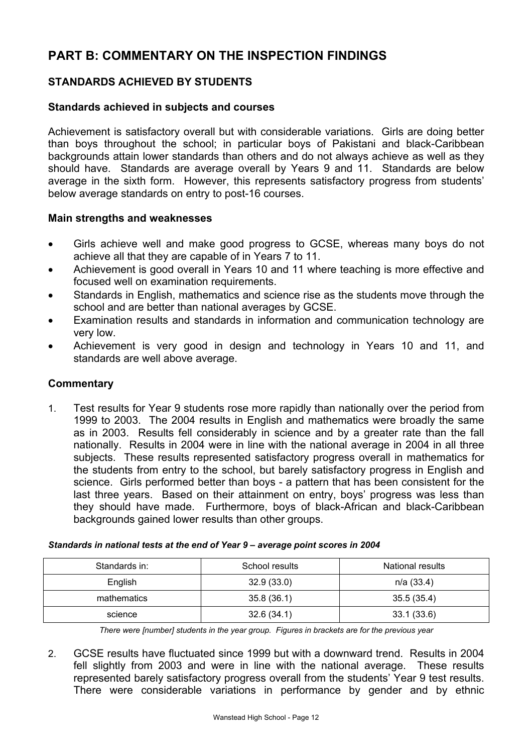# PART B: COMMENTARY ON THE INSPECTION FINDINGS

## STANDARDS ACHIEVED BY STUDENTS

### Standards achieved in subjects and courses

Achievement is satisfactory overall but with considerable variations. Girls are doing better than boys throughout the school; in particular boys of Pakistani and black-Caribbean backgrounds attain lower standards than others and do not always achieve as well as they should have. Standards are average overall by Years 9 and 11. Standards are below average in the sixth form. However, this represents satisfactory progress from students' below average standards on entry to post-16 courses.

### Main strengths and weaknesses

- Girls achieve well and make good progress to GCSE, whereas many boys do not achieve all that they are capable of in Years 7 to 11.
- Achievement is good overall in Years 10 and 11 where teaching is more effective and focused well on examination requirements.
- Standards in English, mathematics and science rise as the students move through the school and are better than national averages by GCSE.
- Examination results and standards in information and communication technology are very low.
- Achievement is very good in design and technology in Years 10 and 11, and standards are well above average.

### Commentary

1. Test results for Year 9 students rose more rapidly than nationally over the period from 1999 to 2003. The 2004 results in English and mathematics were broadly the same as in 2003. Results fell considerably in science and by a greater rate than the fall nationally. Results in 2004 were in line with the national average in 2004 in all three subjects. These results represented satisfactory progress overall in mathematics for the students from entry to the school, but barely satisfactory progress in English and science. Girls performed better than boys - a pattern that has been consistent for the last three years. Based on their attainment on entry, boys' progress was less than they should have made. Furthermore, boys of black-African and black-Caribbean backgrounds gained lower results than other groups.

***Standards in national tests at the end of Year 9 – average point scores in 2004***

| Standards in: | School results | National results |
|---|---|---|
| English | 32.9 (33.0) | n/a (33.4) |
| mathematics | 35.8 (36.1) | 35.5 (35.4) |
| science | 32.6 (34.1) | 33.1 (33.6) |

*There were [number] students in the year group. Figures in brackets are for the previous year*

2. GCSE results have fluctuated since 1999 but with a downward trend. Results in 2004 fell slightly from 2003 and were in line with the national average. These results represented barely satisfactory progress overall from the students' Year 9 test results. There were considerable variations in performance by gender and by ethnic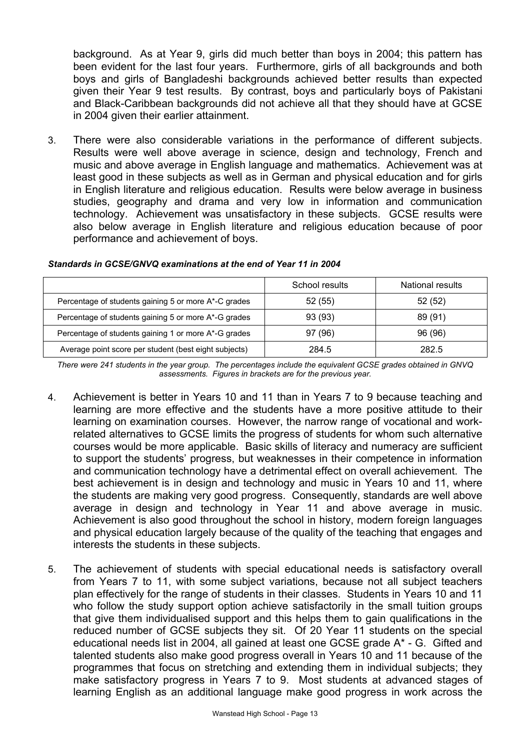background. As at Year 9, girls did much better than boys in 2004; this pattern has been evident for the last four years. Furthermore, girls of all backgrounds and both boys and girls of Bangladeshi backgrounds achieved better results than expected given their Year 9 test results. By contrast, boys and particularly boys of Pakistani and Black-Caribbean backgrounds did not achieve all that they should have at GCSE in 2004 given their earlier attainment.

3. There were also considerable variations in the performance of different subjects. Results were well above average in science, design and technology, French and music and above average in English language and mathematics. Achievement was at least good in these subjects as well as in German and physical education and for girls in English literature and religious education. Results were below average in business studies, geography and drama and very low in information and communication technology. Achievement was unsatisfactory in these subjects. GCSE results were also below average in English literature and religious education because of poor performance and achievement of boys.

***Standards in GCSE/GNVQ examinations at the end of Year 11 in 2004***

| | School results | National results |
|---|---|---|
| Percentage of students gaining 5 or more A*-C grades | 52 (55) | 52 (52) |
| Percentage of students gaining 5 or more A*-G grades | 93 (93) | 89 (91) |
| Percentage of students gaining 1 or more A*-G grades | 97 (96) | 96 (96) |
| Average point score per student (best eight subjects) | 284.5 | 282.5 |

*There were 241 students in the year group. The percentages include the equivalent GCSE grades obtained in GNVQ assessments. Figures in brackets are for the previous year.*

4. Achievement is better in Years 10 and 11 than in Years 7 to 9 because teaching and learning are more effective and the students have a more positive attitude to their learning on examination courses. However, the narrow range of vocational and work-related alternatives to GCSE limits the progress of students for whom such alternative courses would be more applicable. Basic skills of literacy and numeracy are sufficient to support the students' progress, but weaknesses in their competence in information and communication technology have a detrimental effect on overall achievement. The best achievement is in design and technology and music in Years 10 and 11, where the students are making very good progress. Consequently, standards are well above average in design and technology in Year 11 and above average in music. Achievement is also good throughout the school in history, modern foreign languages and physical education largely because of the quality of the teaching that engages and interests the students in these subjects.

5. The achievement of students with special educational needs is satisfactory overall from Years 7 to 11, with some subject variations, because not all subject teachers plan effectively for the range of students in their classes. Students in Years 10 and 11 who follow the study support option achieve satisfactorily in the small tuition groups that give them individualised support and this helps them to gain qualifications in the reduced number of GCSE subjects they sit. Of 20 Year 11 students on the special educational needs list in 2004, all gained at least one GCSE grade A* - G. Gifted and talented students also make good progress overall in Years 10 and 11 because of the programmes that focus on stretching and extending them in individual subjects; they make satisfactory progress in Years 7 to 9. Most students at advanced stages of learning English as an additional language make good progress in work across the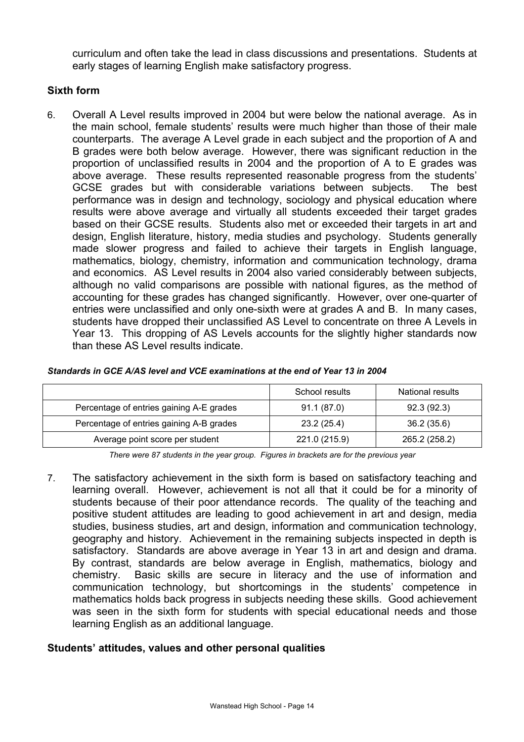curriculum and often take the lead in class discussions and presentations. Students at early stages of learning English make satisfactory progress.

### Sixth form

6. Overall A Level results improved in 2004 but were below the national average. As in the main school, female students' results were much higher than those of their male counterparts. The average A Level grade in each subject and the proportion of A and B grades were both below average. However, there was significant reduction in the proportion of unclassified results in 2004 and the proportion of A to E grades was above average. These results represented reasonable progress from the students' GCSE grades but with considerable variations between subjects. The best performance was in design and technology, sociology and physical education where results were above average and virtually all students exceeded their target grades based on their GCSE results. Students also met or exceeded their targets in art and design, English literature, history, media studies and psychology. Students generally made slower progress and failed to achieve their targets in English language, mathematics, biology, chemistry, information and communication technology, drama and economics. AS Level results in 2004 also varied considerably between subjects, although no valid comparisons are possible with national figures, as the method of accounting for these grades has changed significantly. However, over one-quarter of entries were unclassified and only one-sixth were at grades A and B. In many cases, students have dropped their unclassified AS Level to concentrate on three A Levels in Year 13. This dropping of AS Levels accounts for the slightly higher standards now than these AS Level results indicate.

***Standards in GCE A/AS level and VCE examinations at the end of Year 13 in 2004***

| | School results | National results |
|---|---|---|
| Percentage of entries gaining A-E grades | 91.1 (87.0) | 92.3 (92.3) |
| Percentage of entries gaining A-B grades | 23.2 (25.4) | 36.2 (35.6) |
| Average point score per student | 221.0 (215.9) | 265.2 (258.2) |

*There were 87 students in the year group. Figures in brackets are for the previous year*

7. The satisfactory achievement in the sixth form is based on satisfactory teaching and learning overall. However, achievement is not all that it could be for a minority of students because of their poor attendance records. The quality of the teaching and positive student attitudes are leading to good achievement in art and design, media studies, business studies, art and design, information and communication technology, geography and history. Achievement in the remaining subjects inspected in depth is satisfactory. Standards are above average in Year 13 in art and design and drama. By contrast, standards are below average in English, mathematics, biology and chemistry. Basic skills are secure in literacy and the use of information and communication technology, but shortcomings in the students' competence in mathematics holds back progress in subjects needing these skills. Good achievement was seen in the sixth form for students with special educational needs and those learning English as an additional language.

### Students' attitudes, values and other personal qualities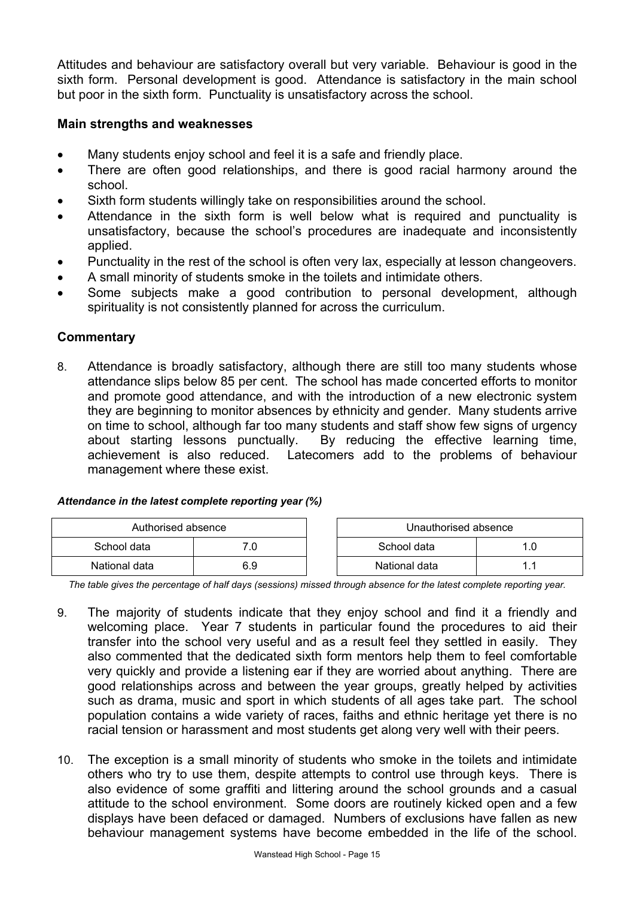Attitudes and behaviour are satisfactory overall but very variable. Behaviour is good in the sixth form. Personal development is good. Attendance is satisfactory in the main school but poor in the sixth form. Punctuality is unsatisfactory across the school.

### Main strengths and weaknesses

- Many students enjoy school and feel it is a safe and friendly place.
- There are often good relationships, and there is good racial harmony around the school.
- Sixth form students willingly take on responsibilities around the school.
- Attendance in the sixth form is well below what is required and punctuality is unsatisfactory, because the school's procedures are inadequate and inconsistently applied.
- Punctuality in the rest of the school is often very lax, especially at lesson changeovers.
- A small minority of students smoke in the toilets and intimidate others.
- Some subjects make a good contribution to personal development, although spirituality is not consistently planned for across the curriculum.

### Commentary

8. Attendance is broadly satisfactory, although there are still too many students whose attendance slips below 85 per cent. The school has made concerted efforts to monitor and promote good attendance, and with the introduction of a new electronic system they are beginning to monitor absences by ethnicity and gender. Many students arrive on time to school, although far too many students and staff show few signs of urgency about starting lessons punctually. By reducing the effective learning time, achievement is also reduced. Latecomers add to the problems of behaviour management where these exist.

***Attendance in the latest complete reporting year (%)***

| Authorised absence | |
|---|---|
| School data | 7.0 |
| National data | 6.9 |

| Unauthorised absence | |
|---|---|
| School data | 1.0 |
| National data | 1.1 |

*The table gives the percentage of half days (sessions) missed through absence for the latest complete reporting year.*

9. The majority of students indicate that they enjoy school and find it a friendly and welcoming place. Year 7 students in particular found the procedures to aid their transfer into the school very useful and as a result feel they settled in easily. They also commented that the dedicated sixth form mentors help them to feel comfortable very quickly and provide a listening ear if they are worried about anything. There are good relationships across and between the year groups, greatly helped by activities such as drama, music and sport in which students of all ages take part. The school population contains a wide variety of races, faiths and ethnic heritage yet there is no racial tension or harassment and most students get along very well with their peers.

10. The exception is a small minority of students who smoke in the toilets and intimidate others who try to use them, despite attempts to control use through keys. There is also evidence of some graffiti and littering around the school grounds and a casual attitude to the school environment. Some doors are routinely kicked open and a few displays have been defaced or damaged. Numbers of exclusions have fallen as new behaviour management systems have become embedded in the life of the school.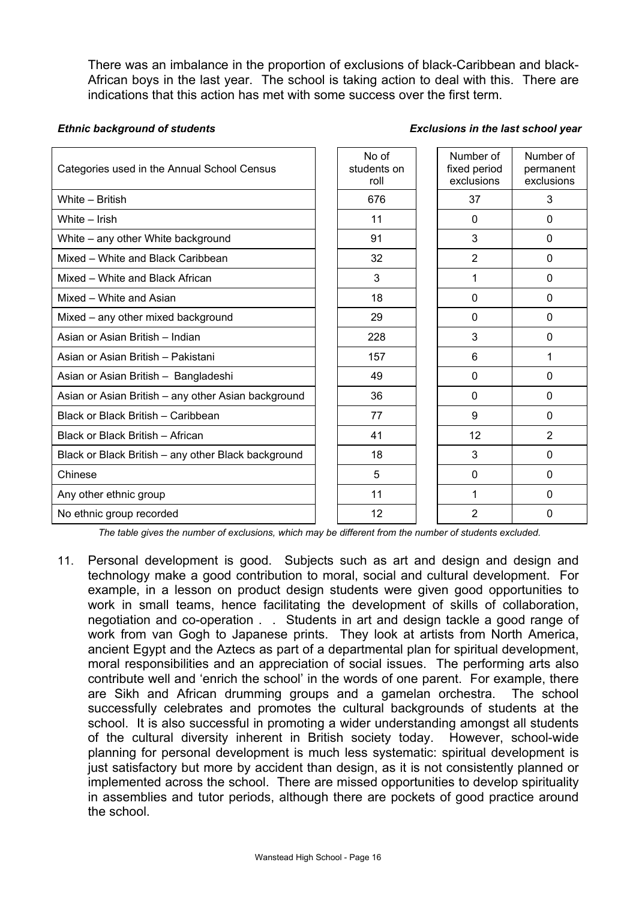There was an imbalance in the proportion of exclusions of black-Caribbean and black-African boys in the last year. The school is taking action to deal with this. There are indications that this action has met with some success over the first term.

*Ethnic background of students* *Exclusions in the last school year*

| Categories used in the Annual School Census | No of students on roll | Number of fixed period exclusions | Number of permanent exclusions |
|---|---|---|---|
| White – British | 676 | 37 | 3 |
| White – Irish | 11 | 0 | 0 |
| White – any other White background | 91 | 3 | 0 |
| Mixed – White and Black Caribbean | 32 | 2 | 0 |
| Mixed – White and Black African | 3 | 1 | 0 |
| Mixed – White and Asian | 18 | 0 | 0 |
| Mixed – any other mixed background | 29 | 0 | 0 |
| Asian or Asian British – Indian | 228 | 3 | 0 |
| Asian or Asian British – Pakistani | 157 | 6 | 1 |
| Asian or Asian British – Bangladeshi | 49 | 0 | 0 |
| Asian or Asian British – any other Asian background | 36 | 0 | 0 |
| Black or Black British – Caribbean | 77 | 9 | 0 |
| Black or Black British – African | 41 | 12 | 2 |
| Black or Black British – any other Black background | 18 | 3 | 0 |
| Chinese | 5 | 0 | 0 |
| Any other ethnic group | 11 | 1 | 0 |
| No ethnic group recorded | 12 | 2 | 0 |

*The table gives the number of exclusions, which may be different from the number of students excluded.*

11. Personal development is good. Subjects such as art and design and design and technology make a good contribution to moral, social and cultural development. For example, in a lesson on product design students were given good opportunities to work in small teams, hence facilitating the development of skills of collaboration, negotiation and co-operation . . Students in art and design tackle a good range of work from van Gogh to Japanese prints. They look at artists from North America, ancient Egypt and the Aztecs as part of a departmental plan for spiritual development, moral responsibilities and an appreciation of social issues. The performing arts also contribute well and 'enrich the school' in the words of one parent. For example, there are Sikh and African drumming groups and a gamelan orchestra. The school successfully celebrates and promotes the cultural backgrounds of students at the school. It is also successful in promoting a wider understanding amongst all students of the cultural diversity inherent in British society today. However, school-wide planning for personal development is much less systematic: spiritual development is just satisfactory but more by accident than design, as it is not consistently planned or implemented across the school. There are missed opportunities to develop spirituality in assemblies and tutor periods, although there are pockets of good practice around the school.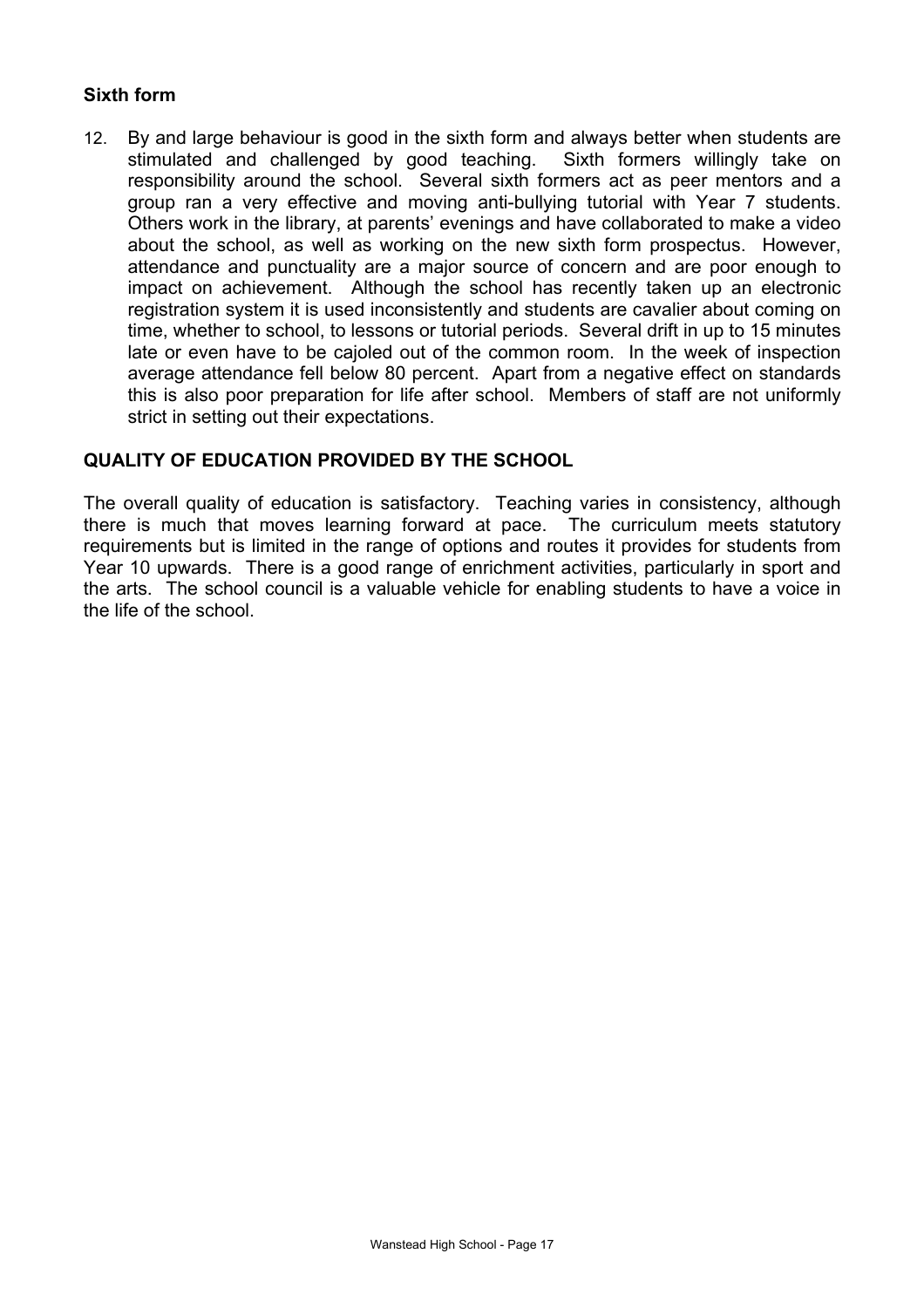### Sixth form

12. By and large behaviour is good in the sixth form and always better when students are stimulated and challenged by good teaching. Sixth formers willingly take on responsibility around the school. Several sixth formers act as peer mentors and a group ran a very effective and moving anti-bullying tutorial with Year 7 students. Others work in the library, at parents' evenings and have collaborated to make a video about the school, as well as working on the new sixth form prospectus. However, attendance and punctuality are a major source of concern and are poor enough to impact on achievement. Although the school has recently taken up an electronic registration system it is used inconsistently and students are cavalier about coming on time, whether to school, to lessons or tutorial periods. Several drift in up to 15 minutes late or even have to be cajoled out of the common room. In the week of inspection average attendance fell below 80 percent. Apart from a negative effect on standards this is also poor preparation for life after school. Members of staff are not uniformly strict in setting out their expectations.

## QUALITY OF EDUCATION PROVIDED BY THE SCHOOL

The overall quality of education is satisfactory. Teaching varies in consistency, although there is much that moves learning forward at pace. The curriculum meets statutory requirements but is limited in the range of options and routes it provides for students from Year 10 upwards. There is a good range of enrichment activities, particularly in sport and the arts. The school council is a valuable vehicle for enabling students to have a voice in the life of the school.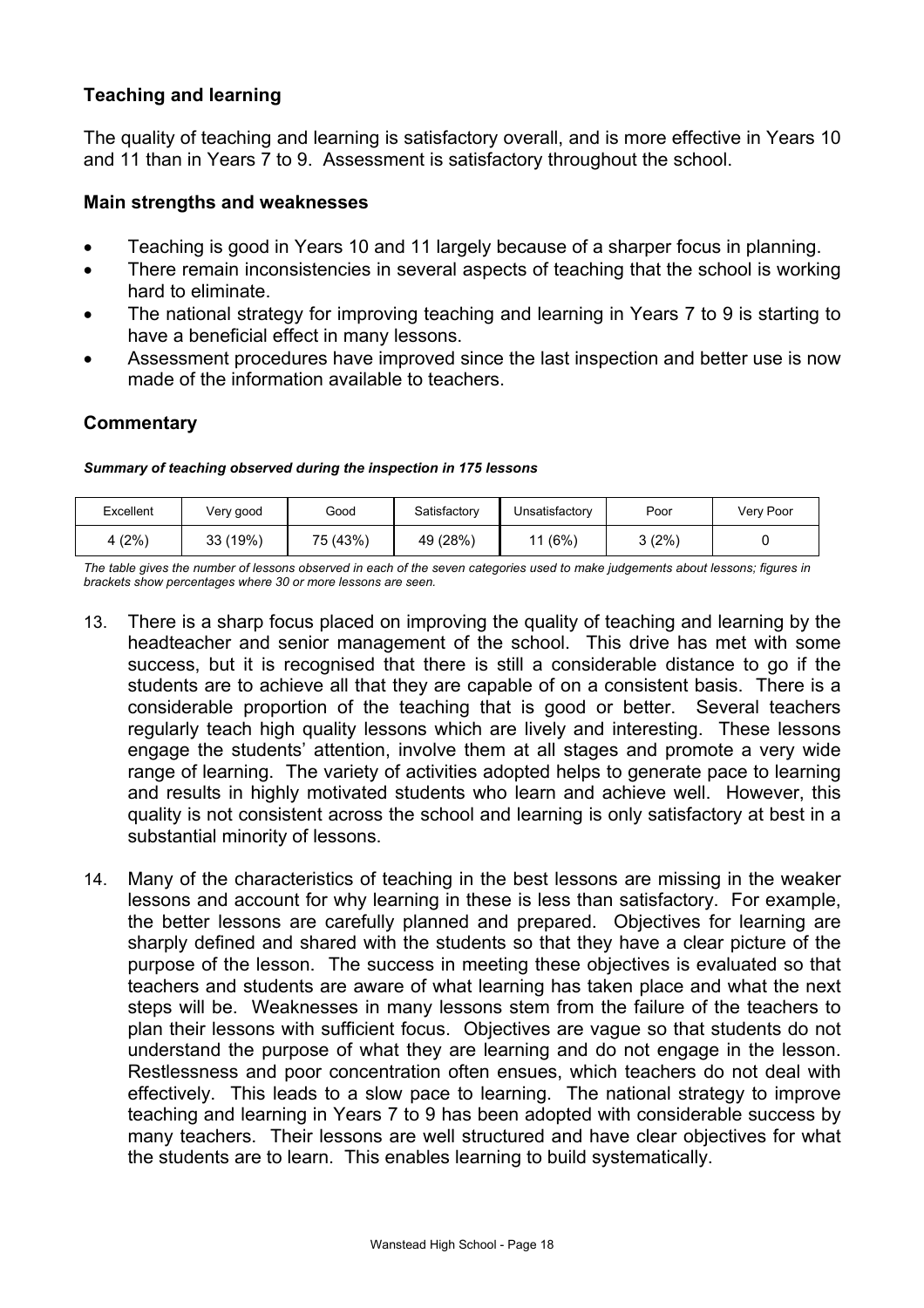## Teaching and learning

The quality of teaching and learning is satisfactory overall, and is more effective in Years 10 and 11 than in Years 7 to 9. Assessment is satisfactory throughout the school.

### Main strengths and weaknesses

- Teaching is good in Years 10 and 11 largely because of a sharper focus in planning.
- There remain inconsistencies in several aspects of teaching that the school is working hard to eliminate.
- The national strategy for improving teaching and learning in Years 7 to 9 is starting to have a beneficial effect in many lessons.
- Assessment procedures have improved since the last inspection and better use is now made of the information available to teachers.

### Commentary

***Summary of teaching observed during the inspection in 175 lessons***

| Excellent | Very good | Good | Satisfactory | Unsatisfactory | Poor | Very Poor |
|---|---|---|---|---|---|---|
| 4 (2%) | 33 (19%) | 75 (43%) | 49 (28%) | 11 (6%) | 3 (2%) | 0 |

*The table gives the number of lessons observed in each of the seven categories used to make judgements about lessons; figures in brackets show percentages where 30 or more lessons are seen.*

13. There is a sharp focus placed on improving the quality of teaching and learning by the headteacher and senior management of the school. This drive has met with some success, but it is recognised that there is still a considerable distance to go if the students are to achieve all that they are capable of on a consistent basis. There is a considerable proportion of the teaching that is good or better. Several teachers regularly teach high quality lessons which are lively and interesting. These lessons engage the students' attention, involve them at all stages and promote a very wide range of learning. The variety of activities adopted helps to generate pace to learning and results in highly motivated students who learn and achieve well. However, this quality is not consistent across the school and learning is only satisfactory at best in a substantial minority of lessons.

14. Many of the characteristics of teaching in the best lessons are missing in the weaker lessons and account for why learning in these is less than satisfactory. For example, the better lessons are carefully planned and prepared. Objectives for learning are sharply defined and shared with the students so that they have a clear picture of the purpose of the lesson. The success in meeting these objectives is evaluated so that teachers and students are aware of what learning has taken place and what the next steps will be. Weaknesses in many lessons stem from the failure of the teachers to plan their lessons with sufficient focus. Objectives are vague so that students do not understand the purpose of what they are learning and do not engage in the lesson. Restlessness and poor concentration often ensues, which teachers do not deal with effectively. This leads to a slow pace to learning. The national strategy to improve teaching and learning in Years 7 to 9 has been adopted with considerable success by many teachers. Their lessons are well structured and have clear objectives for what the students are to learn. This enables learning to build systematically.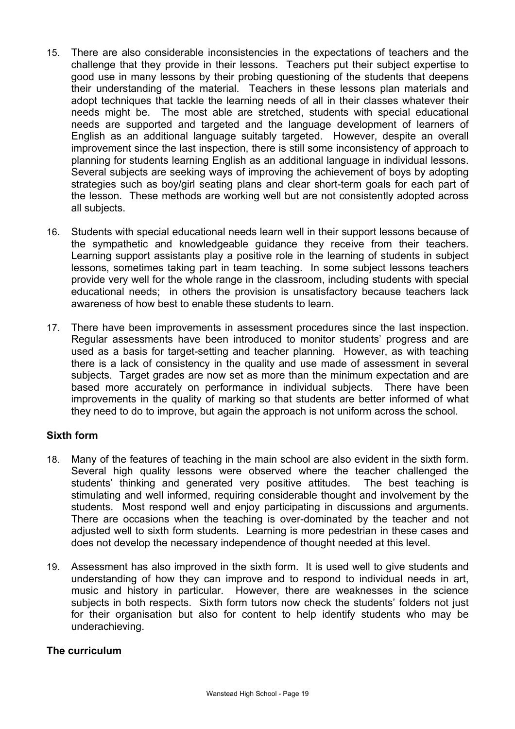15. There are also considerable inconsistencies in the expectations of teachers and the challenge that they provide in their lessons. Teachers put their subject expertise to good use in many lessons by their probing questioning of the students that deepens their understanding of the material. Teachers in these lessons plan materials and adopt techniques that tackle the learning needs of all in their classes whatever their needs might be. The most able are stretched, students with special educational needs are supported and targeted and the language development of learners of English as an additional language suitably targeted. However, despite an overall improvement since the last inspection, there is still some inconsistency of approach to planning for students learning English as an additional language in individual lessons. Several subjects are seeking ways of improving the achievement of boys by adopting strategies such as boy/girl seating plans and clear short-term goals for each part of the lesson. These methods are working well but are not consistently adopted across all subjects.

16. Students with special educational needs learn well in their support lessons because of the sympathetic and knowledgeable guidance they receive from their teachers. Learning support assistants play a positive role in the learning of students in subject lessons, sometimes taking part in team teaching. In some subject lessons teachers provide very well for the whole range in the classroom, including students with special educational needs; in others the provision is unsatisfactory because teachers lack awareness of how best to enable these students to learn.

17. There have been improvements in assessment procedures since the last inspection. Regular assessments have been introduced to monitor students' progress and are used as a basis for target-setting and teacher planning. However, as with teaching there is a lack of consistency in the quality and use made of assessment in several subjects. Target grades are now set as more than the minimum expectation and are based more accurately on performance in individual subjects. There have been improvements in the quality of marking so that students are better informed of what they need to do to improve, but again the approach is not uniform across the school.

**Sixth form**

18. Many of the features of teaching in the main school are also evident in the sixth form. Several high quality lessons were observed where the teacher challenged the students' thinking and generated very positive attitudes. The best teaching is stimulating and well informed, requiring considerable thought and involvement by the students. Most respond well and enjoy participating in discussions and arguments. There are occasions when the teaching is over-dominated by the teacher and not adjusted well to sixth form students. Learning is more pedestrian in these cases and does not develop the necessary independence of thought needed at this level.

19. Assessment has also improved in the sixth form. It is used well to give students and understanding of how they can improve and to respond to individual needs in art, music and history in particular. However, there are weaknesses in the science subjects in both respects. Sixth form tutors now check the students' folders not just for their organisation but also for content to help identify students who may be underachieving.

**The curriculum**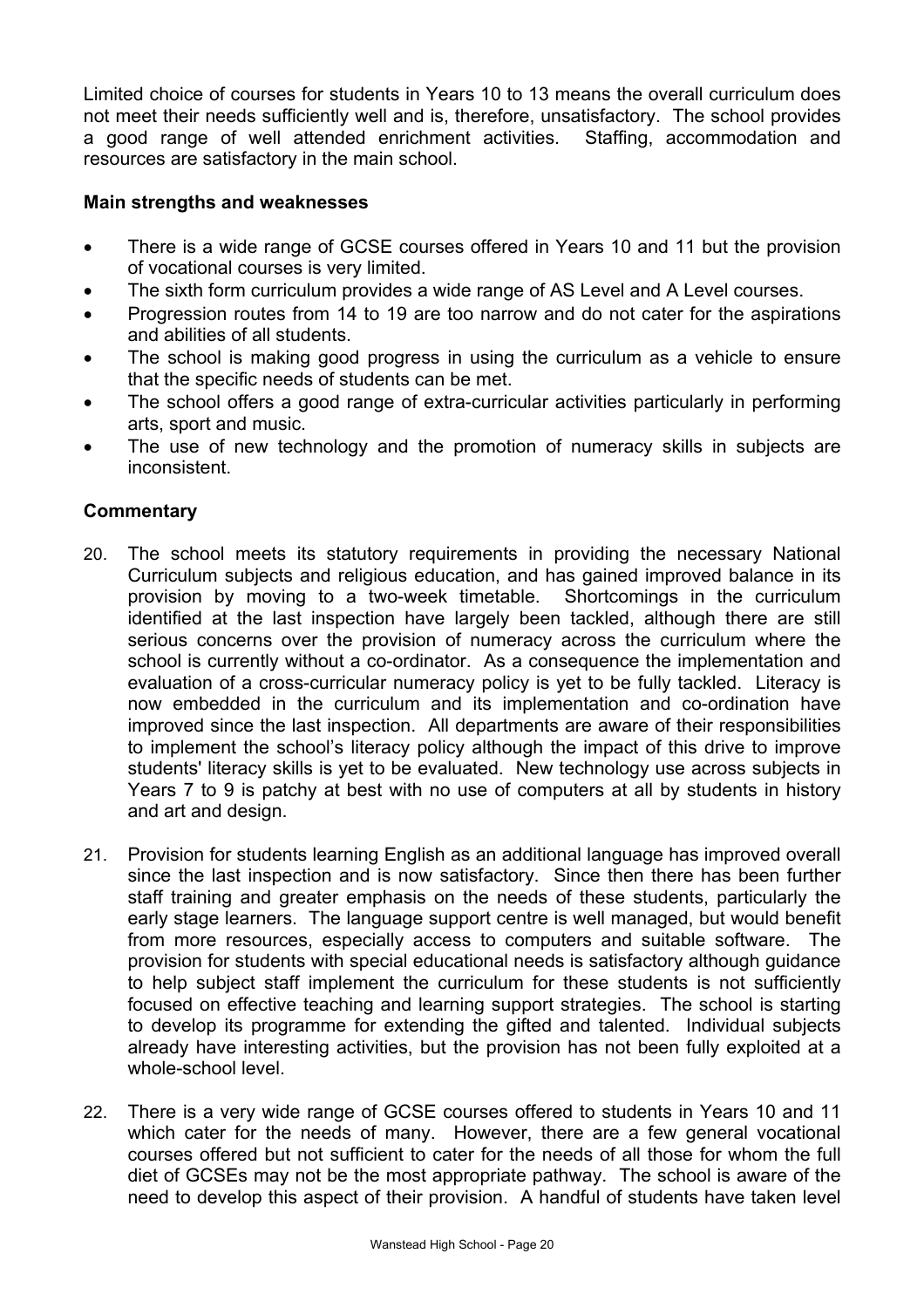Limited choice of courses for students in Years 10 to 13 means the overall curriculum does not meet their needs sufficiently well and is, therefore, unsatisfactory. The school provides a good range of well attended enrichment activities. Staffing, accommodation and resources are satisfactory in the main school.

### Main strengths and weaknesses

- There is a wide range of GCSE courses offered in Years 10 and 11 but the provision of vocational courses is very limited.
- The sixth form curriculum provides a wide range of AS Level and A Level courses.
- Progression routes from 14 to 19 are too narrow and do not cater for the aspirations and abilities of all students.
- The school is making good progress in using the curriculum as a vehicle to ensure that the specific needs of students can be met.
- The school offers a good range of extra-curricular activities particularly in performing arts, sport and music.
- The use of new technology and the promotion of numeracy skills in subjects are inconsistent.

### Commentary

20. The school meets its statutory requirements in providing the necessary National Curriculum subjects and religious education, and has gained improved balance in its provision by moving to a two-week timetable. Shortcomings in the curriculum identified at the last inspection have largely been tackled, although there are still serious concerns over the provision of numeracy across the curriculum where the school is currently without a co-ordinator. As a consequence the implementation and evaluation of a cross-curricular numeracy policy is yet to be fully tackled. Literacy is now embedded in the curriculum and its implementation and co-ordination have improved since the last inspection. All departments are aware of their responsibilities to implement the school's literacy policy although the impact of this drive to improve students' literacy skills is yet to be evaluated. New technology use across subjects in Years 7 to 9 is patchy at best with no use of computers at all by students in history and art and design.

21. Provision for students learning English as an additional language has improved overall since the last inspection and is now satisfactory. Since then there has been further staff training and greater emphasis on the needs of these students, particularly the early stage learners. The language support centre is well managed, but would benefit from more resources, especially access to computers and suitable software. The provision for students with special educational needs is satisfactory although guidance to help subject staff implement the curriculum for these students is not sufficiently focused on effective teaching and learning support strategies. The school is starting to develop its programme for extending the gifted and talented. Individual subjects already have interesting activities, but the provision has not been fully exploited at a whole-school level.

22. There is a very wide range of GCSE courses offered to students in Years 10 and 11 which cater for the needs of many. However, there are a few general vocational courses offered but not sufficient to cater for the needs of all those for whom the full diet of GCSEs may not be the most appropriate pathway. The school is aware of the need to develop this aspect of their provision. A handful of students have taken level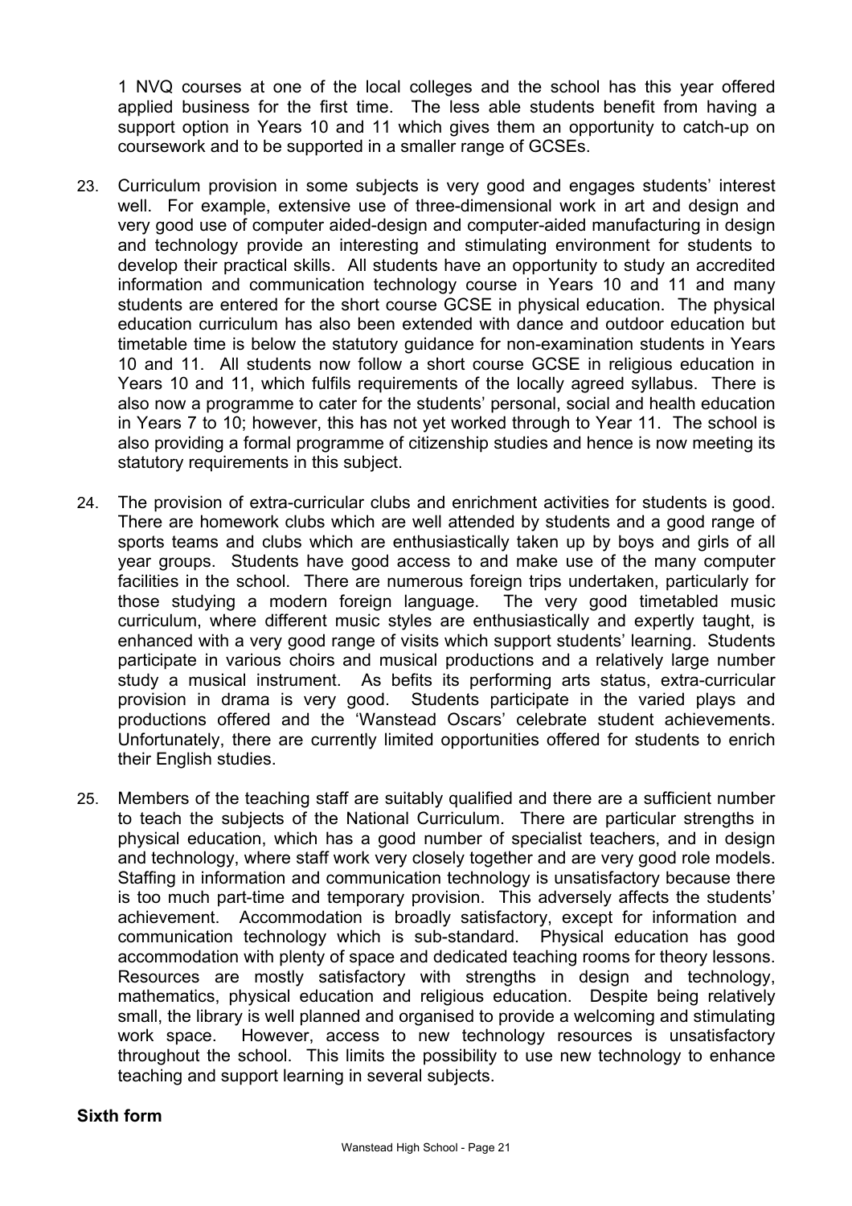1 NVQ courses at one of the local colleges and the school has this year offered applied business for the first time. The less able students benefit from having a support option in Years 10 and 11 which gives them an opportunity to catch-up on coursework and to be supported in a smaller range of GCSEs.

23. Curriculum provision in some subjects is very good and engages students' interest well. For example, extensive use of three-dimensional work in art and design and very good use of computer aided-design and computer-aided manufacturing in design and technology provide an interesting and stimulating environment for students to develop their practical skills. All students have an opportunity to study an accredited information and communication technology course in Years 10 and 11 and many students are entered for the short course GCSE in physical education. The physical education curriculum has also been extended with dance and outdoor education but timetable time is below the statutory guidance for non-examination students in Years 10 and 11. All students now follow a short course GCSE in religious education in Years 10 and 11, which fulfils requirements of the locally agreed syllabus. There is also now a programme to cater for the students' personal, social and health education in Years 7 to 10; however, this has not yet worked through to Year 11. The school is also providing a formal programme of citizenship studies and hence is now meeting its statutory requirements in this subject.

24. The provision of extra-curricular clubs and enrichment activities for students is good. There are homework clubs which are well attended by students and a good range of sports teams and clubs which are enthusiastically taken up by boys and girls of all year groups. Students have good access to and make use of the many computer facilities in the school. There are numerous foreign trips undertaken, particularly for those studying a modern foreign language. The very good timetabled music curriculum, where different music styles are enthusiastically and expertly taught, is enhanced with a very good range of visits which support students' learning. Students participate in various choirs and musical productions and a relatively large number study a musical instrument. As befits its performing arts status, extra-curricular provision in drama is very good. Students participate in the varied plays and productions offered and the 'Wanstead Oscars' celebrate student achievements. Unfortunately, there are currently limited opportunities offered for students to enrich their English studies.

25. Members of the teaching staff are suitably qualified and there are a sufficient number to teach the subjects of the National Curriculum. There are particular strengths in physical education, which has a good number of specialist teachers, and in design and technology, where staff work very closely together and are very good role models. Staffing in information and communication technology is unsatisfactory because there is too much part-time and temporary provision. This adversely affects the students' achievement. Accommodation is broadly satisfactory, except for information and communication technology which is sub-standard. Physical education has good accommodation with plenty of space and dedicated teaching rooms for theory lessons. Resources are mostly satisfactory with strengths in design and technology, mathematics, physical education and religious education. Despite being relatively small, the library is well planned and organised to provide a welcoming and stimulating work space. However, access to new technology resources is unsatisfactory throughout the school. This limits the possibility to use new technology to enhance teaching and support learning in several subjects.

**Sixth form**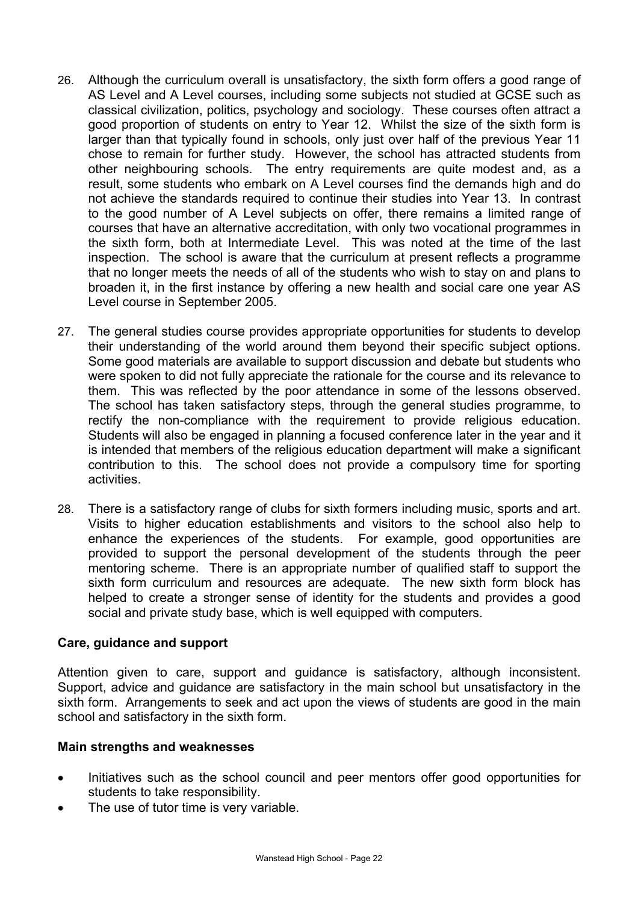26. Although the curriculum overall is unsatisfactory, the sixth form offers a good range of AS Level and A Level courses, including some subjects not studied at GCSE such as classical civilization, politics, psychology and sociology. These courses often attract a good proportion of students on entry to Year 12. Whilst the size of the sixth form is larger than that typically found in schools, only just over half of the previous Year 11 chose to remain for further study. However, the school has attracted students from other neighbouring schools. The entry requirements are quite modest and, as a result, some students who embark on A Level courses find the demands high and do not achieve the standards required to continue their studies into Year 13. In contrast to the good number of A Level subjects on offer, there remains a limited range of courses that have an alternative accreditation, with only two vocational programmes in the sixth form, both at Intermediate Level. This was noted at the time of the last inspection. The school is aware that the curriculum at present reflects a programme that no longer meets the needs of all of the students who wish to stay on and plans to broaden it, in the first instance by offering a new health and social care one year AS Level course in September 2005.

27. The general studies course provides appropriate opportunities for students to develop their understanding of the world around them beyond their specific subject options. Some good materials are available to support discussion and debate but students who were spoken to did not fully appreciate the rationale for the course and its relevance to them. This was reflected by the poor attendance in some of the lessons observed. The school has taken satisfactory steps, through the general studies programme, to rectify the non-compliance with the requirement to provide religious education. Students will also be engaged in planning a focused conference later in the year and it is intended that members of the religious education department will make a significant contribution to this. The school does not provide a compulsory time for sporting activities.

28. There is a satisfactory range of clubs for sixth formers including music, sports and art. Visits to higher education establishments and visitors to the school also help to enhance the experiences of the students. For example, good opportunities are provided to support the personal development of the students through the peer mentoring scheme. There is an appropriate number of qualified staff to support the sixth form curriculum and resources are adequate. The new sixth form block has helped to create a stronger sense of identity for the students and provides a good social and private study base, which is well equipped with computers.

## Care, guidance and support

Attention given to care, support and guidance is satisfactory, although inconsistent. Support, advice and guidance are satisfactory in the main school but unsatisfactory in the sixth form. Arrangements to seek and act upon the views of students are good in the main school and satisfactory in the sixth form.

### Main strengths and weaknesses

- Initiatives such as the school council and peer mentors offer good opportunities for students to take responsibility.
- The use of tutor time is very variable.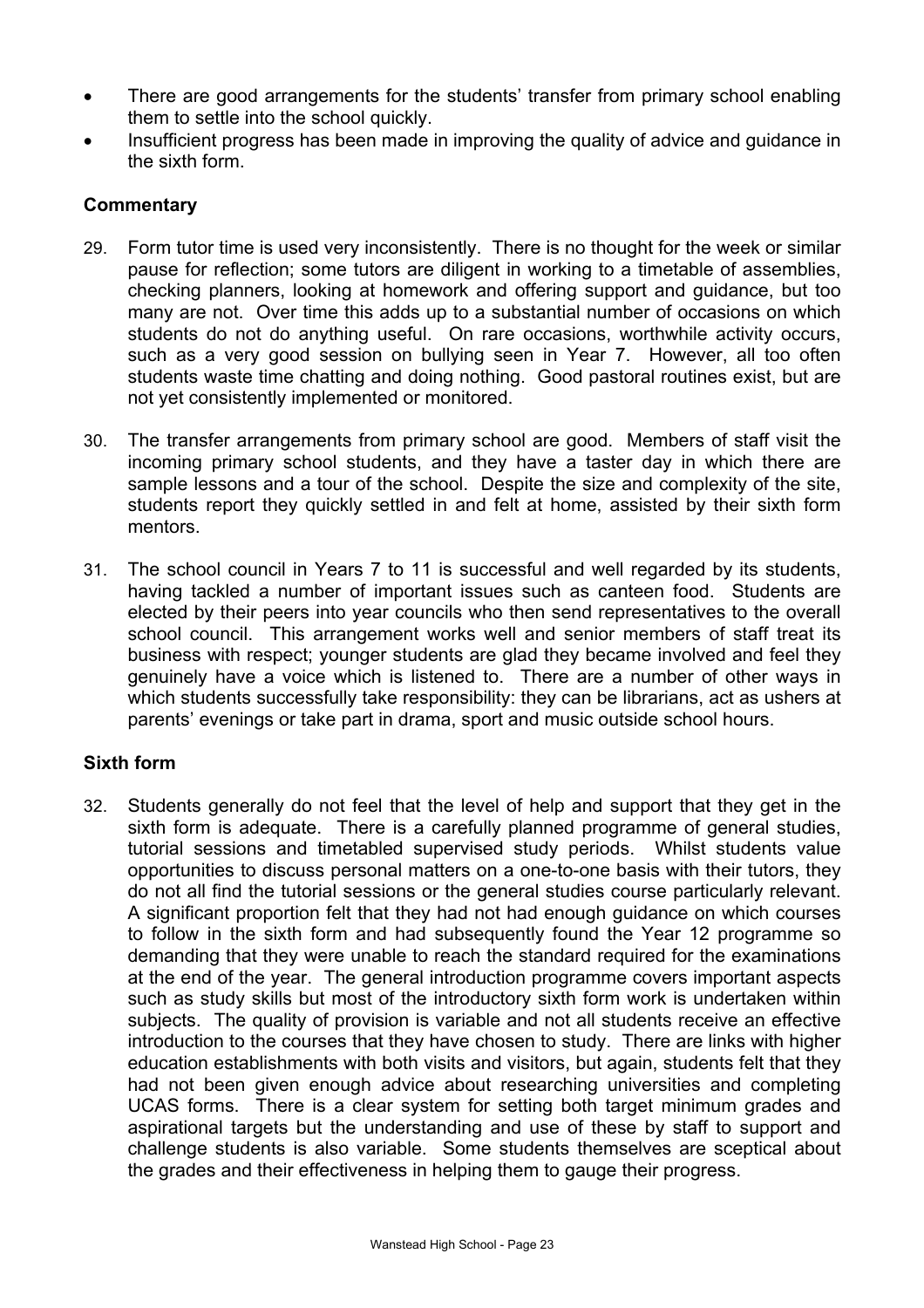- There are good arrangements for the students' transfer from primary school enabling them to settle into the school quickly.
- Insufficient progress has been made in improving the quality of advice and guidance in the sixth form.

### Commentary

29. Form tutor time is used very inconsistently. There is no thought for the week or similar pause for reflection; some tutors are diligent in working to a timetable of assemblies, checking planners, looking at homework and offering support and guidance, but too many are not. Over time this adds up to a substantial number of occasions on which students do not do anything useful. On rare occasions, worthwhile activity occurs, such as a very good session on bullying seen in Year 7. However, all too often students waste time chatting and doing nothing. Good pastoral routines exist, but are not yet consistently implemented or monitored.

30. The transfer arrangements from primary school are good. Members of staff visit the incoming primary school students, and they have a taster day in which there are sample lessons and a tour of the school. Despite the size and complexity of the site, students report they quickly settled in and felt at home, assisted by their sixth form mentors.

31. The school council in Years 7 to 11 is successful and well regarded by its students, having tackled a number of important issues such as canteen food. Students are elected by their peers into year councils who then send representatives to the overall school council. This arrangement works well and senior members of staff treat its business with respect; younger students are glad they became involved and feel they genuinely have a voice which is listened to. There are a number of other ways in which students successfully take responsibility: they can be librarians, act as ushers at parents' evenings or take part in drama, sport and music outside school hours.

### Sixth form

32. Students generally do not feel that the level of help and support that they get in the sixth form is adequate. There is a carefully planned programme of general studies, tutorial sessions and timetabled supervised study periods. Whilst students value opportunities to discuss personal matters on a one-to-one basis with their tutors, they do not all find the tutorial sessions or the general studies course particularly relevant. A significant proportion felt that they had not had enough guidance on which courses to follow in the sixth form and had subsequently found the Year 12 programme so demanding that they were unable to reach the standard required for the examinations at the end of the year. The general introduction programme covers important aspects such as study skills but most of the introductory sixth form work is undertaken within subjects. The quality of provision is variable and not all students receive an effective introduction to the courses that they have chosen to study. There are links with higher education establishments with both visits and visitors, but again, students felt that they had not been given enough advice about researching universities and completing UCAS forms. There is a clear system for setting both target minimum grades and aspirational targets but the understanding and use of these by staff to support and challenge students is also variable. Some students themselves are sceptical about the grades and their effectiveness in helping them to gauge their progress.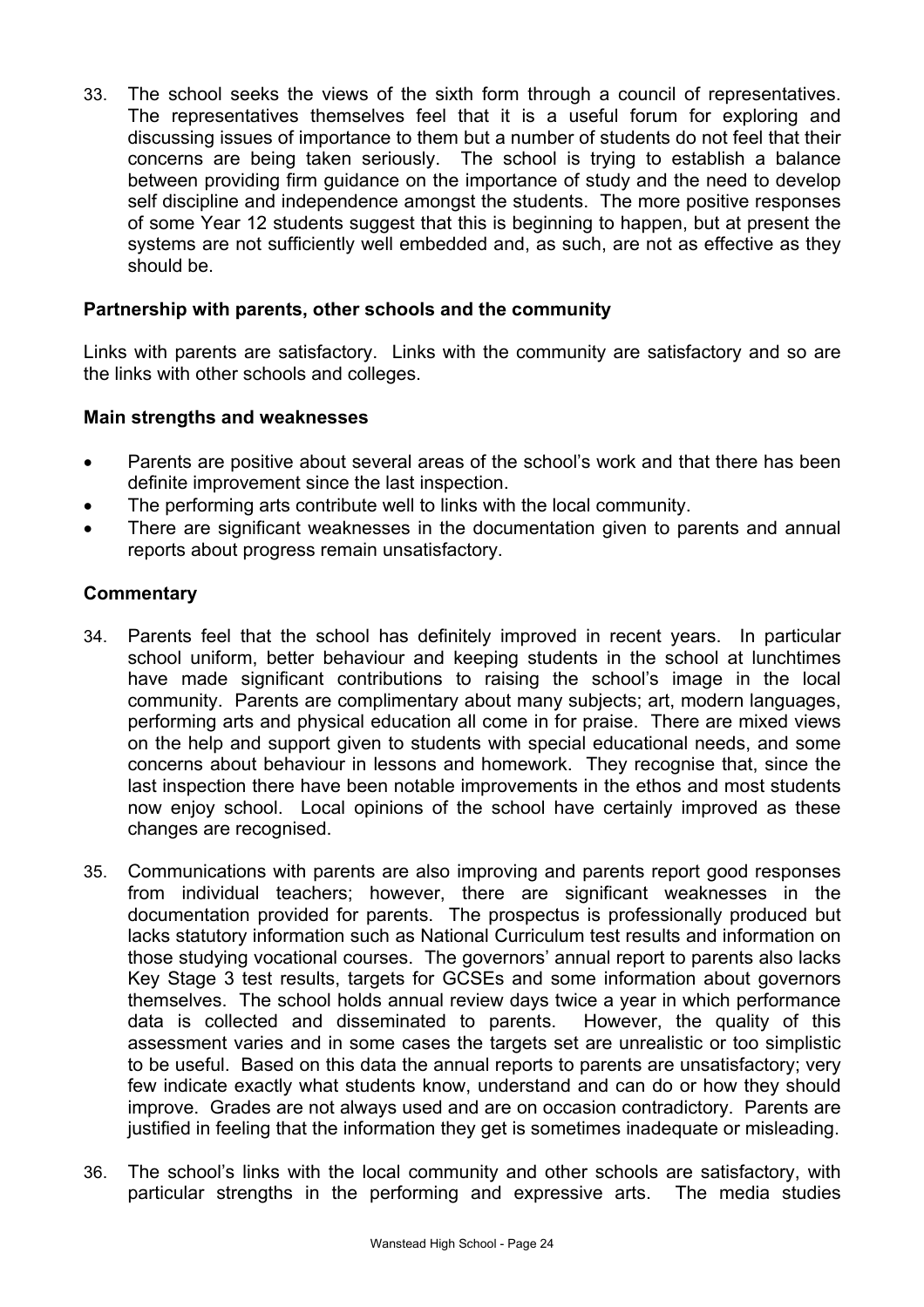33. The school seeks the views of the sixth form through a council of representatives. The representatives themselves feel that it is a useful forum for exploring and discussing issues of importance to them but a number of students do not feel that their concerns are being taken seriously. The school is trying to establish a balance between providing firm guidance on the importance of study and the need to develop self discipline and independence amongst the students. The more positive responses of some Year 12 students suggest that this is beginning to happen, but at present the systems are not sufficiently well embedded and, as such, are not as effective as they should be.

### Partnership with parents, other schools and the community

Links with parents are satisfactory. Links with the community are satisfactory and so are the links with other schools and colleges.

### Main strengths and weaknesses

- Parents are positive about several areas of the school's work and that there has been definite improvement since the last inspection.
- The performing arts contribute well to links with the local community.
- There are significant weaknesses in the documentation given to parents and annual reports about progress remain unsatisfactory.

### Commentary

34. Parents feel that the school has definitely improved in recent years. In particular school uniform, better behaviour and keeping students in the school at lunchtimes have made significant contributions to raising the school's image in the local community. Parents are complimentary about many subjects; art, modern languages, performing arts and physical education all come in for praise. There are mixed views on the help and support given to students with special educational needs, and some concerns about behaviour in lessons and homework. They recognise that, since the last inspection there have been notable improvements in the ethos and most students now enjoy school. Local opinions of the school have certainly improved as these changes are recognised.

35. Communications with parents are also improving and parents report good responses from individual teachers; however, there are significant weaknesses in the documentation provided for parents. The prospectus is professionally produced but lacks statutory information such as National Curriculum test results and information on those studying vocational courses. The governors' annual report to parents also lacks Key Stage 3 test results, targets for GCSEs and some information about governors themselves. The school holds annual review days twice a year in which performance data is collected and disseminated to parents. However, the quality of this assessment varies and in some cases the targets set are unrealistic or too simplistic to be useful. Based on this data the annual reports to parents are unsatisfactory; very few indicate exactly what students know, understand and can do or how they should improve. Grades are not always used and are on occasion contradictory. Parents are justified in feeling that the information they get is sometimes inadequate or misleading.

36. The school's links with the local community and other schools are satisfactory, with particular strengths in the performing and expressive arts. The media studies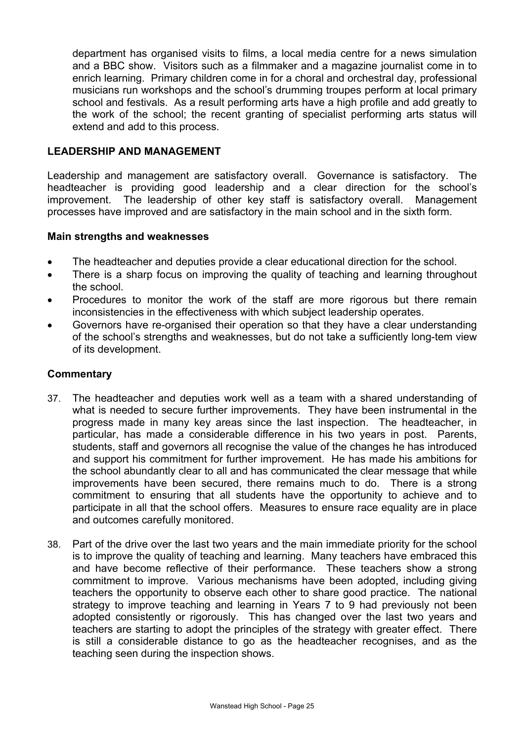department has organised visits to films, a local media centre for a news simulation and a BBC show. Visitors such as a filmmaker and a magazine journalist come in to enrich learning. Primary children come in for a choral and orchestral day, professional musicians run workshops and the school's drumming troupes perform at local primary school and festivals. As a result performing arts have a high profile and add greatly to the work of the school; the recent granting of specialist performing arts status will extend and add to this process.

## LEADERSHIP AND MANAGEMENT

Leadership and management are satisfactory overall. Governance is satisfactory. The headteacher is providing good leadership and a clear direction for the school's improvement. The leadership of other key staff is satisfactory overall. Management processes have improved and are satisfactory in the main school and in the sixth form.

### Main strengths and weaknesses

- The headteacher and deputies provide a clear educational direction for the school.
- There is a sharp focus on improving the quality of teaching and learning throughout the school.
- Procedures to monitor the work of the staff are more rigorous but there remain inconsistencies in the effectiveness with which subject leadership operates.
- Governors have re-organised their operation so that they have a clear understanding of the school's strengths and weaknesses, but do not take a sufficiently long-tem view of its development.

### Commentary

37. The headteacher and deputies work well as a team with a shared understanding of what is needed to secure further improvements. They have been instrumental in the progress made in many key areas since the last inspection. The headteacher, in particular, has made a considerable difference in his two years in post. Parents, students, staff and governors all recognise the value of the changes he has introduced and support his commitment for further improvement. He has made his ambitions for the school abundantly clear to all and has communicated the clear message that while improvements have been secured, there remains much to do. There is a strong commitment to ensuring that all students have the opportunity to achieve and to participate in all that the school offers. Measures to ensure race equality are in place and outcomes carefully monitored.

38. Part of the drive over the last two years and the main immediate priority for the school is to improve the quality of teaching and learning. Many teachers have embraced this and have become reflective of their performance. These teachers show a strong commitment to improve. Various mechanisms have been adopted, including giving teachers the opportunity to observe each other to share good practice. The national strategy to improve teaching and learning in Years 7 to 9 had previously not been adopted consistently or rigorously. This has changed over the last two years and teachers are starting to adopt the principles of the strategy with greater effect. There is still a considerable distance to go as the headteacher recognises, and as the teaching seen during the inspection shows.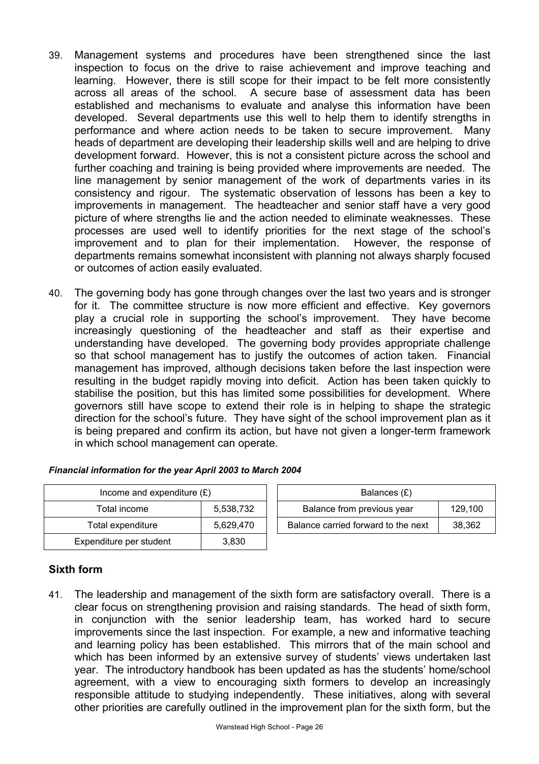39. Management systems and procedures have been strengthened since the last inspection to focus on the drive to raise achievement and improve teaching and learning. However, there is still scope for their impact to be felt more consistently across all areas of the school. A secure base of assessment data has been established and mechanisms to evaluate and analyse this information have been developed. Several departments use this well to help them to identify strengths in performance and where action needs to be taken to secure improvement. Many heads of department are developing their leadership skills well and are helping to drive development forward. However, this is not a consistent picture across the school and further coaching and training is being provided where improvements are needed. The line management by senior management of the work of departments varies in its consistency and rigour. The systematic observation of lessons has been a key to improvements in management. The headteacher and senior staff have a very good picture of where strengths lie and the action needed to eliminate weaknesses. These processes are used well to identify priorities for the next stage of the school's improvement and to plan for their implementation. However, the response of departments remains somewhat inconsistent with planning not always sharply focused or outcomes of action easily evaluated.

40. The governing body has gone through changes over the last two years and is stronger for it. The committee structure is now more efficient and effective. Key governors play a crucial role in supporting the school's improvement. They have become increasingly questioning of the headteacher and staff as their expertise and understanding have developed. The governing body provides appropriate challenge so that school management has to justify the outcomes of action taken. Financial management has improved, although decisions taken before the last inspection were resulting in the budget rapidly moving into deficit. Action has been taken quickly to stabilise the position, but this has limited some possibilities for development. Where governors still have scope to extend their role is in helping to shape the strategic direction for the school's future. They have sight of the school improvement plan as it is being prepared and confirm its action, but have not given a longer-term framework in which school management can operate.

***Financial information for the year April 2003 to March 2004***

| Income and expenditure (£) | |
|---|---|
| Total income | 5,538,732 |
| Total expenditure | 5,629,470 |
| Expenditure per student | 3,830 |

| Balances (£) | |
|---|---|
| Balance from previous year | 129,100 |
| Balance carried forward to the next | 38,362 |

## Sixth form

41. The leadership and management of the sixth form are satisfactory overall. There is a clear focus on strengthening provision and raising standards. The head of sixth form, in conjunction with the senior leadership team, has worked hard to secure improvements since the last inspection. For example, a new and informative teaching and learning policy has been established. This mirrors that of the main school and which has been informed by an extensive survey of students' views undertaken last year. The introductory handbook has been updated as has the students' home/school agreement, with a view to encouraging sixth formers to develop an increasingly responsible attitude to studying independently. These initiatives, along with several other priorities are carefully outlined in the improvement plan for the sixth form, but the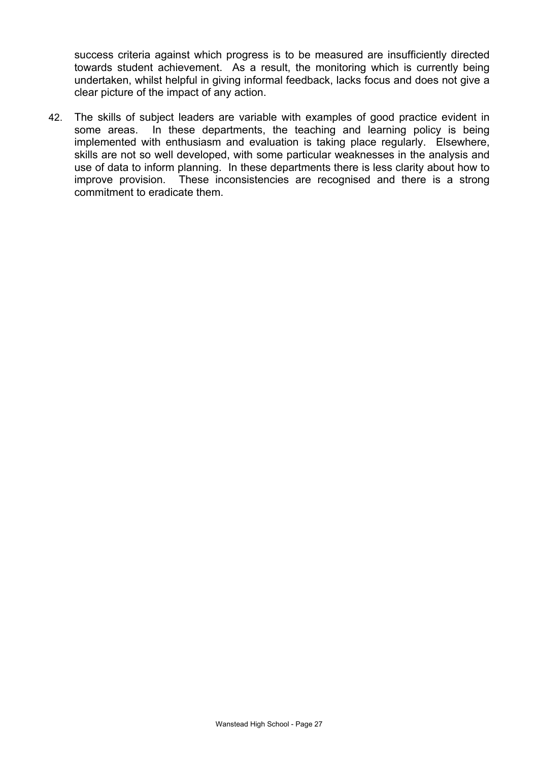success criteria against which progress is to be measured are insufficiently directed towards student achievement. As a result, the monitoring which is currently being undertaken, whilst helpful in giving informal feedback, lacks focus and does not give a clear picture of the impact of any action.

42. The skills of subject leaders are variable with examples of good practice evident in some areas. In these departments, the teaching and learning policy is being implemented with enthusiasm and evaluation is taking place regularly. Elsewhere, skills are not so well developed, with some particular weaknesses in the analysis and use of data to inform planning. In these departments there is less clarity about how to improve provision. These inconsistencies are recognised and there is a strong commitment to eradicate them.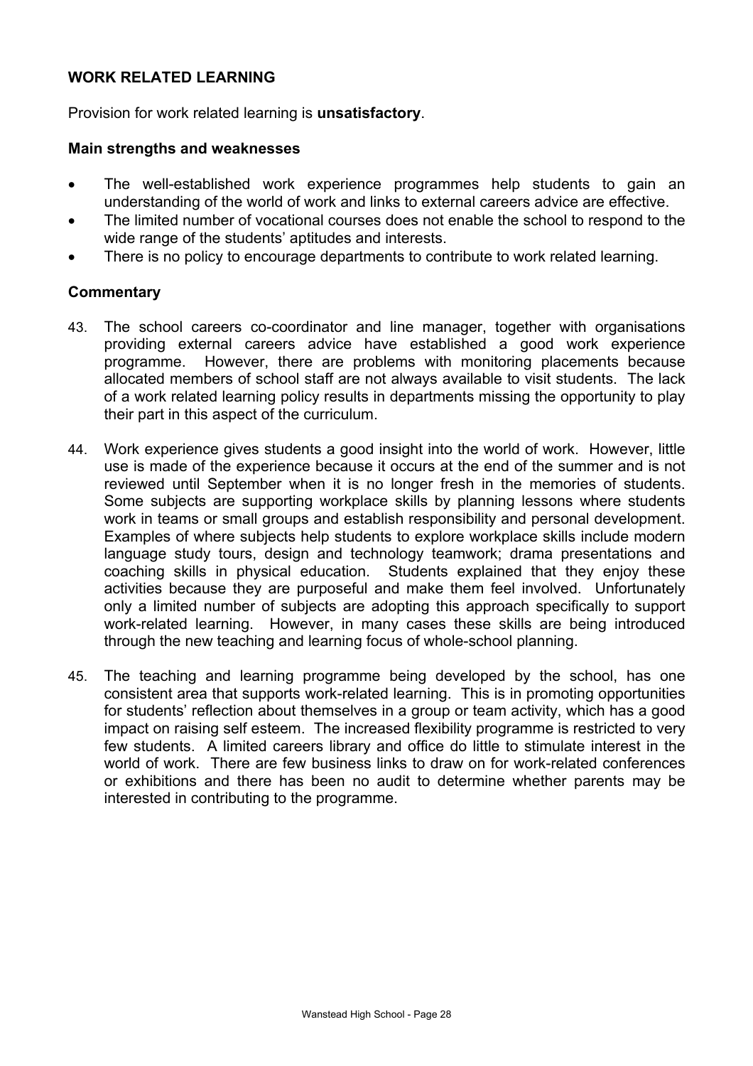## WORK RELATED LEARNING

Provision for work related learning is **unsatisfactory**.

### Main strengths and weaknesses

- The well-established work experience programmes help students to gain an understanding of the world of work and links to external careers advice are effective.
- The limited number of vocational courses does not enable the school to respond to the wide range of the students' aptitudes and interests.
- There is no policy to encourage departments to contribute to work related learning.

### Commentary

43. The school careers co-coordinator and line manager, together with organisations providing external careers advice have established a good work experience programme. However, there are problems with monitoring placements because allocated members of school staff are not always available to visit students. The lack of a work related learning policy results in departments missing the opportunity to play their part in this aspect of the curriculum.

44. Work experience gives students a good insight into the world of work. However, little use is made of the experience because it occurs at the end of the summer and is not reviewed until September when it is no longer fresh in the memories of students. Some subjects are supporting workplace skills by planning lessons where students work in teams or small groups and establish responsibility and personal development. Examples of where subjects help students to explore workplace skills include modern language study tours, design and technology teamwork; drama presentations and coaching skills in physical education. Students explained that they enjoy these activities because they are purposeful and make them feel involved. Unfortunately only a limited number of subjects are adopting this approach specifically to support work-related learning. However, in many cases these skills are being introduced through the new teaching and learning focus of whole-school planning.

45. The teaching and learning programme being developed by the school, has one consistent area that supports work-related learning. This is in promoting opportunities for students' reflection about themselves in a group or team activity, which has a good impact on raising self esteem. The increased flexibility programme is restricted to very few students. A limited careers library and office do little to stimulate interest in the world of work. There are few business links to draw on for work-related conferences or exhibitions and there has been no audit to determine whether parents may be interested in contributing to the programme.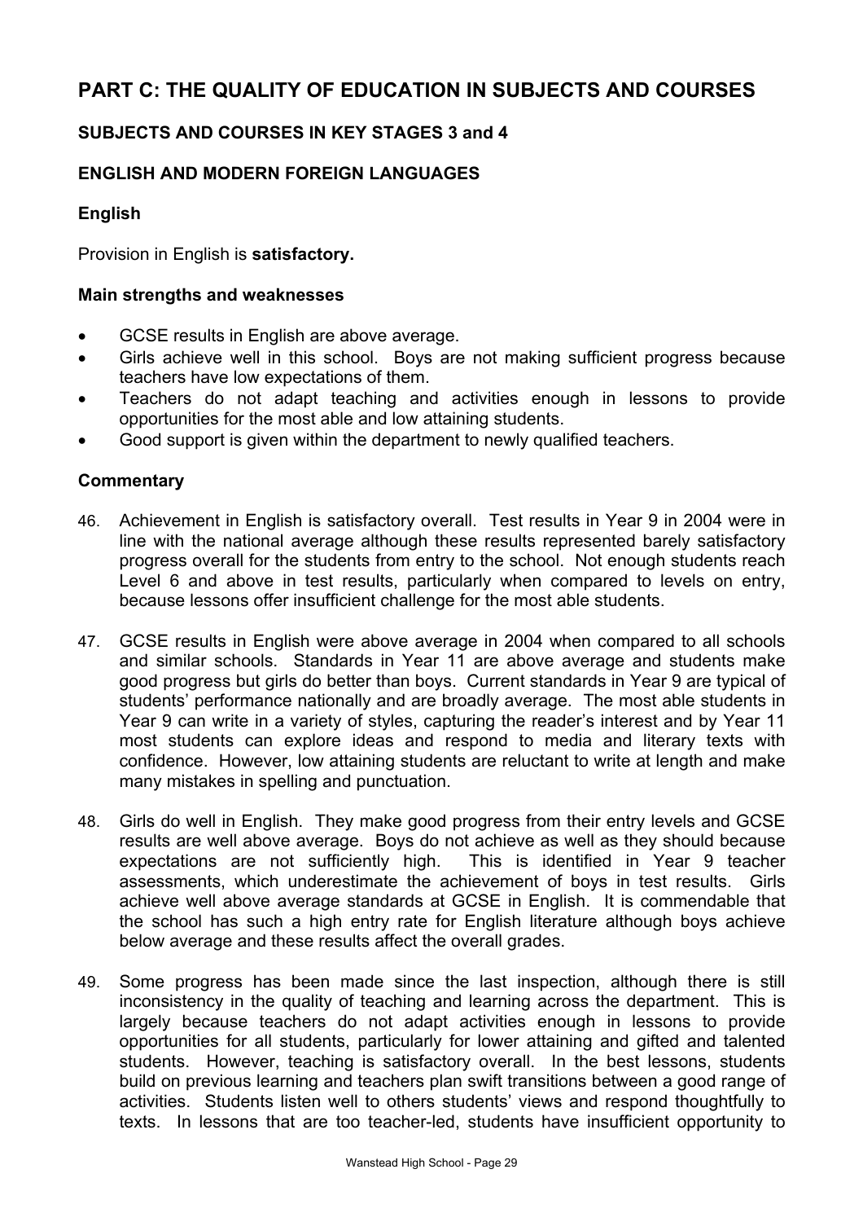# PART C: THE QUALITY OF EDUCATION IN SUBJECTS AND COURSES

## SUBJECTS AND COURSES IN KEY STAGES 3 and 4

## ENGLISH AND MODERN FOREIGN LANGUAGES

### English

Provision in English is **satisfactory.**

#### Main strengths and weaknesses

- GCSE results in English are above average.
- Girls achieve well in this school. Boys are not making sufficient progress because teachers have low expectations of them.
- Teachers do not adapt teaching and activities enough in lessons to provide opportunities for the most able and low attaining students.
- Good support is given within the department to newly qualified teachers.

#### Commentary

46. Achievement in English is satisfactory overall. Test results in Year 9 in 2004 were in line with the national average although these results represented barely satisfactory progress overall for the students from entry to the school. Not enough students reach Level 6 and above in test results, particularly when compared to levels on entry, because lessons offer insufficient challenge for the most able students.

47. GCSE results in English were above average in 2004 when compared to all schools and similar schools. Standards in Year 11 are above average and students make good progress but girls do better than boys. Current standards in Year 9 are typical of students' performance nationally and are broadly average. The most able students in Year 9 can write in a variety of styles, capturing the reader's interest and by Year 11 most students can explore ideas and respond to media and literary texts with confidence. However, low attaining students are reluctant to write at length and make many mistakes in spelling and punctuation.

48. Girls do well in English. They make good progress from their entry levels and GCSE results are well above average. Boys do not achieve as well as they should because expectations are not sufficiently high. This is identified in Year 9 teacher assessments, which underestimate the achievement of boys in test results. Girls achieve well above average standards at GCSE in English. It is commendable that the school has such a high entry rate for English literature although boys achieve below average and these results affect the overall grades.

49. Some progress has been made since the last inspection, although there is still inconsistency in the quality of teaching and learning across the department. This is largely because teachers do not adapt activities enough in lessons to provide opportunities for all students, particularly for lower attaining and gifted and talented students. However, teaching is satisfactory overall. In the best lessons, students build on previous learning and teachers plan swift transitions between a good range of activities. Students listen well to others students' views and respond thoughtfully to texts. In lessons that are too teacher-led, students have insufficient opportunity to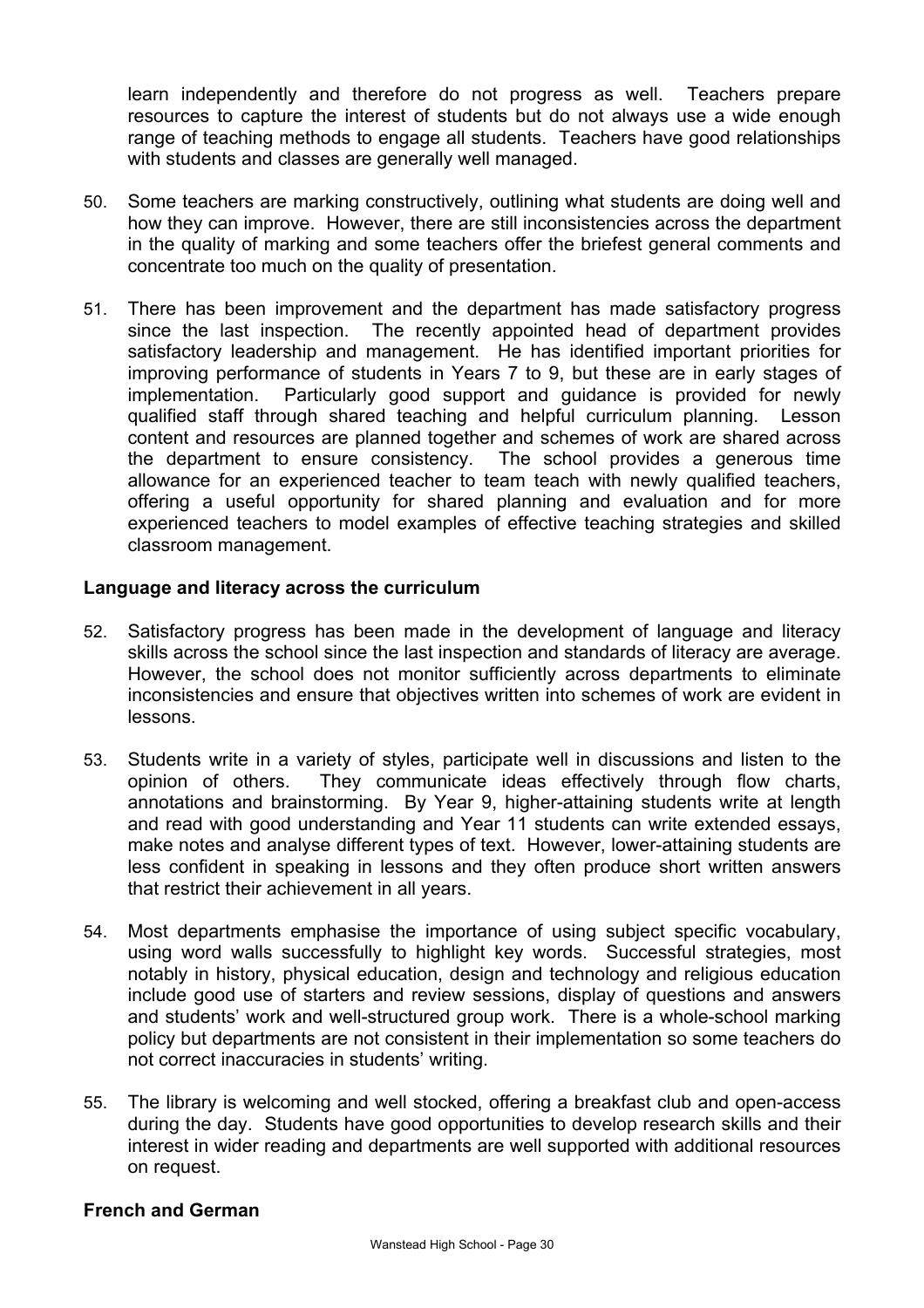learn independently and therefore do not progress as well. Teachers prepare resources to capture the interest of students but do not always use a wide enough range of teaching methods to engage all students. Teachers have good relationships with students and classes are generally well managed.

50. Some teachers are marking constructively, outlining what students are doing well and how they can improve. However, there are still inconsistencies across the department in the quality of marking and some teachers offer the briefest general comments and concentrate too much on the quality of presentation.

51. There has been improvement and the department has made satisfactory progress since the last inspection. The recently appointed head of department provides satisfactory leadership and management. He has identified important priorities for improving performance of students in Years 7 to 9, but these are in early stages of implementation. Particularly good support and guidance is provided for newly qualified staff through shared teaching and helpful curriculum planning. Lesson content and resources are planned together and schemes of work are shared across the department to ensure consistency. The school provides a generous time allowance for an experienced teacher to team teach with newly qualified teachers, offering a useful opportunity for shared planning and evaluation and for more experienced teachers to model examples of effective teaching strategies and skilled classroom management.

**Language and literacy across the curriculum**

52. Satisfactory progress has been made in the development of language and literacy skills across the school since the last inspection and standards of literacy are average. However, the school does not monitor sufficiently across departments to eliminate inconsistencies and ensure that objectives written into schemes of work are evident in lessons.

53. Students write in a variety of styles, participate well in discussions and listen to the opinion of others. They communicate ideas effectively through flow charts, annotations and brainstorming. By Year 9, higher-attaining students write at length and read with good understanding and Year 11 students can write extended essays, make notes and analyse different types of text. However, lower-attaining students are less confident in speaking in lessons and they often produce short written answers that restrict their achievement in all years.

54. Most departments emphasise the importance of using subject specific vocabulary, using word walls successfully to highlight key words. Successful strategies, most notably in history, physical education, design and technology and religious education include good use of starters and review sessions, display of questions and answers and students' work and well-structured group work. There is a whole-school marking policy but departments are not consistent in their implementation so some teachers do not correct inaccuracies in students' writing.

55. The library is welcoming and well stocked, offering a breakfast club and open-access during the day. Students have good opportunities to develop research skills and their interest in wider reading and departments are well supported with additional resources on request.

**French and German**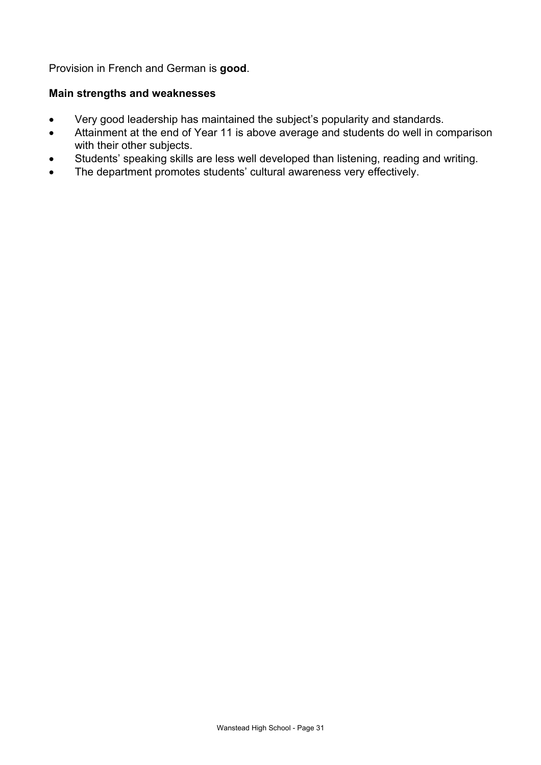Provision in French and German is **good**.

**Main strengths and weaknesses**

- Very good leadership has maintained the subject's popularity and standards.
- Attainment at the end of Year 11 is above average and students do well in comparison with their other subjects.
- Students' speaking skills are less well developed than listening, reading and writing.
- The department promotes students' cultural awareness very effectively.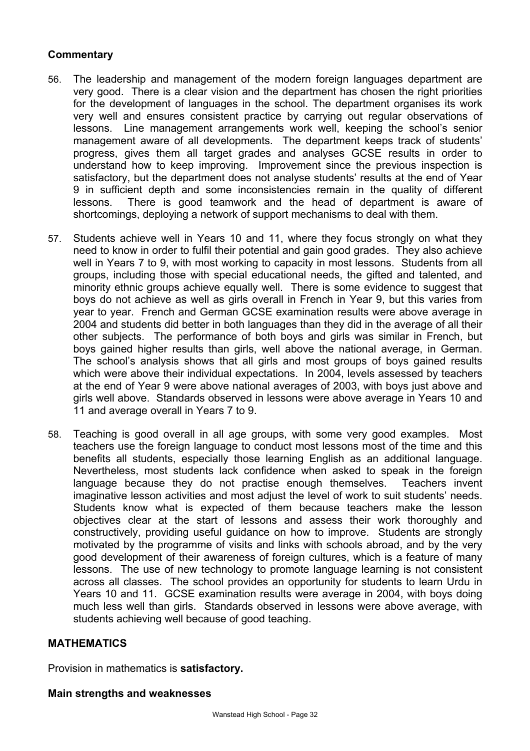### Commentary

56. The leadership and management of the modern foreign languages department are very good. There is a clear vision and the department has chosen the right priorities for the development of languages in the school. The department organises its work very well and ensures consistent practice by carrying out regular observations of lessons. Line management arrangements work well, keeping the school's senior management aware of all developments. The department keeps track of students' progress, gives them all target grades and analyses GCSE results in order to understand how to keep improving. Improvement since the previous inspection is satisfactory, but the department does not analyse students' results at the end of Year 9 in sufficient depth and some inconsistencies remain in the quality of different lessons. There is good teamwork and the head of department is aware of shortcomings, deploying a network of support mechanisms to deal with them.

57. Students achieve well in Years 10 and 11, where they focus strongly on what they need to know in order to fulfil their potential and gain good grades. They also achieve well in Years 7 to 9, with most working to capacity in most lessons. Students from all groups, including those with special educational needs, the gifted and talented, and minority ethnic groups achieve equally well. There is some evidence to suggest that boys do not achieve as well as girls overall in French in Year 9, but this varies from year to year. French and German GCSE examination results were above average in 2004 and students did better in both languages than they did in the average of all their other subjects. The performance of both boys and girls was similar in French, but boys gained higher results than girls, well above the national average, in German. The school's analysis shows that all girls and most groups of boys gained results which were above their individual expectations. In 2004, levels assessed by teachers at the end of Year 9 were above national averages of 2003, with boys just above and girls well above. Standards observed in lessons were above average in Years 10 and 11 and average overall in Years 7 to 9.

58. Teaching is good overall in all age groups, with some very good examples. Most teachers use the foreign language to conduct most lessons most of the time and this benefits all students, especially those learning English as an additional language. Nevertheless, most students lack confidence when asked to speak in the foreign language because they do not practise enough themselves. Teachers invent imaginative lesson activities and most adjust the level of work to suit students' needs. Students know what is expected of them because teachers make the lesson objectives clear at the start of lessons and assess their work thoroughly and constructively, providing useful guidance on how to improve. Students are strongly motivated by the programme of visits and links with schools abroad, and by the very good development of their awareness of foreign cultures, which is a feature of many lessons. The use of new technology to promote language learning is not consistent across all classes. The school provides an opportunity for students to learn Urdu in Years 10 and 11. GCSE examination results were average in 2004, with boys doing much less well than girls. Standards observed in lessons were above average, with students achieving well because of good teaching.

## MATHEMATICS

Provision in mathematics is **satisfactory.**

### Main strengths and weaknesses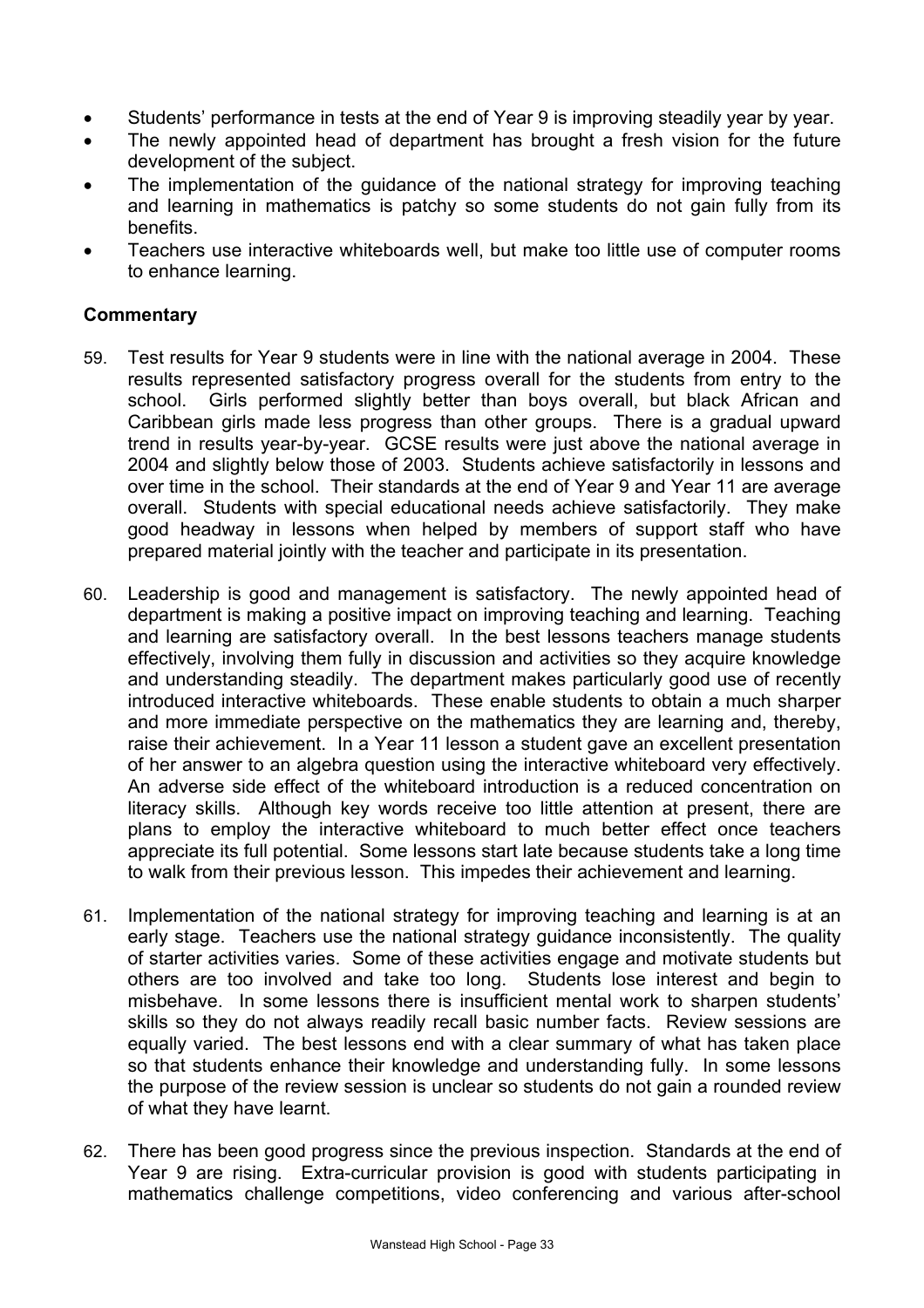- Students' performance in tests at the end of Year 9 is improving steadily year by year.
- The newly appointed head of department has brought a fresh vision for the future development of the subject.
- The implementation of the guidance of the national strategy for improving teaching and learning in mathematics is patchy so some students do not gain fully from its benefits.
- Teachers use interactive whiteboards well, but make too little use of computer rooms to enhance learning.

**Commentary**

59. Test results for Year 9 students were in line with the national average in 2004. These results represented satisfactory progress overall for the students from entry to the school. Girls performed slightly better than boys overall, but black African and Caribbean girls made less progress than other groups. There is a gradual upward trend in results year-by-year. GCSE results were just above the national average in 2004 and slightly below those of 2003. Students achieve satisfactorily in lessons and over time in the school. Their standards at the end of Year 9 and Year 11 are average overall. Students with special educational needs achieve satisfactorily. They make good headway in lessons when helped by members of support staff who have prepared material jointly with the teacher and participate in its presentation.

60. Leadership is good and management is satisfactory. The newly appointed head of department is making a positive impact on improving teaching and learning. Teaching and learning are satisfactory overall. In the best lessons teachers manage students effectively, involving them fully in discussion and activities so they acquire knowledge and understanding steadily. The department makes particularly good use of recently introduced interactive whiteboards. These enable students to obtain a much sharper and more immediate perspective on the mathematics they are learning and, thereby, raise their achievement. In a Year 11 lesson a student gave an excellent presentation of her answer to an algebra question using the interactive whiteboard very effectively. An adverse side effect of the whiteboard introduction is a reduced concentration on literacy skills. Although key words receive too little attention at present, there are plans to employ the interactive whiteboard to much better effect once teachers appreciate its full potential. Some lessons start late because students take a long time to walk from their previous lesson. This impedes their achievement and learning.

61. Implementation of the national strategy for improving teaching and learning is at an early stage. Teachers use the national strategy guidance inconsistently. The quality of starter activities varies. Some of these activities engage and motivate students but others are too involved and take too long. Students lose interest and begin to misbehave. In some lessons there is insufficient mental work to sharpen students' skills so they do not always readily recall basic number facts. Review sessions are equally varied. The best lessons end with a clear summary of what has taken place so that students enhance their knowledge and understanding fully. In some lessons the purpose of the review session is unclear so students do not gain a rounded review of what they have learnt.

62. There has been good progress since the previous inspection. Standards at the end of Year 9 are rising. Extra-curricular provision is good with students participating in mathematics challenge competitions, video conferencing and various after-school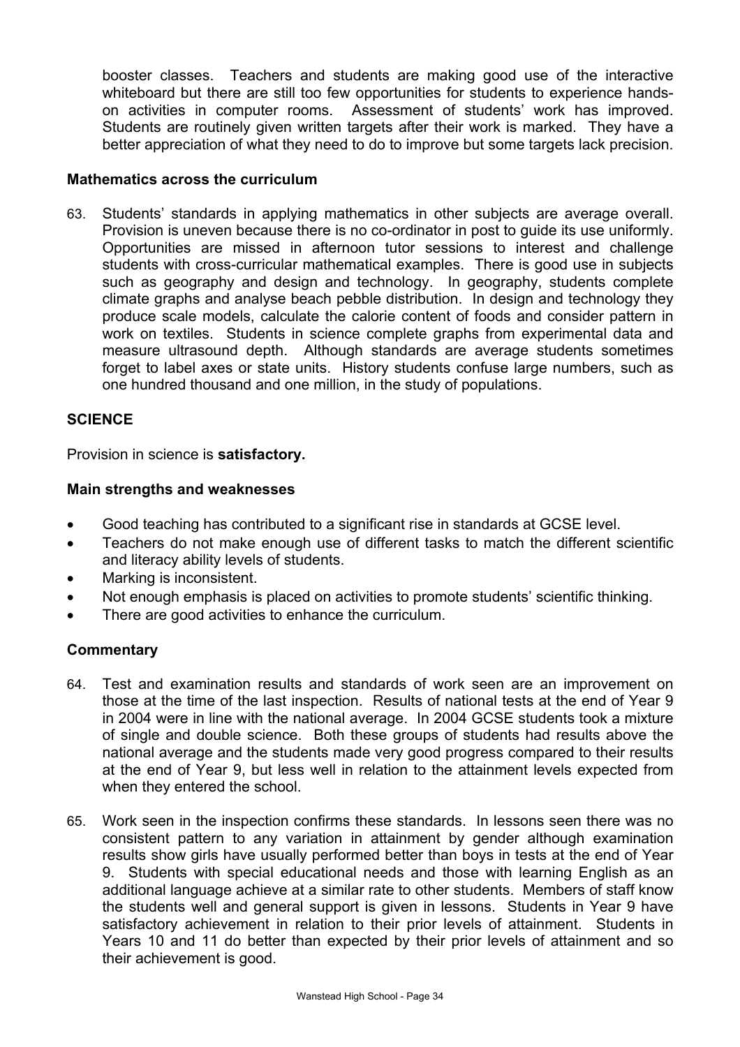booster classes. Teachers and students are making good use of the interactive whiteboard but there are still too few opportunities for students to experience hands-on activities in computer rooms. Assessment of students' work has improved. Students are routinely given written targets after their work is marked. They have a better appreciation of what they need to do to improve but some targets lack precision.

### Mathematics across the curriculum

63. Students' standards in applying mathematics in other subjects are average overall. Provision is uneven because there is no co-ordinator in post to guide its use uniformly. Opportunities are missed in afternoon tutor sessions to interest and challenge students with cross-curricular mathematical examples. There is good use in subjects such as geography and design and technology. In geography, students complete climate graphs and analyse beach pebble distribution. In design and technology they produce scale models, calculate the calorie content of foods and consider pattern in work on textiles. Students in science complete graphs from experimental data and measure ultrasound depth. Although standards are average students sometimes forget to label axes or state units. History students confuse large numbers, such as one hundred thousand and one million, in the study of populations.

## SCIENCE

Provision in science is **satisfactory.**

### Main strengths and weaknesses

- Good teaching has contributed to a significant rise in standards at GCSE level.
- Teachers do not make enough use of different tasks to match the different scientific and literacy ability levels of students.
- Marking is inconsistent.
- Not enough emphasis is placed on activities to promote students' scientific thinking.
- There are good activities to enhance the curriculum.

### Commentary

64. Test and examination results and standards of work seen are an improvement on those at the time of the last inspection. Results of national tests at the end of Year 9 in 2004 were in line with the national average. In 2004 GCSE students took a mixture of single and double science. Both these groups of students had results above the national average and the students made very good progress compared to their results at the end of Year 9, but less well in relation to the attainment levels expected from when they entered the school.

65. Work seen in the inspection confirms these standards. In lessons seen there was no consistent pattern to any variation in attainment by gender although examination results show girls have usually performed better than boys in tests at the end of Year 9. Students with special educational needs and those with learning English as an additional language achieve at a similar rate to other students. Members of staff know the students well and general support is given in lessons. Students in Year 9 have satisfactory achievement in relation to their prior levels of attainment. Students in Years 10 and 11 do better than expected by their prior levels of attainment and so their achievement is good.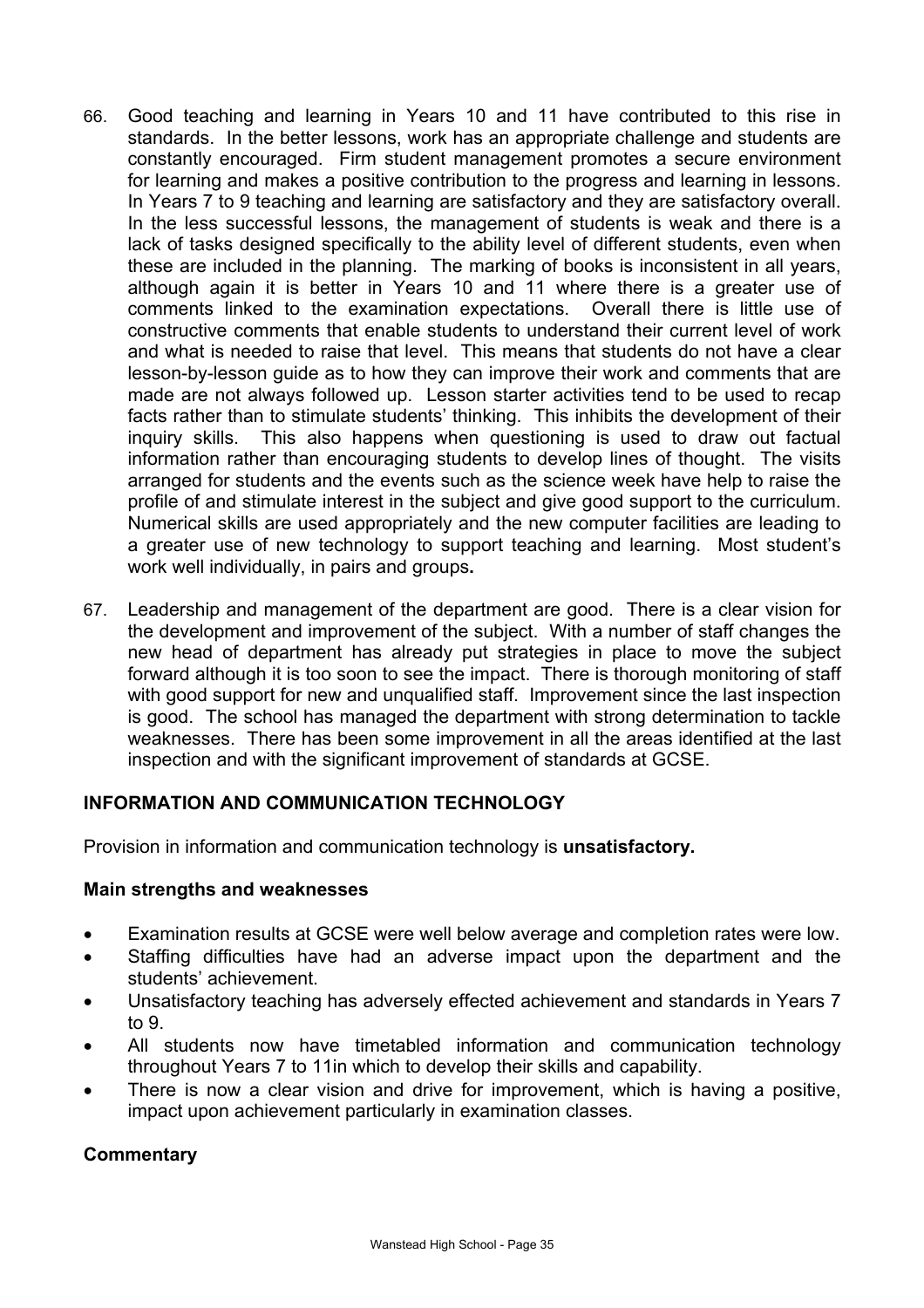66. Good teaching and learning in Years 10 and 11 have contributed to this rise in standards. In the better lessons, work has an appropriate challenge and students are constantly encouraged. Firm student management promotes a secure environment for learning and makes a positive contribution to the progress and learning in lessons. In Years 7 to 9 teaching and learning are satisfactory and they are satisfactory overall. In the less successful lessons, the management of students is weak and there is a lack of tasks designed specifically to the ability level of different students, even when these are included in the planning. The marking of books is inconsistent in all years, although again it is better in Years 10 and 11 where there is a greater use of comments linked to the examination expectations. Overall there is little use of constructive comments that enable students to understand their current level of work and what is needed to raise that level. This means that students do not have a clear lesson-by-lesson guide as to how they can improve their work and comments that are made are not always followed up. Lesson starter activities tend to be used to recap facts rather than to stimulate students' thinking. This inhibits the development of their inquiry skills. This also happens when questioning is used to draw out factual information rather than encouraging students to develop lines of thought. The visits arranged for students and the events such as the science week have help to raise the profile of and stimulate interest in the subject and give good support to the curriculum. Numerical skills are used appropriately and the new computer facilities are leading to a greater use of new technology to support teaching and learning. Most student's work well individually, in pairs and groups**.**

67. Leadership and management of the department are good. There is a clear vision for the development and improvement of the subject. With a number of staff changes the new head of department has already put strategies in place to move the subject forward although it is too soon to see the impact. There is thorough monitoring of staff with good support for new and unqualified staff. Improvement since the last inspection is good. The school has managed the department with strong determination to tackle weaknesses. There has been some improvement in all the areas identified at the last inspection and with the significant improvement of standards at GCSE.

## INFORMATION AND COMMUNICATION TECHNOLOGY

Provision in information and communication technology is **unsatisfactory.**

### Main strengths and weaknesses

- Examination results at GCSE were well below average and completion rates were low.
- Staffing difficulties have had an adverse impact upon the department and the students' achievement.
- Unsatisfactory teaching has adversely effected achievement and standards in Years 7 to 9.
- All students now have timetabled information and communication technology throughout Years 7 to 11in which to develop their skills and capability.
- There is now a clear vision and drive for improvement, which is having a positive, impact upon achievement particularly in examination classes.

### Commentary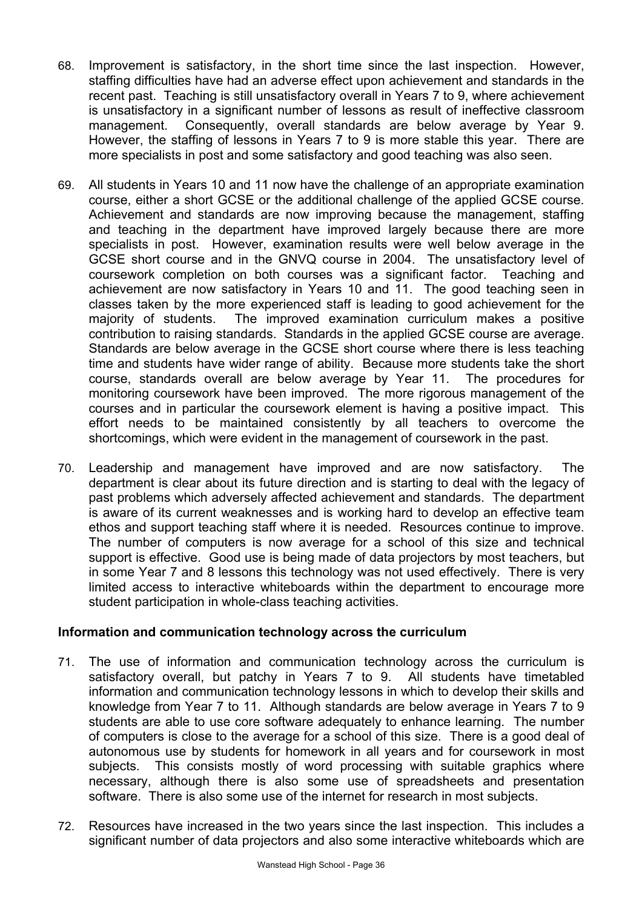68. Improvement is satisfactory, in the short time since the last inspection. However, staffing difficulties have had an adverse effect upon achievement and standards in the recent past. Teaching is still unsatisfactory overall in Years 7 to 9, where achievement is unsatisfactory in a significant number of lessons as result of ineffective classroom management. Consequently, overall standards are below average by Year 9. However, the staffing of lessons in Years 7 to 9 is more stable this year. There are more specialists in post and some satisfactory and good teaching was also seen.

69. All students in Years 10 and 11 now have the challenge of an appropriate examination course, either a short GCSE or the additional challenge of the applied GCSE course. Achievement and standards are now improving because the management, staffing and teaching in the department have improved largely because there are more specialists in post. However, examination results were well below average in the GCSE short course and in the GNVQ course in 2004. The unsatisfactory level of coursework completion on both courses was a significant factor. Teaching and achievement are now satisfactory in Years 10 and 11. The good teaching seen in classes taken by the more experienced staff is leading to good achievement for the majority of students. The improved examination curriculum makes a positive contribution to raising standards. Standards in the applied GCSE course are average. Standards are below average in the GCSE short course where there is less teaching time and students have wider range of ability. Because more students take the short course, standards overall are below average by Year 11. The procedures for monitoring coursework have been improved. The more rigorous management of the courses and in particular the coursework element is having a positive impact. This effort needs to be maintained consistently by all teachers to overcome the shortcomings, which were evident in the management of coursework in the past.

70. Leadership and management have improved and are now satisfactory. The department is clear about its future direction and is starting to deal with the legacy of past problems which adversely affected achievement and standards. The department is aware of its current weaknesses and is working hard to develop an effective team ethos and support teaching staff where it is needed. Resources continue to improve. The number of computers is now average for a school of this size and technical support is effective. Good use is being made of data projectors by most teachers, but in some Year 7 and 8 lessons this technology was not used effectively. There is very limited access to interactive whiteboards within the department to encourage more student participation in whole-class teaching activities.

### Information and communication technology across the curriculum

71. The use of information and communication technology across the curriculum is satisfactory overall, but patchy in Years 7 to 9. All students have timetabled information and communication technology lessons in which to develop their skills and knowledge from Year 7 to 11. Although standards are below average in Years 7 to 9 students are able to use core software adequately to enhance learning. The number of computers is close to the average for a school of this size. There is a good deal of autonomous use by students for homework in all years and for coursework in most subjects. This consists mostly of word processing with suitable graphics where necessary, although there is also some use of spreadsheets and presentation software. There is also some use of the internet for research in most subjects.

72. Resources have increased in the two years since the last inspection. This includes a significant number of data projectors and also some interactive whiteboards which are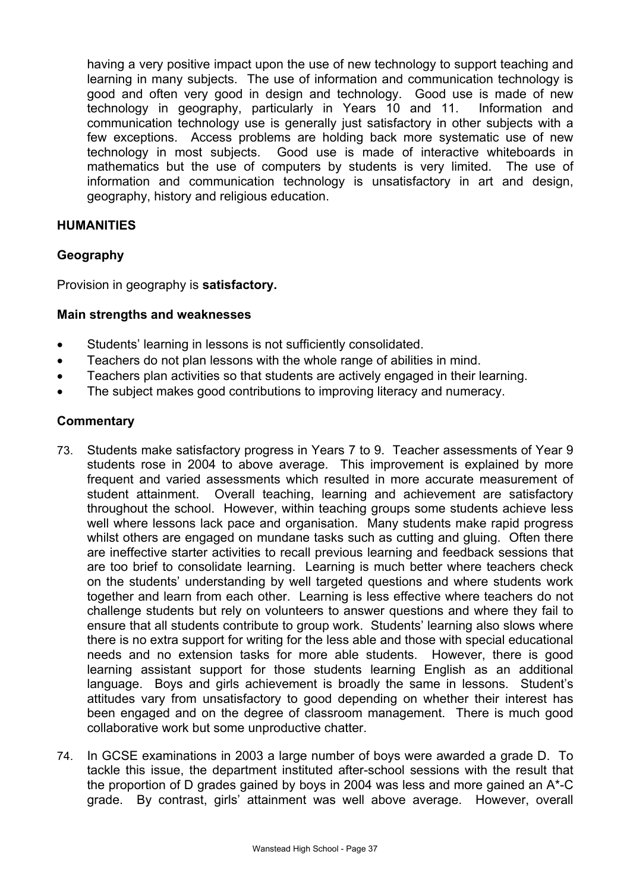having a very positive impact upon the use of new technology to support teaching and learning in many subjects. The use of information and communication technology is good and often very good in design and technology. Good use is made of new technology in geography, particularly in Years 10 and 11. Information and communication technology use is generally just satisfactory in other subjects with a few exceptions. Access problems are holding back more systematic use of new technology in most subjects. Good use is made of interactive whiteboards in mathematics but the use of computers by students is very limited. The use of information and communication technology is unsatisfactory in art and design, geography, history and religious education.

## HUMANITIES

### Geography

Provision in geography is **satisfactory.**

#### Main strengths and weaknesses

- Students' learning in lessons is not sufficiently consolidated.
- Teachers do not plan lessons with the whole range of abilities in mind.
- Teachers plan activities so that students are actively engaged in their learning.
- The subject makes good contributions to improving literacy and numeracy.

#### Commentary

73. Students make satisfactory progress in Years 7 to 9. Teacher assessments of Year 9 students rose in 2004 to above average. This improvement is explained by more frequent and varied assessments which resulted in more accurate measurement of student attainment. Overall teaching, learning and achievement are satisfactory throughout the school. However, within teaching groups some students achieve less well where lessons lack pace and organisation. Many students make rapid progress whilst others are engaged on mundane tasks such as cutting and gluing. Often there are ineffective starter activities to recall previous learning and feedback sessions that are too brief to consolidate learning. Learning is much better where teachers check on the students' understanding by well targeted questions and where students work together and learn from each other. Learning is less effective where teachers do not challenge students but rely on volunteers to answer questions and where they fail to ensure that all students contribute to group work. Students' learning also slows where there is no extra support for writing for the less able and those with special educational needs and no extension tasks for more able students. However, there is good learning assistant support for those students learning English as an additional language. Boys and girls achievement is broadly the same in lessons. Student's attitudes vary from unsatisfactory to good depending on whether their interest has been engaged and on the degree of classroom management. There is much good collaborative work but some unproductive chatter.

74. In GCSE examinations in 2003 a large number of boys were awarded a grade D. To tackle this issue, the department instituted after-school sessions with the result that the proportion of D grades gained by boys in 2004 was less and more gained an A*-C grade. By contrast, girls' attainment was well above average. However, overall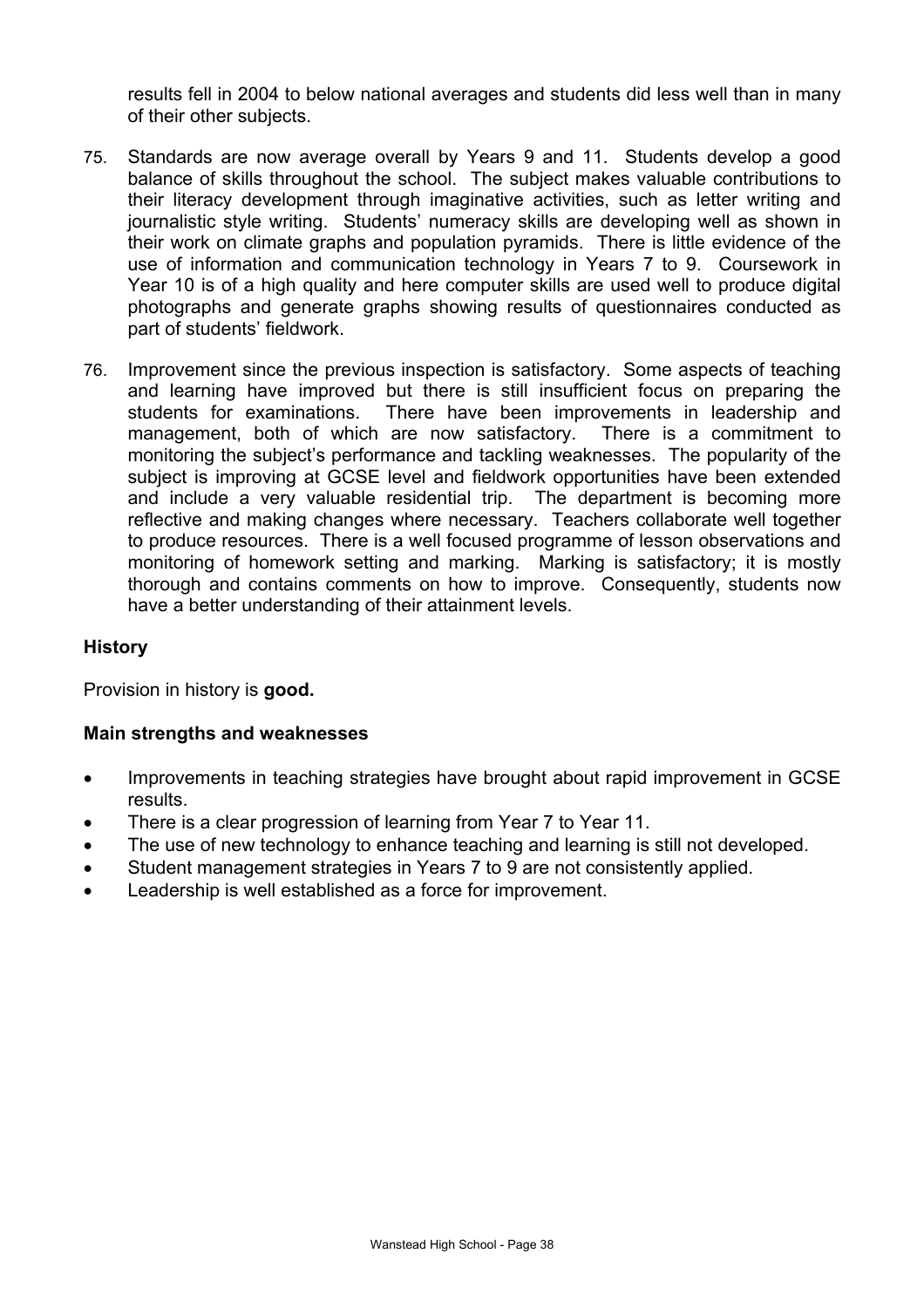results fell in 2004 to below national averages and students did less well than in many of their other subjects.

75. Standards are now average overall by Years 9 and 11. Students develop a good balance of skills throughout the school. The subject makes valuable contributions to their literacy development through imaginative activities, such as letter writing and journalistic style writing. Students' numeracy skills are developing well as shown in their work on climate graphs and population pyramids. There is little evidence of the use of information and communication technology in Years 7 to 9. Coursework in Year 10 is of a high quality and here computer skills are used well to produce digital photographs and generate graphs showing results of questionnaires conducted as part of students' fieldwork.

76. Improvement since the previous inspection is satisfactory. Some aspects of teaching and learning have improved but there is still insufficient focus on preparing the students for examinations. There have been improvements in leadership and management, both of which are now satisfactory. There is a commitment to monitoring the subject's performance and tackling weaknesses. The popularity of the subject is improving at GCSE level and fieldwork opportunities have been extended and include a very valuable residential trip. The department is becoming more reflective and making changes where necessary. Teachers collaborate well together to produce resources. There is a well focused programme of lesson observations and monitoring of homework setting and marking. Marking is satisfactory; it is mostly thorough and contains comments on how to improve. Consequently, students now have a better understanding of their attainment levels.

### History

Provision in history is **good.**

#### Main strengths and weaknesses

- Improvements in teaching strategies have brought about rapid improvement in GCSE results.
- There is a clear progression of learning from Year 7 to Year 11.
- The use of new technology to enhance teaching and learning is still not developed.
- Student management strategies in Years 7 to 9 are not consistently applied.
- Leadership is well established as a force for improvement.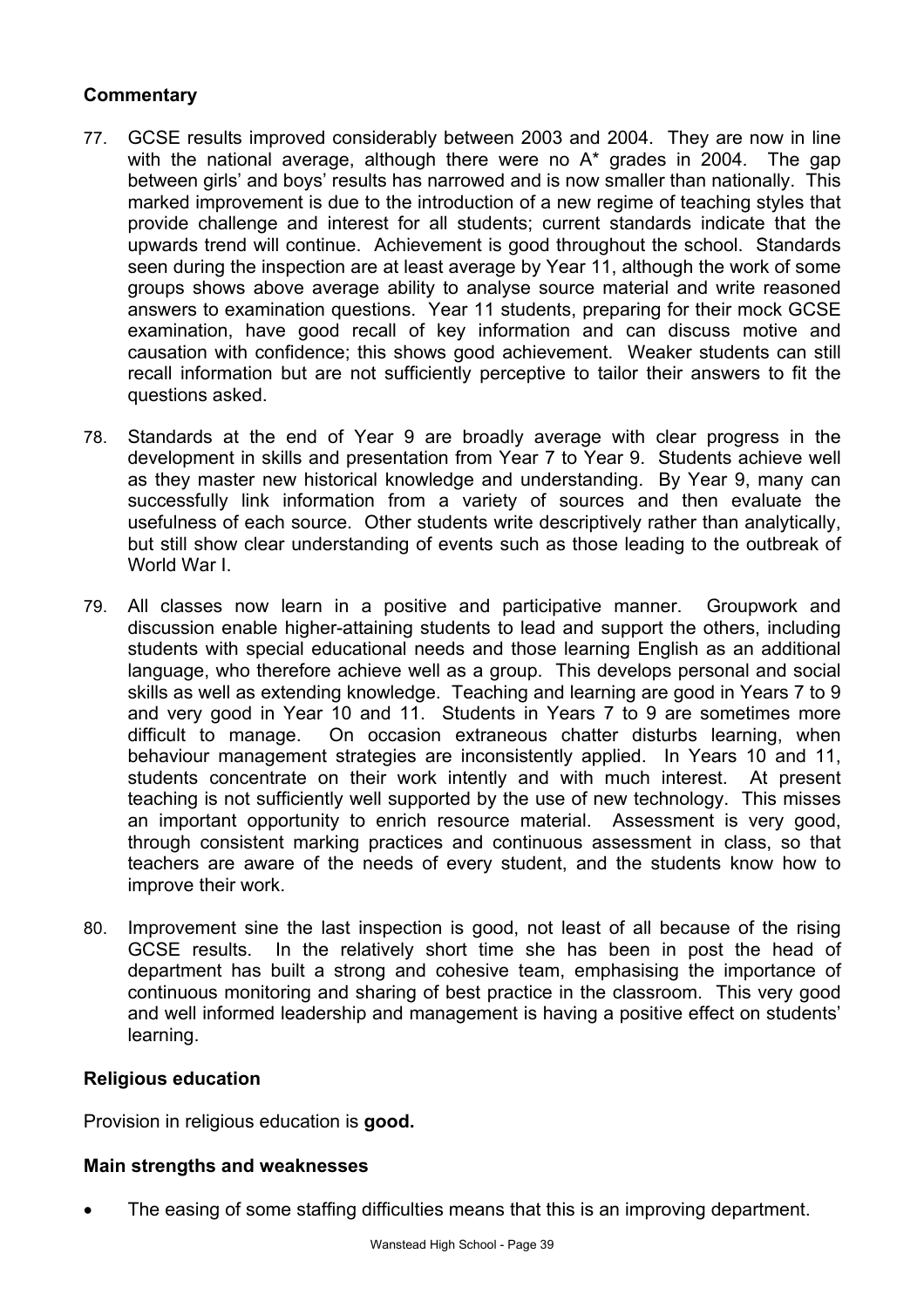### Commentary

77. GCSE results improved considerably between 2003 and 2004. They are now in line with the national average, although there were no A* grades in 2004. The gap between girls' and boys' results has narrowed and is now smaller than nationally. This marked improvement is due to the introduction of a new regime of teaching styles that provide challenge and interest for all students; current standards indicate that the upwards trend will continue. Achievement is good throughout the school. Standards seen during the inspection are at least average by Year 11, although the work of some groups shows above average ability to analyse source material and write reasoned answers to examination questions. Year 11 students, preparing for their mock GCSE examination, have good recall of key information and can discuss motive and causation with confidence; this shows good achievement. Weaker students can still recall information but are not sufficiently perceptive to tailor their answers to fit the questions asked.

78. Standards at the end of Year 9 are broadly average with clear progress in the development in skills and presentation from Year 7 to Year 9. Students achieve well as they master new historical knowledge and understanding. By Year 9, many can successfully link information from a variety of sources and then evaluate the usefulness of each source. Other students write descriptively rather than analytically, but still show clear understanding of events such as those leading to the outbreak of World War I.

79. All classes now learn in a positive and participative manner. Groupwork and discussion enable higher-attaining students to lead and support the others, including students with special educational needs and those learning English as an additional language, who therefore achieve well as a group. This develops personal and social skills as well as extending knowledge. Teaching and learning are good in Years 7 to 9 and very good in Year 10 and 11. Students in Years 7 to 9 are sometimes more difficult to manage. On occasion extraneous chatter disturbs learning, when behaviour management strategies are inconsistently applied. In Years 10 and 11, students concentrate on their work intently and with much interest. At present teaching is not sufficiently well supported by the use of new technology. This misses an important opportunity to enrich resource material. Assessment is very good, through consistent marking practices and continuous assessment in class, so that teachers are aware of the needs of every student, and the students know how to improve their work.

80. Improvement sine the last inspection is good, not least of all because of the rising GCSE results. In the relatively short time she has been in post the head of department has built a strong and cohesive team, emphasising the importance of continuous monitoring and sharing of best practice in the classroom. This very good and well informed leadership and management is having a positive effect on students' learning.

### Religious education

Provision in religious education is **good.**

### Main strengths and weaknesses

- The easing of some staffing difficulties means that this is an improving department.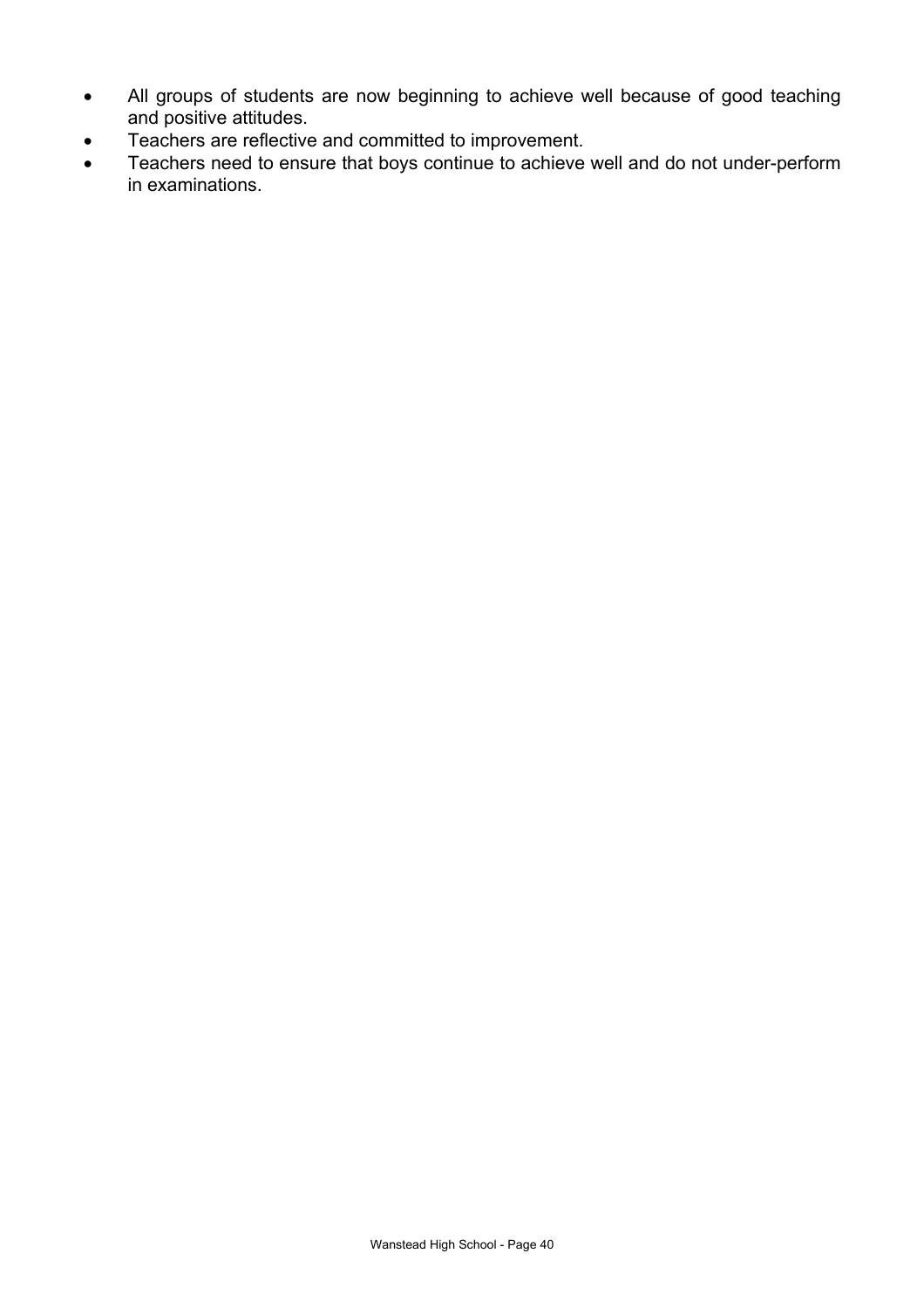- All groups of students are now beginning to achieve well because of good teaching and positive attitudes.
- Teachers are reflective and committed to improvement.
- Teachers need to ensure that boys continue to achieve well and do not under-perform in examinations.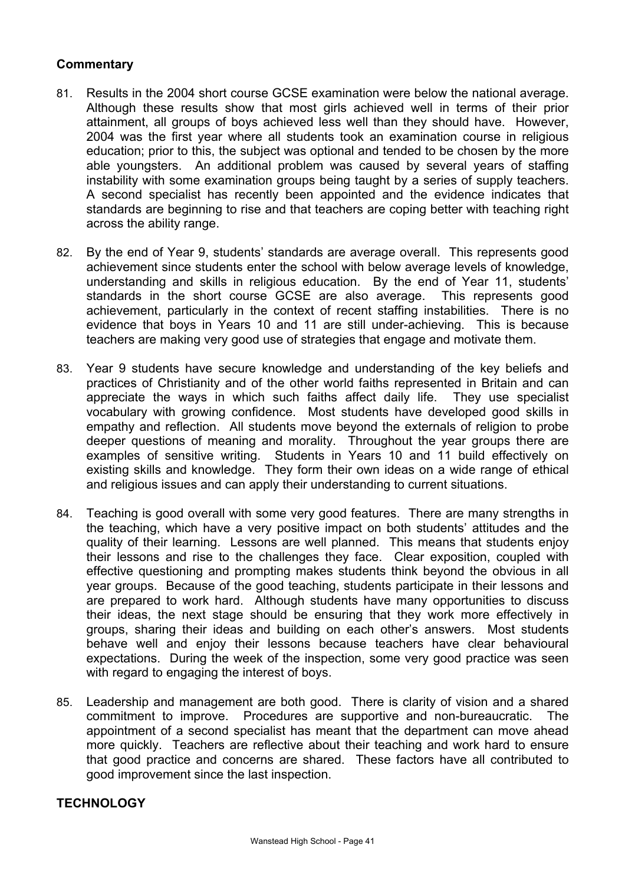**Commentary**

81. Results in the 2004 short course GCSE examination were below the national average. Although these results show that most girls achieved well in terms of their prior attainment, all groups of boys achieved less well than they should have. However, 2004 was the first year where all students took an examination course in religious education; prior to this, the subject was optional and tended to be chosen by the more able youngsters. An additional problem was caused by several years of staffing instability with some examination groups being taught by a series of supply teachers. A second specialist has recently been appointed and the evidence indicates that standards are beginning to rise and that teachers are coping better with teaching right across the ability range.

82. By the end of Year 9, students' standards are average overall. This represents good achievement since students enter the school with below average levels of knowledge, understanding and skills in religious education. By the end of Year 11, students' standards in the short course GCSE are also average. This represents good achievement, particularly in the context of recent staffing instabilities. There is no evidence that boys in Years 10 and 11 are still under-achieving. This is because teachers are making very good use of strategies that engage and motivate them.

83. Year 9 students have secure knowledge and understanding of the key beliefs and practices of Christianity and of the other world faiths represented in Britain and can appreciate the ways in which such faiths affect daily life. They use specialist vocabulary with growing confidence. Most students have developed good skills in empathy and reflection. All students move beyond the externals of religion to probe deeper questions of meaning and morality. Throughout the year groups there are examples of sensitive writing. Students in Years 10 and 11 build effectively on existing skills and knowledge. They form their own ideas on a wide range of ethical and religious issues and can apply their understanding to current situations.

84. Teaching is good overall with some very good features. There are many strengths in the teaching, which have a very positive impact on both students' attitudes and the quality of their learning. Lessons are well planned. This means that students enjoy their lessons and rise to the challenges they face. Clear exposition, coupled with effective questioning and prompting makes students think beyond the obvious in all year groups. Because of the good teaching, students participate in their lessons and are prepared to work hard. Although students have many opportunities to discuss their ideas, the next stage should be ensuring that they work more effectively in groups, sharing their ideas and building on each other's answers. Most students behave well and enjoy their lessons because teachers have clear behavioural expectations. During the week of the inspection, some very good practice was seen with regard to engaging the interest of boys.

85. Leadership and management are both good. There is clarity of vision and a shared commitment to improve. Procedures are supportive and non-bureaucratic. The appointment of a second specialist has meant that the department can move ahead more quickly. Teachers are reflective about their teaching and work hard to ensure that good practice and concerns are shared. These factors have all contributed to good improvement since the last inspection.

## TECHNOLOGY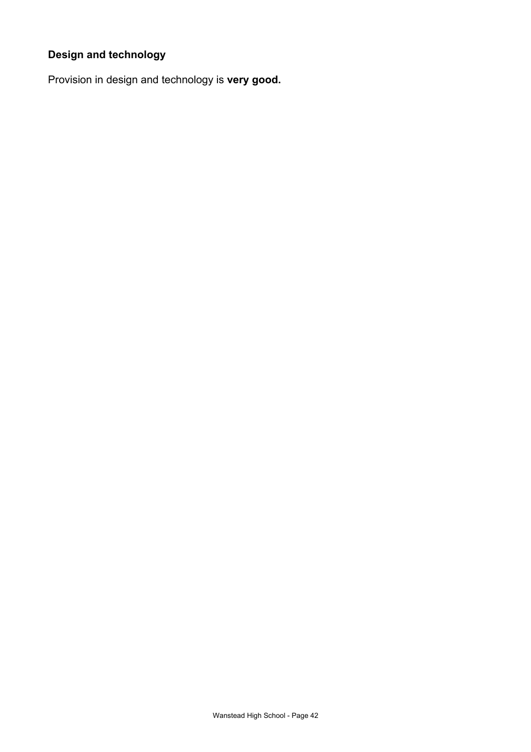### Design and technology

Provision in design and technology is **very good.**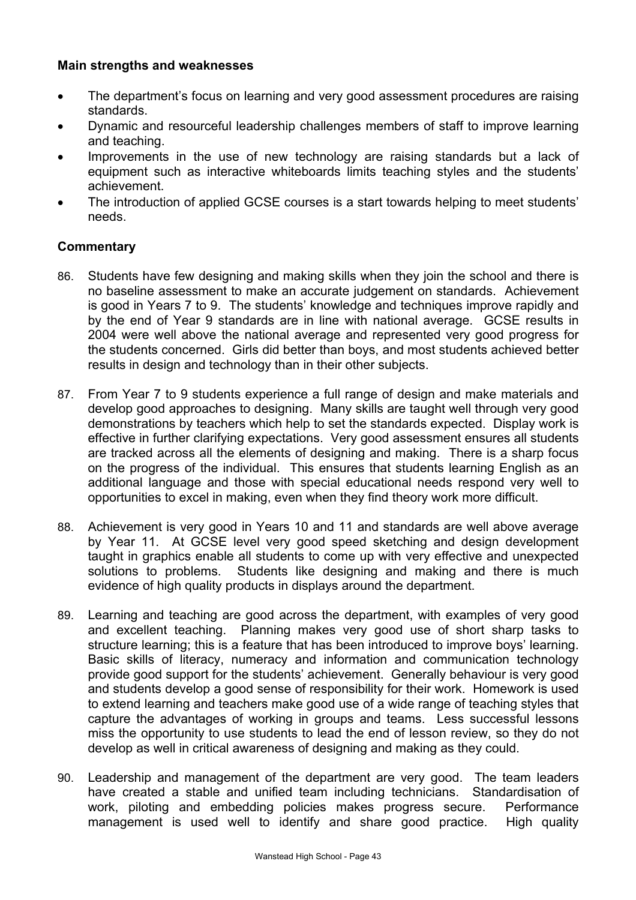**Main strengths and weaknesses**

- The department's focus on learning and very good assessment procedures are raising standards.
- Dynamic and resourceful leadership challenges members of staff to improve learning and teaching.
- Improvements in the use of new technology are raising standards but a lack of equipment such as interactive whiteboards limits teaching styles and the students' achievement.
- The introduction of applied GCSE courses is a start towards helping to meet students' needs.

**Commentary**

86. Students have few designing and making skills when they join the school and there is no baseline assessment to make an accurate judgement on standards. Achievement is good in Years 7 to 9. The students' knowledge and techniques improve rapidly and by the end of Year 9 standards are in line with national average. GCSE results in 2004 were well above the national average and represented very good progress for the students concerned. Girls did better than boys, and most students achieved better results in design and technology than in their other subjects.

87. From Year 7 to 9 students experience a full range of design and make materials and develop good approaches to designing. Many skills are taught well through very good demonstrations by teachers which help to set the standards expected. Display work is effective in further clarifying expectations. Very good assessment ensures all students are tracked across all the elements of designing and making. There is a sharp focus on the progress of the individual. This ensures that students learning English as an additional language and those with special educational needs respond very well to opportunities to excel in making, even when they find theory work more difficult.

88. Achievement is very good in Years 10 and 11 and standards are well above average by Year 11. At GCSE level very good speed sketching and design development taught in graphics enable all students to come up with very effective and unexpected solutions to problems. Students like designing and making and there is much evidence of high quality products in displays around the department.

89. Learning and teaching are good across the department, with examples of very good and excellent teaching. Planning makes very good use of short sharp tasks to structure learning; this is a feature that has been introduced to improve boys' learning. Basic skills of literacy, numeracy and information and communication technology provide good support for the students' achievement. Generally behaviour is very good and students develop a good sense of responsibility for their work. Homework is used to extend learning and teachers make good use of a wide range of teaching styles that capture the advantages of working in groups and teams. Less successful lessons miss the opportunity to use students to lead the end of lesson review, so they do not develop as well in critical awareness of designing and making as they could.

90. Leadership and management of the department are very good. The team leaders have created a stable and unified team including technicians. Standardisation of work, piloting and embedding policies makes progress secure. Performance management is used well to identify and share good practice. High quality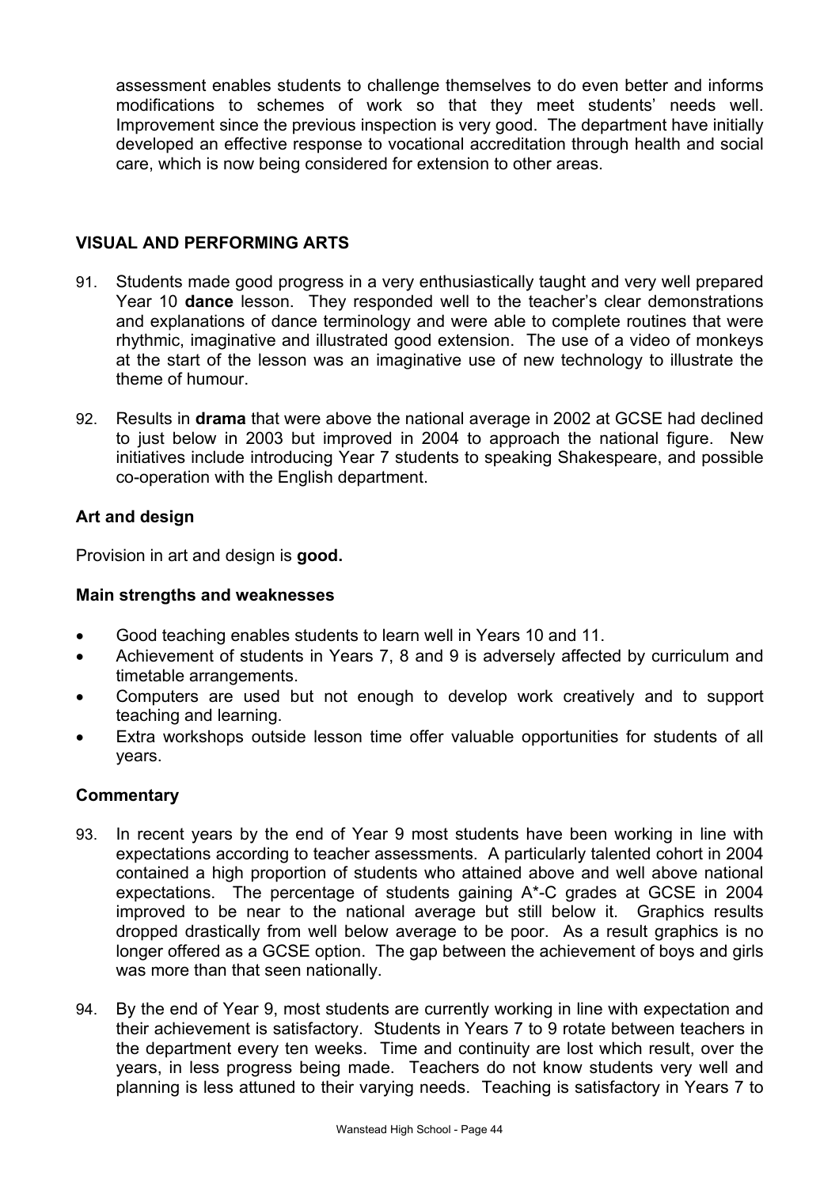assessment enables students to challenge themselves to do even better and informs modifications to schemes of work so that they meet students' needs well. Improvement since the previous inspection is very good. The department have initially developed an effective response to vocational accreditation through health and social care, which is now being considered for extension to other areas.

## VISUAL AND PERFORMING ARTS

91. Students made good progress in a very enthusiastically taught and very well prepared Year 10 **dance** lesson. They responded well to the teacher's clear demonstrations and explanations of dance terminology and were able to complete routines that were rhythmic, imaginative and illustrated good extension. The use of a video of monkeys at the start of the lesson was an imaginative use of new technology to illustrate the theme of humour.

92. Results in **drama** that were above the national average in 2002 at GCSE had declined to just below in 2003 but improved in 2004 to approach the national figure. New initiatives include introducing Year 7 students to speaking Shakespeare, and possible co-operation with the English department.

### Art and design

Provision in art and design is **good.**

### Main strengths and weaknesses

- Good teaching enables students to learn well in Years 10 and 11.
- Achievement of students in Years 7, 8 and 9 is adversely affected by curriculum and timetable arrangements.
- Computers are used but not enough to develop work creatively and to support teaching and learning.
- Extra workshops outside lesson time offer valuable opportunities for students of all years.

### Commentary

93. In recent years by the end of Year 9 most students have been working in line with expectations according to teacher assessments. A particularly talented cohort in 2004 contained a high proportion of students who attained above and well above national expectations. The percentage of students gaining A*-C grades at GCSE in 2004 improved to be near to the national average but still below it. Graphics results dropped drastically from well below average to be poor. As a result graphics is no longer offered as a GCSE option. The gap between the achievement of boys and girls was more than that seen nationally.

94. By the end of Year 9, most students are currently working in line with expectation and their achievement is satisfactory. Students in Years 7 to 9 rotate between teachers in the department every ten weeks. Time and continuity are lost which result, over the years, in less progress being made. Teachers do not know students very well and planning is less attuned to their varying needs. Teaching is satisfactory in Years 7 to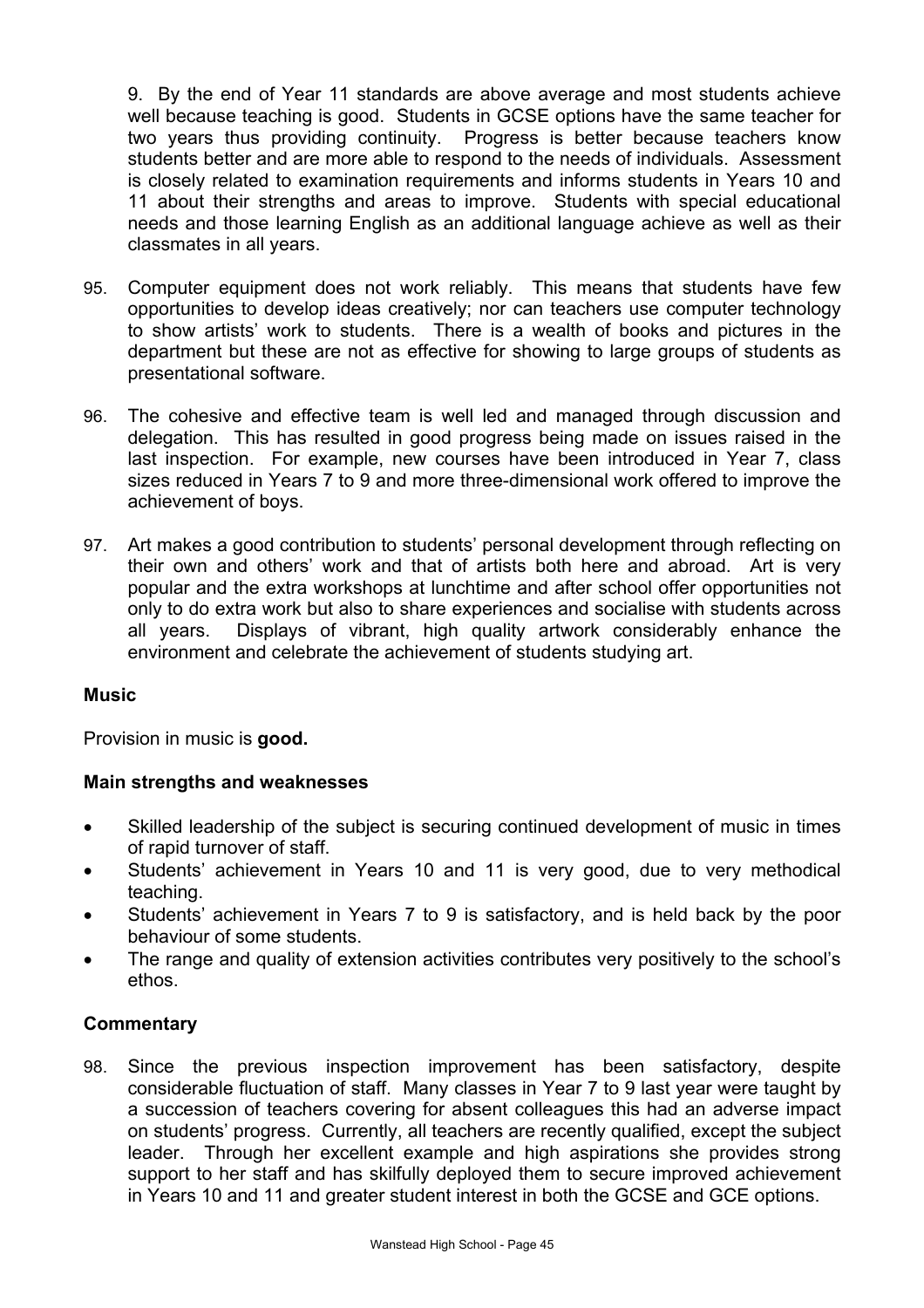9. By the end of Year 11 standards are above average and most students achieve well because teaching is good. Students in GCSE options have the same teacher for two years thus providing continuity. Progress is better because teachers know students better and are more able to respond to the needs of individuals. Assessment is closely related to examination requirements and informs students in Years 10 and 11 about their strengths and areas to improve. Students with special educational needs and those learning English as an additional language achieve as well as their classmates in all years.

95. Computer equipment does not work reliably. This means that students have few opportunities to develop ideas creatively; nor can teachers use computer technology to show artists' work to students. There is a wealth of books and pictures in the department but these are not as effective for showing to large groups of students as presentational software.

96. The cohesive and effective team is well led and managed through discussion and delegation. This has resulted in good progress being made on issues raised in the last inspection. For example, new courses have been introduced in Year 7, class sizes reduced in Years 7 to 9 and more three-dimensional work offered to improve the achievement of boys.

97. Art makes a good contribution to students' personal development through reflecting on their own and others' work and that of artists both here and abroad. Art is very popular and the extra workshops at lunchtime and after school offer opportunities not only to do extra work but also to share experiences and socialise with students across all years. Displays of vibrant, high quality artwork considerably enhance the environment and celebrate the achievement of students studying art.

**Music**

Provision in music is **good.**

**Main strengths and weaknesses**

- Skilled leadership of the subject is securing continued development of music in times of rapid turnover of staff.
- Students' achievement in Years 10 and 11 is very good, due to very methodical teaching.
- Students' achievement in Years 7 to 9 is satisfactory, and is held back by the poor behaviour of some students.
- The range and quality of extension activities contributes very positively to the school's ethos.

**Commentary**

98. Since the previous inspection improvement has been satisfactory, despite considerable fluctuation of staff. Many classes in Year 7 to 9 last year were taught by a succession of teachers covering for absent colleagues this had an adverse impact on students' progress. Currently, all teachers are recently qualified, except the subject leader. Through her excellent example and high aspirations she provides strong support to her staff and has skilfully deployed them to secure improved achievement in Years 10 and 11 and greater student interest in both the GCSE and GCE options.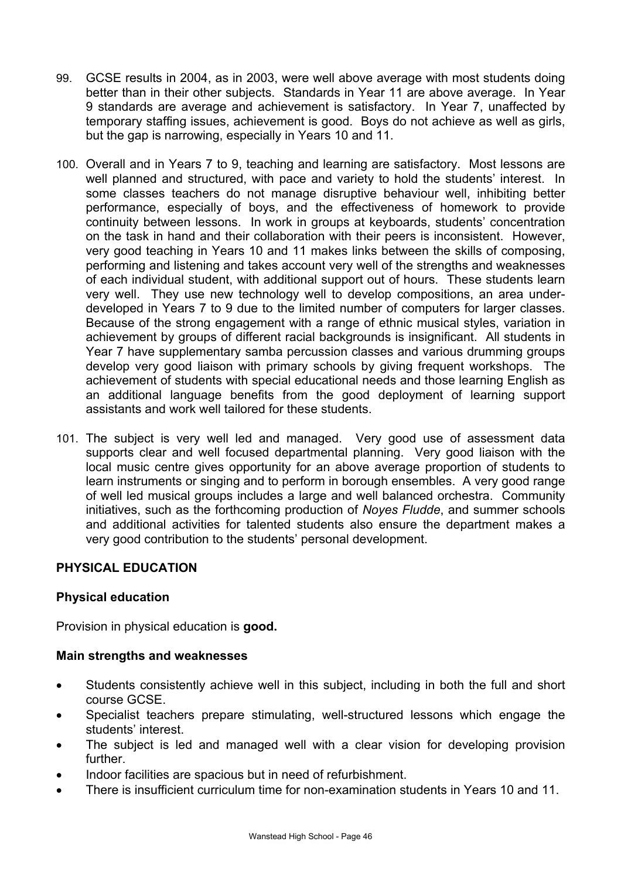99. GCSE results in 2004, as in 2003, were well above average with most students doing better than in their other subjects. Standards in Year 11 are above average. In Year 9 standards are average and achievement is satisfactory. In Year 7, unaffected by temporary staffing issues, achievement is good. Boys do not achieve as well as girls, but the gap is narrowing, especially in Years 10 and 11.

100. Overall and in Years 7 to 9, teaching and learning are satisfactory. Most lessons are well planned and structured, with pace and variety to hold the students' interest. In some classes teachers do not manage disruptive behaviour well, inhibiting better performance, especially of boys, and the effectiveness of homework to provide continuity between lessons. In work in groups at keyboards, students' concentration on the task in hand and their collaboration with their peers is inconsistent. However, very good teaching in Years 10 and 11 makes links between the skills of composing, performing and listening and takes account very well of the strengths and weaknesses of each individual student, with additional support out of hours. These students learn very well. They use new technology well to develop compositions, an area under-developed in Years 7 to 9 due to the limited number of computers for larger classes. Because of the strong engagement with a range of ethnic musical styles, variation in achievement by groups of different racial backgrounds is insignificant. All students in Year 7 have supplementary samba percussion classes and various drumming groups develop very good liaison with primary schools by giving frequent workshops. The achievement of students with special educational needs and those learning English as an additional language benefits from the good deployment of learning support assistants and work well tailored for these students.

101. The subject is very well led and managed. Very good use of assessment data supports clear and well focused departmental planning. Very good liaison with the local music centre gives opportunity for an above average proportion of students to learn instruments or singing and to perform in borough ensembles. A very good range of well led musical groups includes a large and well balanced orchestra. Community initiatives, such as the forthcoming production of *Noyes Fludde*, and summer schools and additional activities for talented students also ensure the department makes a very good contribution to the students' personal development.

## PHYSICAL EDUCATION

### Physical education

Provision in physical education is **good.**

### Main strengths and weaknesses

- Students consistently achieve well in this subject, including in both the full and short course GCSE.
- Specialist teachers prepare stimulating, well-structured lessons which engage the students' interest.
- The subject is led and managed well with a clear vision for developing provision further.
- Indoor facilities are spacious but in need of refurbishment.
- There is insufficient curriculum time for non-examination students in Years 10 and 11.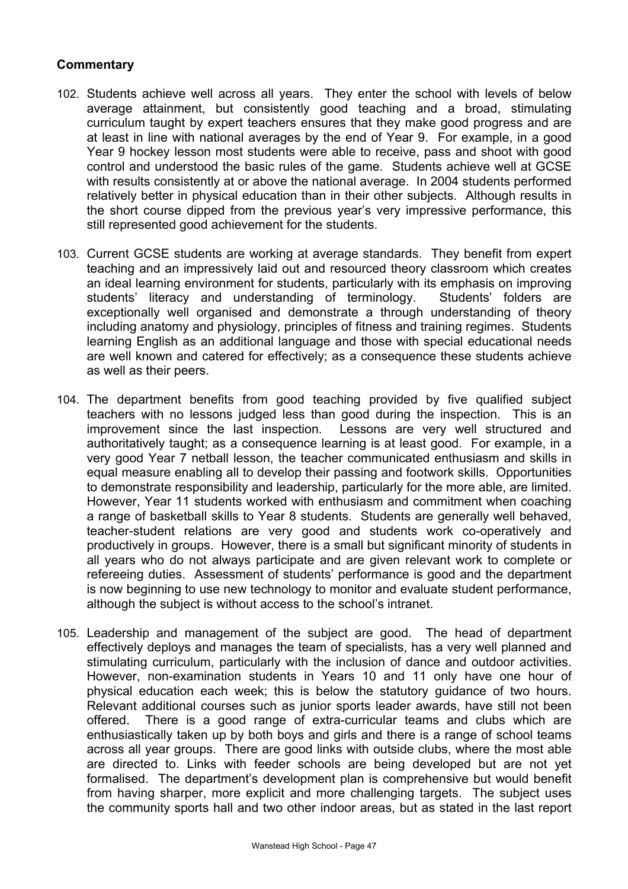**Commentary**

102. Students achieve well across all years. They enter the school with levels of below average attainment, but consistently good teaching and a broad, stimulating curriculum taught by expert teachers ensures that they make good progress and are at least in line with national averages by the end of Year 9. For example, in a good Year 9 hockey lesson most students were able to receive, pass and shoot with good control and understood the basic rules of the game. Students achieve well at GCSE with results consistently at or above the national average. In 2004 students performed relatively better in physical education than in their other subjects. Although results in the short course dipped from the previous year's very impressive performance, this still represented good achievement for the students.

103. Current GCSE students are working at average standards. They benefit from expert teaching and an impressively laid out and resourced theory classroom which creates an ideal learning environment for students, particularly with its emphasis on improving students' literacy and understanding of terminology. Students' folders are exceptionally well organised and demonstrate a through understanding of theory including anatomy and physiology, principles of fitness and training regimes. Students learning English as an additional language and those with special educational needs are well known and catered for effectively; as a consequence these students achieve as well as their peers.

104. The department benefits from good teaching provided by five qualified subject teachers with no lessons judged less than good during the inspection. This is an improvement since the last inspection. Lessons are very well structured and authoritatively taught; as a consequence learning is at least good. For example, in a very good Year 7 netball lesson, the teacher communicated enthusiasm and skills in equal measure enabling all to develop their passing and footwork skills. Opportunities to demonstrate responsibility and leadership, particularly for the more able, are limited. However, Year 11 students worked with enthusiasm and commitment when coaching a range of basketball skills to Year 8 students. Students are generally well behaved, teacher-student relations are very good and students work co-operatively and productively in groups. However, there is a small but significant minority of students in all years who do not always participate and are given relevant work to complete or refereeing duties. Assessment of students' performance is good and the department is now beginning to use new technology to monitor and evaluate student performance, although the subject is without access to the school's intranet.

105. Leadership and management of the subject are good. The head of department effectively deploys and manages the team of specialists, has a very well planned and stimulating curriculum, particularly with the inclusion of dance and outdoor activities. However, non-examination students in Years 10 and 11 only have one hour of physical education each week; this is below the statutory guidance of two hours. Relevant additional courses such as junior sports leader awards, have still not been offered. There is a good range of extra-curricular teams and clubs which are enthusiastically taken up by both boys and girls and there is a range of school teams across all year groups. There are good links with outside clubs, where the most able are directed to. Links with feeder schools are being developed but are not yet formalised. The department's development plan is comprehensive but would benefit from having sharper, more explicit and more challenging targets. The subject uses the community sports hall and two other indoor areas, but as stated in the last report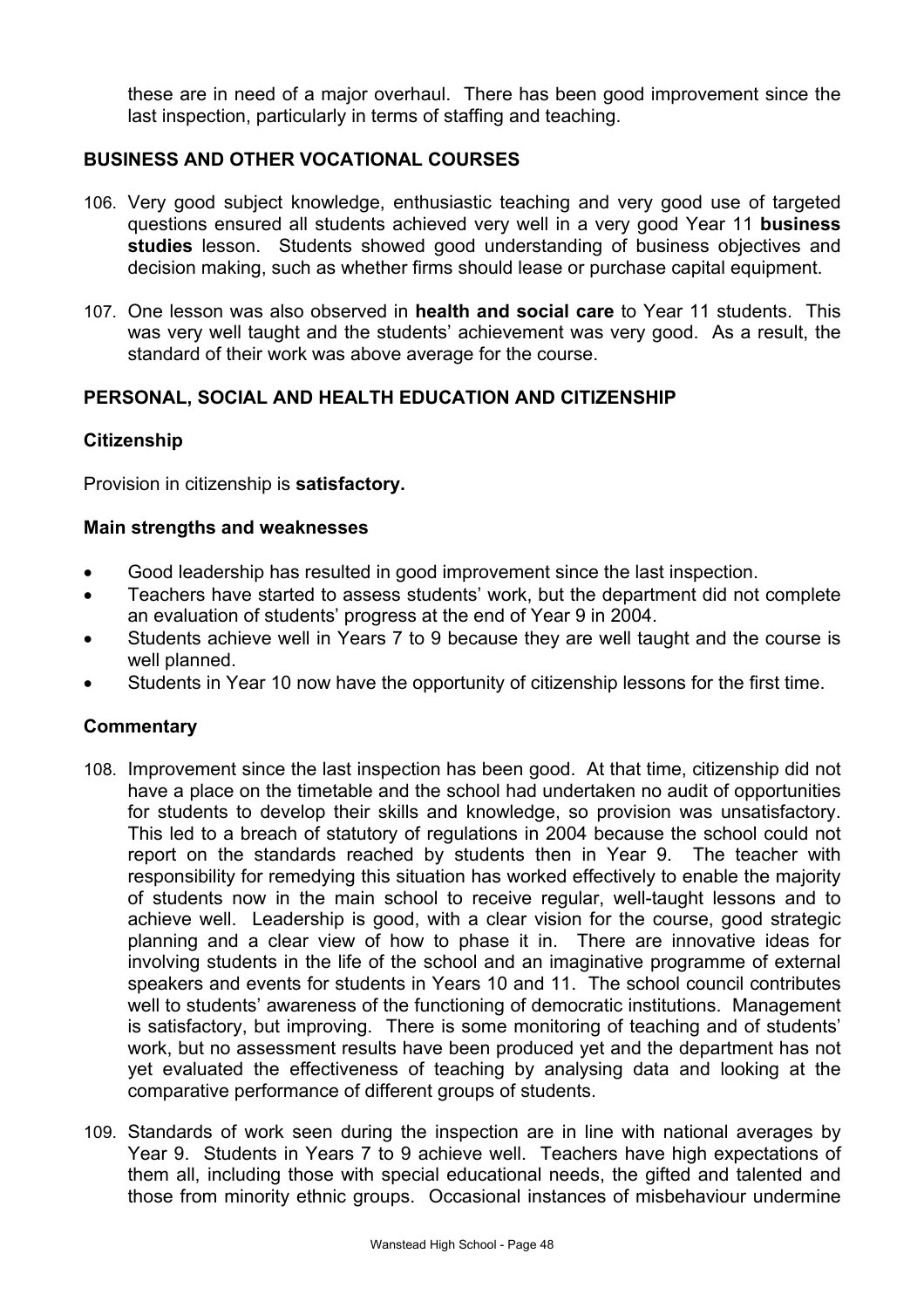these are in need of a major overhaul. There has been good improvement since the last inspection, particularly in terms of staffing and teaching.

## BUSINESS AND OTHER VOCATIONAL COURSES

106. Very good subject knowledge, enthusiastic teaching and very good use of targeted questions ensured all students achieved very well in a very good Year 11 **business studies** lesson. Students showed good understanding of business objectives and decision making, such as whether firms should lease or purchase capital equipment.

107. One lesson was also observed in **health and social care** to Year 11 students. This was very well taught and the students' achievement was very good. As a result, the standard of their work was above average for the course.

## PERSONAL, SOCIAL AND HEALTH EDUCATION AND CITIZENSHIP

### Citizenship

Provision in citizenship is **satisfactory.**

### Main strengths and weaknesses

- Good leadership has resulted in good improvement since the last inspection.
- Teachers have started to assess students' work, but the department did not complete an evaluation of students' progress at the end of Year 9 in 2004.
- Students achieve well in Years 7 to 9 because they are well taught and the course is well planned.
- Students in Year 10 now have the opportunity of citizenship lessons for the first time.

### Commentary

108. Improvement since the last inspection has been good. At that time, citizenship did not have a place on the timetable and the school had undertaken no audit of opportunities for students to develop their skills and knowledge, so provision was unsatisfactory. This led to a breach of statutory of regulations in 2004 because the school could not report on the standards reached by students then in Year 9. The teacher with responsibility for remedying this situation has worked effectively to enable the majority of students now in the main school to receive regular, well-taught lessons and to achieve well. Leadership is good, with a clear vision for the course, good strategic planning and a clear view of how to phase it in. There are innovative ideas for involving students in the life of the school and an imaginative programme of external speakers and events for students in Years 10 and 11. The school council contributes well to students' awareness of the functioning of democratic institutions. Management is satisfactory, but improving. There is some monitoring of teaching and of students' work, but no assessment results have been produced yet and the department has not yet evaluated the effectiveness of teaching by analysing data and looking at the comparative performance of different groups of students.

109. Standards of work seen during the inspection are in line with national averages by Year 9. Students in Years 7 to 9 achieve well. Teachers have high expectations of them all, including those with special educational needs, the gifted and talented and those from minority ethnic groups. Occasional instances of misbehaviour undermine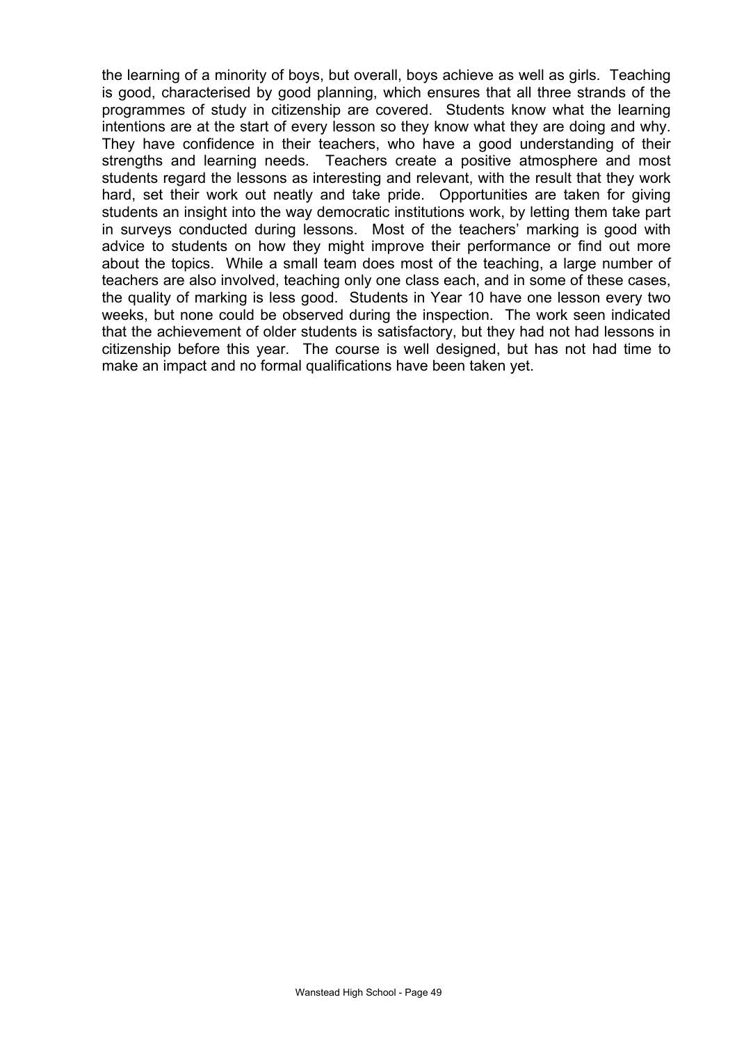the learning of a minority of boys, but overall, boys achieve as well as girls. Teaching is good, characterised by good planning, which ensures that all three strands of the programmes of study in citizenship are covered. Students know what the learning intentions are at the start of every lesson so they know what they are doing and why. They have confidence in their teachers, who have a good understanding of their strengths and learning needs. Teachers create a positive atmosphere and most students regard the lessons as interesting and relevant, with the result that they work hard, set their work out neatly and take pride. Opportunities are taken for giving students an insight into the way democratic institutions work, by letting them take part in surveys conducted during lessons. Most of the teachers' marking is good with advice to students on how they might improve their performance or find out more about the topics. While a small team does most of the teaching, a large number of teachers are also involved, teaching only one class each, and in some of these cases, the quality of marking is less good. Students in Year 10 have one lesson every two weeks, but none could be observed during the inspection. The work seen indicated that the achievement of older students is satisfactory, but they had not had lessons in citizenship before this year. The course is well designed, but has not had time to make an impact and no formal qualifications have been taken yet.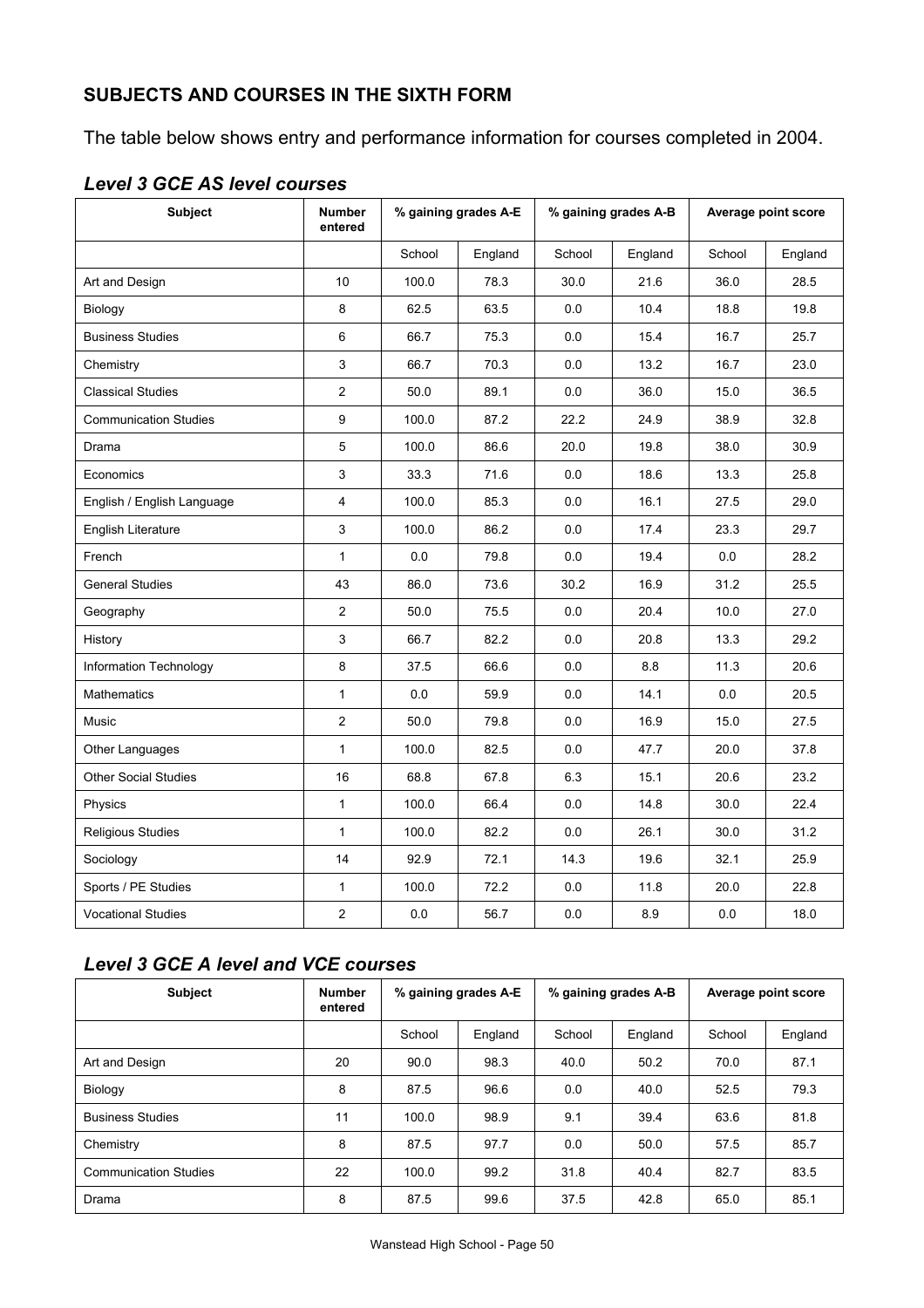## SUBJECTS AND COURSES IN THE SIXTH FORM

The table below shows entry and performance information for courses completed in 2004.

### *Level 3 GCE AS level courses*

| Subject | Number entered | % gaining grades A-E | | % gaining grades A-B | | Average point score | |
|---|---|---|---|---|---|---|---|
| | | School | England | School | England | School | England |
| Art and Design | 10 | 100.0 | 78.3 | 30.0 | 21.6 | 36.0 | 28.5 |
| Biology | 8 | 62.5 | 63.5 | 0.0 | 10.4 | 18.8 | 19.8 |
| Business Studies | 6 | 66.7 | 75.3 | 0.0 | 15.4 | 16.7 | 25.7 |
| Chemistry | 3 | 66.7 | 70.3 | 0.0 | 13.2 | 16.7 | 23.0 |
| Classical Studies | 2 | 50.0 | 89.1 | 0.0 | 36.0 | 15.0 | 36.5 |
| Communication Studies | 9 | 100.0 | 87.2 | 22.2 | 24.9 | 38.9 | 32.8 |
| Drama | 5 | 100.0 | 86.6 | 20.0 | 19.8 | 38.0 | 30.9 |
| Economics | 3 | 33.3 | 71.6 | 0.0 | 18.6 | 13.3 | 25.8 |
| English / English Language | 4 | 100.0 | 85.3 | 0.0 | 16.1 | 27.5 | 29.0 |
| English Literature | 3 | 100.0 | 86.2 | 0.0 | 17.4 | 23.3 | 29.7 |
| French | 1 | 0.0 | 79.8 | 0.0 | 19.4 | 0.0 | 28.2 |
| General Studies | 43 | 86.0 | 73.6 | 30.2 | 16.9 | 31.2 | 25.5 |
| Geography | 2 | 50.0 | 75.5 | 0.0 | 20.4 | 10.0 | 27.0 |
| History | 3 | 66.7 | 82.2 | 0.0 | 20.8 | 13.3 | 29.2 |
| Information Technology | 8 | 37.5 | 66.6 | 0.0 | 8.8 | 11.3 | 20.6 |
| Mathematics | 1 | 0.0 | 59.9 | 0.0 | 14.1 | 0.0 | 20.5 |
| Music | 2 | 50.0 | 79.8 | 0.0 | 16.9 | 15.0 | 27.5 |
| Other Languages | 1 | 100.0 | 82.5 | 0.0 | 47.7 | 20.0 | 37.8 |
| Other Social Studies | 16 | 68.8 | 67.8 | 6.3 | 15.1 | 20.6 | 23.2 |
| Physics | 1 | 100.0 | 66.4 | 0.0 | 14.8 | 30.0 | 22.4 |
| Religious Studies | 1 | 100.0 | 82.2 | 0.0 | 26.1 | 30.0 | 31.2 |
| Sociology | 14 | 92.9 | 72.1 | 14.3 | 19.6 | 32.1 | 25.9 |
| Sports / PE Studies | 1 | 100.0 | 72.2 | 0.0 | 11.8 | 20.0 | 22.8 |
| Vocational Studies | 2 | 0.0 | 56.7 | 0.0 | 8.9 | 0.0 | 18.0 |

### *Level 3 GCE A level and VCE courses*

| Subject | Number entered | % gaining grades A-E | | % gaining grades A-B | | Average point score | |
|---|---|---|---|---|---|---|---|
| | | School | England | School | England | School | England |
| Art and Design | 20 | 90.0 | 98.3 | 40.0 | 50.2 | 70.0 | 87.1 |
| Biology | 8 | 87.5 | 96.6 | 0.0 | 40.0 | 52.5 | 79.3 |
| Business Studies | 11 | 100.0 | 98.9 | 9.1 | 39.4 | 63.6 | 81.8 |
| Chemistry | 8 | 87.5 | 97.7 | 0.0 | 50.0 | 57.5 | 85.7 |
| Communication Studies | 22 | 100.0 | 99.2 | 31.8 | 40.4 | 82.7 | 83.5 |
| Drama | 8 | 87.5 | 99.6 | 37.5 | 42.8 | 65.0 | 85.1 |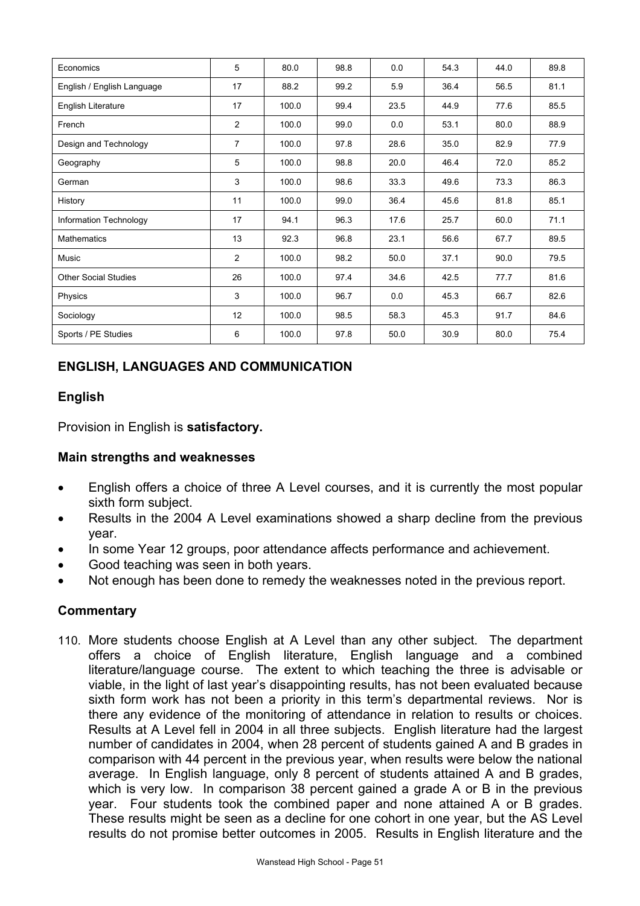| | | | | | | | |
|---|---|---|---|---|---|---|---|
| Economics | 5 | 80.0 | 98.8 | 0.0 | 54.3 | 44.0 | 89.8 |
| English / English Language | 17 | 88.2 | 99.2 | 5.9 | 36.4 | 56.5 | 81.1 |
| English Literature | 17 | 100.0 | 99.4 | 23.5 | 44.9 | 77.6 | 85.5 |
| French | 2 | 100.0 | 99.0 | 0.0 | 53.1 | 80.0 | 88.9 |
| Design and Technology | 7 | 100.0 | 97.8 | 28.6 | 35.0 | 82.9 | 77.9 |
| Geography | 5 | 100.0 | 98.8 | 20.0 | 46.4 | 72.0 | 85.2 |
| German | 3 | 100.0 | 98.6 | 33.3 | 49.6 | 73.3 | 86.3 |
| History | 11 | 100.0 | 99.0 | 36.4 | 45.6 | 81.8 | 85.1 |
| Information Technology | 17 | 94.1 | 96.3 | 17.6 | 25.7 | 60.0 | 71.1 |
| Mathematics | 13 | 92.3 | 96.8 | 23.1 | 56.6 | 67.7 | 89.5 |
| Music | 2 | 100.0 | 98.2 | 50.0 | 37.1 | 90.0 | 79.5 |
| Other Social Studies | 26 | 100.0 | 97.4 | 34.6 | 42.5 | 77.7 | 81.6 |
| Physics | 3 | 100.0 | 96.7 | 0.0 | 45.3 | 66.7 | 82.6 |
| Sociology | 12 | 100.0 | 98.5 | 58.3 | 45.3 | 91.7 | 84.6 |
| Sports / PE Studies | 6 | 100.0 | 97.8 | 50.0 | 30.9 | 80.0 | 75.4 |

## ENGLISH, LANGUAGES AND COMMUNICATION

### English

Provision in English is **satisfactory.**

### Main strengths and weaknesses

- English offers a choice of three A Level courses, and it is currently the most popular sixth form subject.
- Results in the 2004 A Level examinations showed a sharp decline from the previous year.
- In some Year 12 groups, poor attendance affects performance and achievement.
- Good teaching was seen in both years.
- Not enough has been done to remedy the weaknesses noted in the previous report.

### Commentary

110. More students choose English at A Level than any other subject. The department offers a choice of English literature, English language and a combined literature/language course. The extent to which teaching the three is advisable or viable, in the light of last year's disappointing results, has not been evaluated because sixth form work has not been a priority in this term's departmental reviews. Nor is there any evidence of the monitoring of attendance in relation to results or choices. Results at A Level fell in 2004 in all three subjects. English literature had the largest number of candidates in 2004, when 28 percent of students gained A and B grades in comparison with 44 percent in the previous year, when results were below the national average. In English language, only 8 percent of students attained A and B grades, which is very low. In comparison 38 percent gained a grade A or B in the previous year. Four students took the combined paper and none attained A or B grades. These results might be seen as a decline for one cohort in one year, but the AS Level results do not promise better outcomes in 2005. Results in English literature and the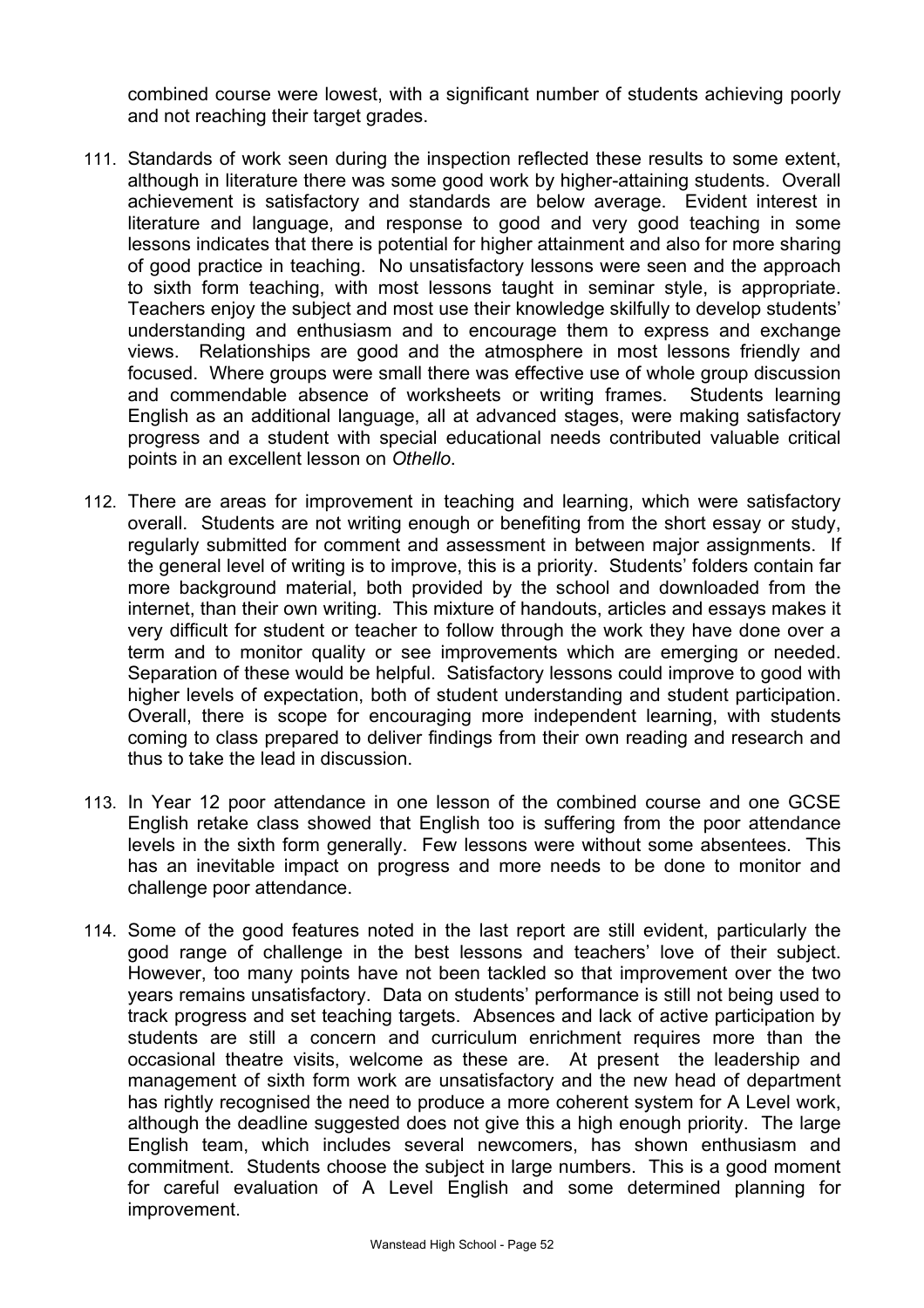combined course were lowest, with a significant number of students achieving poorly and not reaching their target grades.

111. Standards of work seen during the inspection reflected these results to some extent, although in literature there was some good work by higher-attaining students. Overall achievement is satisfactory and standards are below average. Evident interest in literature and language, and response to good and very good teaching in some lessons indicates that there is potential for higher attainment and also for more sharing of good practice in teaching. No unsatisfactory lessons were seen and the approach to sixth form teaching, with most lessons taught in seminar style, is appropriate. Teachers enjoy the subject and most use their knowledge skilfully to develop students' understanding and enthusiasm and to encourage them to express and exchange views. Relationships are good and the atmosphere in most lessons friendly and focused. Where groups were small there was effective use of whole group discussion and commendable absence of worksheets or writing frames. Students learning English as an additional language, all at advanced stages, were making satisfactory progress and a student with special educational needs contributed valuable critical points in an excellent lesson on *Othello*.

112. There are areas for improvement in teaching and learning, which were satisfactory overall. Students are not writing enough or benefiting from the short essay or study, regularly submitted for comment and assessment in between major assignments. If the general level of writing is to improve, this is a priority. Students' folders contain far more background material, both provided by the school and downloaded from the internet, than their own writing. This mixture of handouts, articles and essays makes it very difficult for student or teacher to follow through the work they have done over a term and to monitor quality or see improvements which are emerging or needed. Separation of these would be helpful. Satisfactory lessons could improve to good with higher levels of expectation, both of student understanding and student participation. Overall, there is scope for encouraging more independent learning, with students coming to class prepared to deliver findings from their own reading and research and thus to take the lead in discussion.

113. In Year 12 poor attendance in one lesson of the combined course and one GCSE English retake class showed that English too is suffering from the poor attendance levels in the sixth form generally. Few lessons were without some absentees. This has an inevitable impact on progress and more needs to be done to monitor and challenge poor attendance.

114. Some of the good features noted in the last report are still evident, particularly the good range of challenge in the best lessons and teachers' love of their subject. However, too many points have not been tackled so that improvement over the two years remains unsatisfactory. Data on students' performance is still not being used to track progress and set teaching targets. Absences and lack of active participation by students are still a concern and curriculum enrichment requires more than the occasional theatre visits, welcome as these are. At present the leadership and management of sixth form work are unsatisfactory and the new head of department has rightly recognised the need to produce a more coherent system for A Level work, although the deadline suggested does not give this a high enough priority. The large English team, which includes several newcomers, has shown enthusiasm and commitment. Students choose the subject in large numbers. This is a good moment for careful evaluation of A Level English and some determined planning for improvement.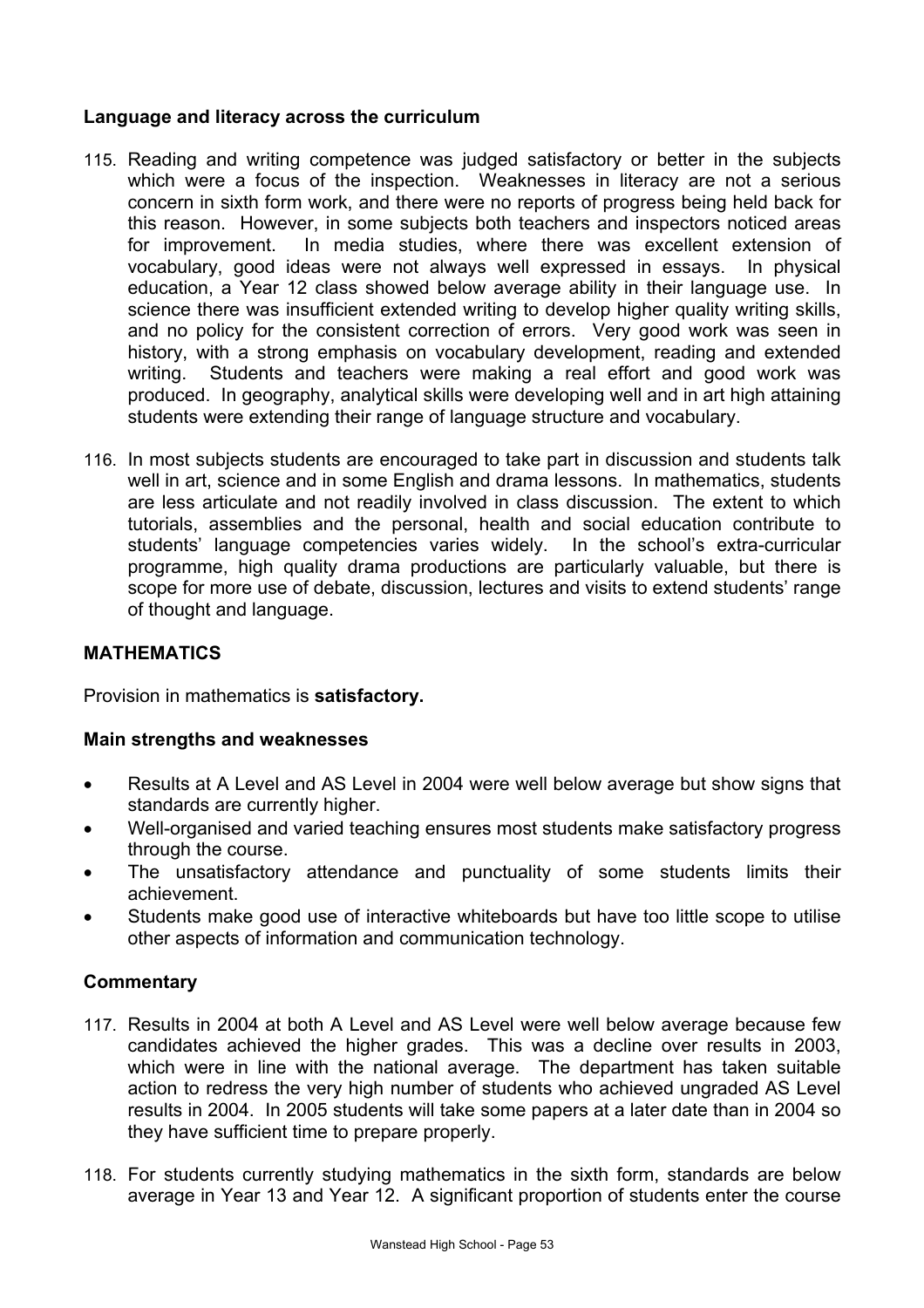### Language and literacy across the curriculum

115. Reading and writing competence was judged satisfactory or better in the subjects which were a focus of the inspection. Weaknesses in literacy are not a serious concern in sixth form work, and there were no reports of progress being held back for this reason. However, in some subjects both teachers and inspectors noticed areas for improvement. In media studies, where there was excellent extension of vocabulary, good ideas were not always well expressed in essays. In physical education, a Year 12 class showed below average ability in their language use. In science there was insufficient extended writing to develop higher quality writing skills, and no policy for the consistent correction of errors. Very good work was seen in history, with a strong emphasis on vocabulary development, reading and extended writing. Students and teachers were making a real effort and good work was produced. In geography, analytical skills were developing well and in art high attaining students were extending their range of language structure and vocabulary.

116. In most subjects students are encouraged to take part in discussion and students talk well in art, science and in some English and drama lessons. In mathematics, students are less articulate and not readily involved in class discussion. The extent to which tutorials, assemblies and the personal, health and social education contribute to students' language competencies varies widely. In the school's extra-curricular programme, high quality drama productions are particularly valuable, but there is scope for more use of debate, discussion, lectures and visits to extend students' range of thought and language.

## MATHEMATICS

Provision in mathematics is **satisfactory.**

### Main strengths and weaknesses

- Results at A Level and AS Level in 2004 were well below average but show signs that standards are currently higher.
- Well-organised and varied teaching ensures most students make satisfactory progress through the course.
- The unsatisfactory attendance and punctuality of some students limits their achievement.
- Students make good use of interactive whiteboards but have too little scope to utilise other aspects of information and communication technology.

### Commentary

117. Results in 2004 at both A Level and AS Level were well below average because few candidates achieved the higher grades. This was a decline over results in 2003, which were in line with the national average. The department has taken suitable action to redress the very high number of students who achieved ungraded AS Level results in 2004. In 2005 students will take some papers at a later date than in 2004 so they have sufficient time to prepare properly.

118. For students currently studying mathematics in the sixth form, standards are below average in Year 13 and Year 12. A significant proportion of students enter the course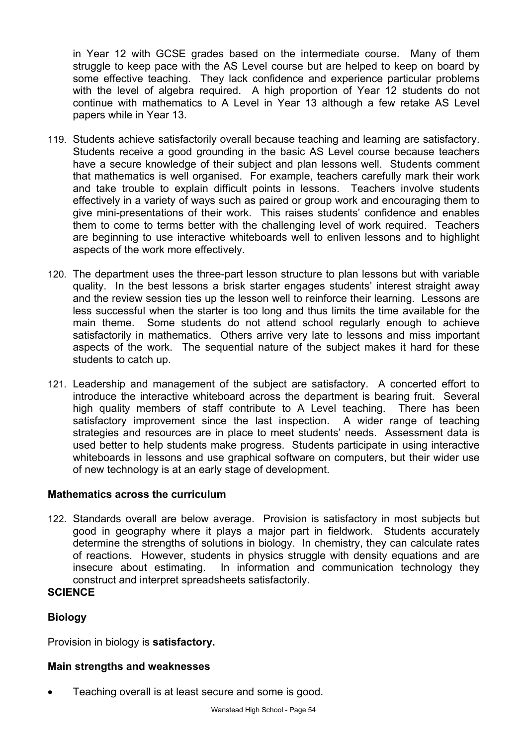in Year 12 with GCSE grades based on the intermediate course. Many of them struggle to keep pace with the AS Level course but are helped to keep on board by some effective teaching. They lack confidence and experience particular problems with the level of algebra required. A high proportion of Year 12 students do not continue with mathematics to A Level in Year 13 although a few retake AS Level papers while in Year 13.

119. Students achieve satisfactorily overall because teaching and learning are satisfactory. Students receive a good grounding in the basic AS Level course because teachers have a secure knowledge of their subject and plan lessons well. Students comment that mathematics is well organised. For example, teachers carefully mark their work and take trouble to explain difficult points in lessons. Teachers involve students effectively in a variety of ways such as paired or group work and encouraging them to give mini-presentations of their work. This raises students' confidence and enables them to come to terms better with the challenging level of work required. Teachers are beginning to use interactive whiteboards well to enliven lessons and to highlight aspects of the work more effectively.

120. The department uses the three-part lesson structure to plan lessons but with variable quality. In the best lessons a brisk starter engages students' interest straight away and the review session ties up the lesson well to reinforce their learning. Lessons are less successful when the starter is too long and thus limits the time available for the main theme. Some students do not attend school regularly enough to achieve satisfactorily in mathematics. Others arrive very late to lessons and miss important aspects of the work. The sequential nature of the subject makes it hard for these students to catch up.

121. Leadership and management of the subject are satisfactory. A concerted effort to introduce the interactive whiteboard across the department is bearing fruit. Several high quality members of staff contribute to A Level teaching. There has been satisfactory improvement since the last inspection. A wider range of teaching strategies and resources are in place to meet students' needs. Assessment data is used better to help students make progress. Students participate in using interactive whiteboards in lessons and use graphical software on computers, but their wider use of new technology is at an early stage of development.

### Mathematics across the curriculum

122. Standards overall are below average. Provision is satisfactory in most subjects but good in geography where it plays a major part in fieldwork. Students accurately determine the strengths of solutions in biology. In chemistry, they can calculate rates of reactions. However, students in physics struggle with density equations and are insecure about estimating. In information and communication technology they construct and interpret spreadsheets satisfactorily.

## SCIENCE

### Biology

Provision in biology is **satisfactory.**

### Main strengths and weaknesses

- Teaching overall is at least secure and some is good.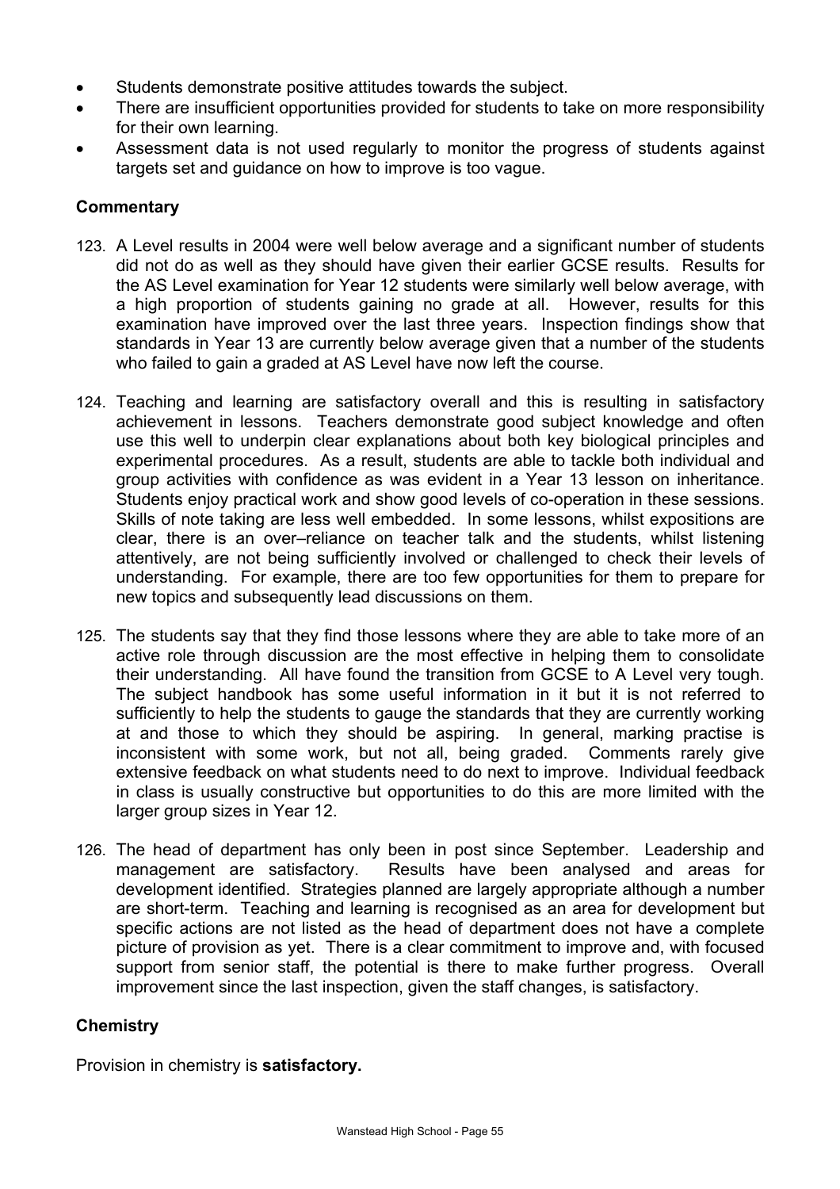- Students demonstrate positive attitudes towards the subject.
- There are insufficient opportunities provided for students to take on more responsibility for their own learning.
- Assessment data is not used regularly to monitor the progress of students against targets set and guidance on how to improve is too vague.

### Commentary

123. A Level results in 2004 were well below average and a significant number of students did not do as well as they should have given their earlier GCSE results. Results for the AS Level examination for Year 12 students were similarly well below average, with a high proportion of students gaining no grade at all. However, results for this examination have improved over the last three years. Inspection findings show that standards in Year 13 are currently below average given that a number of the students who failed to gain a graded at AS Level have now left the course.

124. Teaching and learning are satisfactory overall and this is resulting in satisfactory achievement in lessons. Teachers demonstrate good subject knowledge and often use this well to underpin clear explanations about both key biological principles and experimental procedures. As a result, students are able to tackle both individual and group activities with confidence as was evident in a Year 13 lesson on inheritance. Students enjoy practical work and show good levels of co-operation in these sessions. Skills of note taking are less well embedded. In some lessons, whilst expositions are clear, there is an over–reliance on teacher talk and the students, whilst listening attentively, are not being sufficiently involved or challenged to check their levels of understanding. For example, there are too few opportunities for them to prepare for new topics and subsequently lead discussions on them.

125. The students say that they find those lessons where they are able to take more of an active role through discussion are the most effective in helping them to consolidate their understanding. All have found the transition from GCSE to A Level very tough. The subject handbook has some useful information in it but it is not referred to sufficiently to help the students to gauge the standards that they are currently working at and those to which they should be aspiring. In general, marking practise is inconsistent with some work, but not all, being graded. Comments rarely give extensive feedback on what students need to do next to improve. Individual feedback in class is usually constructive but opportunities to do this are more limited with the larger group sizes in Year 12.

126. The head of department has only been in post since September. Leadership and management are satisfactory. Results have been analysed and areas for development identified. Strategies planned are largely appropriate although a number are short-term. Teaching and learning is recognised as an area for development but specific actions are not listed as the head of department does not have a complete picture of provision as yet. There is a clear commitment to improve and, with focused support from senior staff, the potential is there to make further progress. Overall improvement since the last inspection, given the staff changes, is satisfactory.

### Chemistry

Provision in chemistry is **satisfactory.**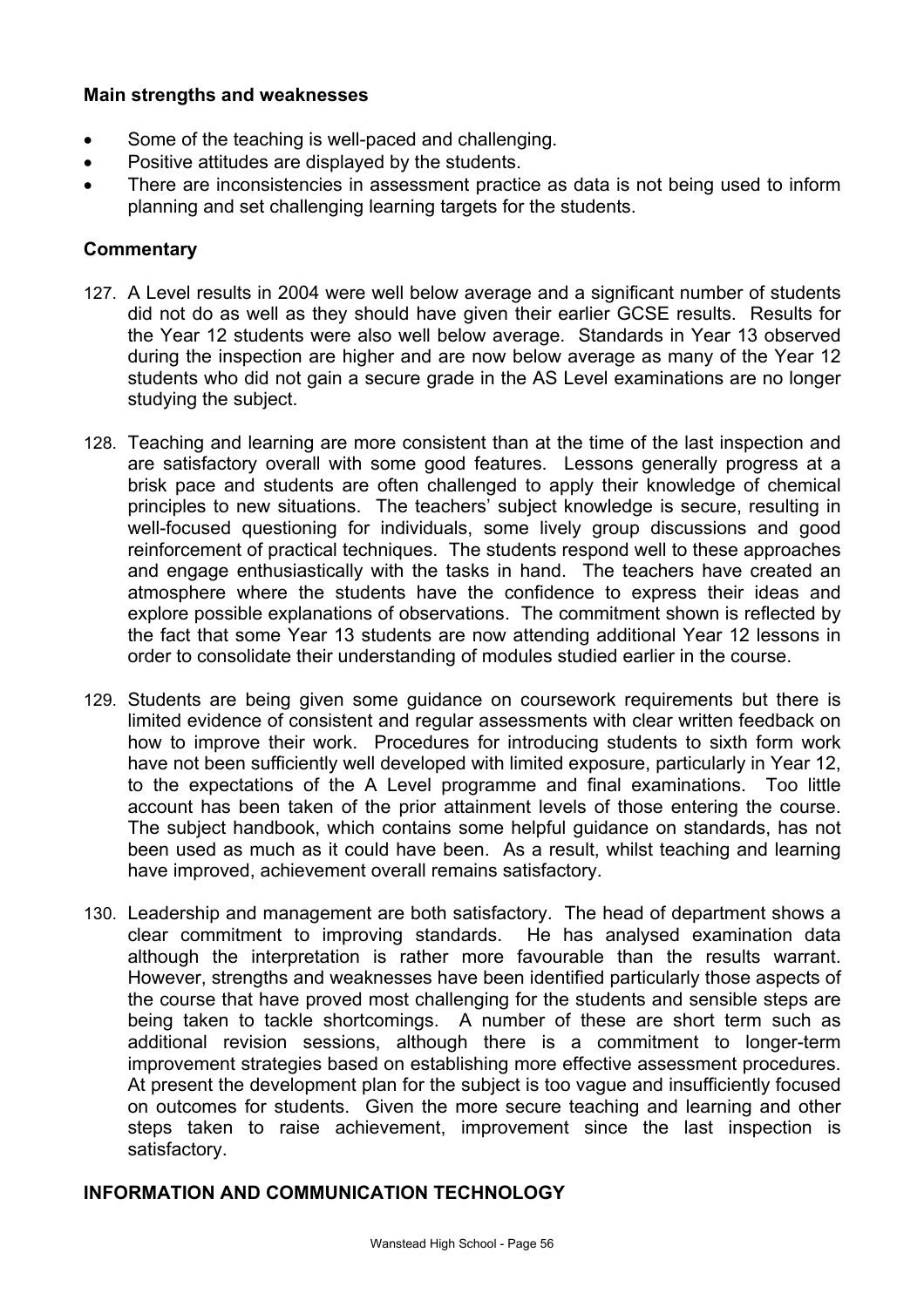### Main strengths and weaknesses

- Some of the teaching is well-paced and challenging.
- Positive attitudes are displayed by the students.
- There are inconsistencies in assessment practice as data is not being used to inform planning and set challenging learning targets for the students.

### Commentary

127. A Level results in 2004 were well below average and a significant number of students did not do as well as they should have given their earlier GCSE results. Results for the Year 12 students were also well below average. Standards in Year 13 observed during the inspection are higher and are now below average as many of the Year 12 students who did not gain a secure grade in the AS Level examinations are no longer studying the subject.

128. Teaching and learning are more consistent than at the time of the last inspection and are satisfactory overall with some good features. Lessons generally progress at a brisk pace and students are often challenged to apply their knowledge of chemical principles to new situations. The teachers' subject knowledge is secure, resulting in well-focused questioning for individuals, some lively group discussions and good reinforcement of practical techniques. The students respond well to these approaches and engage enthusiastically with the tasks in hand. The teachers have created an atmosphere where the students have the confidence to express their ideas and explore possible explanations of observations. The commitment shown is reflected by the fact that some Year 13 students are now attending additional Year 12 lessons in order to consolidate their understanding of modules studied earlier in the course.

129. Students are being given some guidance on coursework requirements but there is limited evidence of consistent and regular assessments with clear written feedback on how to improve their work. Procedures for introducing students to sixth form work have not been sufficiently well developed with limited exposure, particularly in Year 12, to the expectations of the A Level programme and final examinations. Too little account has been taken of the prior attainment levels of those entering the course. The subject handbook, which contains some helpful guidance on standards, has not been used as much as it could have been. As a result, whilst teaching and learning have improved, achievement overall remains satisfactory.

130. Leadership and management are both satisfactory. The head of department shows a clear commitment to improving standards. He has analysed examination data although the interpretation is rather more favourable than the results warrant. However, strengths and weaknesses have been identified particularly those aspects of the course that have proved most challenging for the students and sensible steps are being taken to tackle shortcomings. A number of these are short term such as additional revision sessions, although there is a commitment to longer-term improvement strategies based on establishing more effective assessment procedures. At present the development plan for the subject is too vague and insufficiently focused on outcomes for students. Given the more secure teaching and learning and other steps taken to raise achievement, improvement since the last inspection is satisfactory.

## INFORMATION AND COMMUNICATION TECHNOLOGY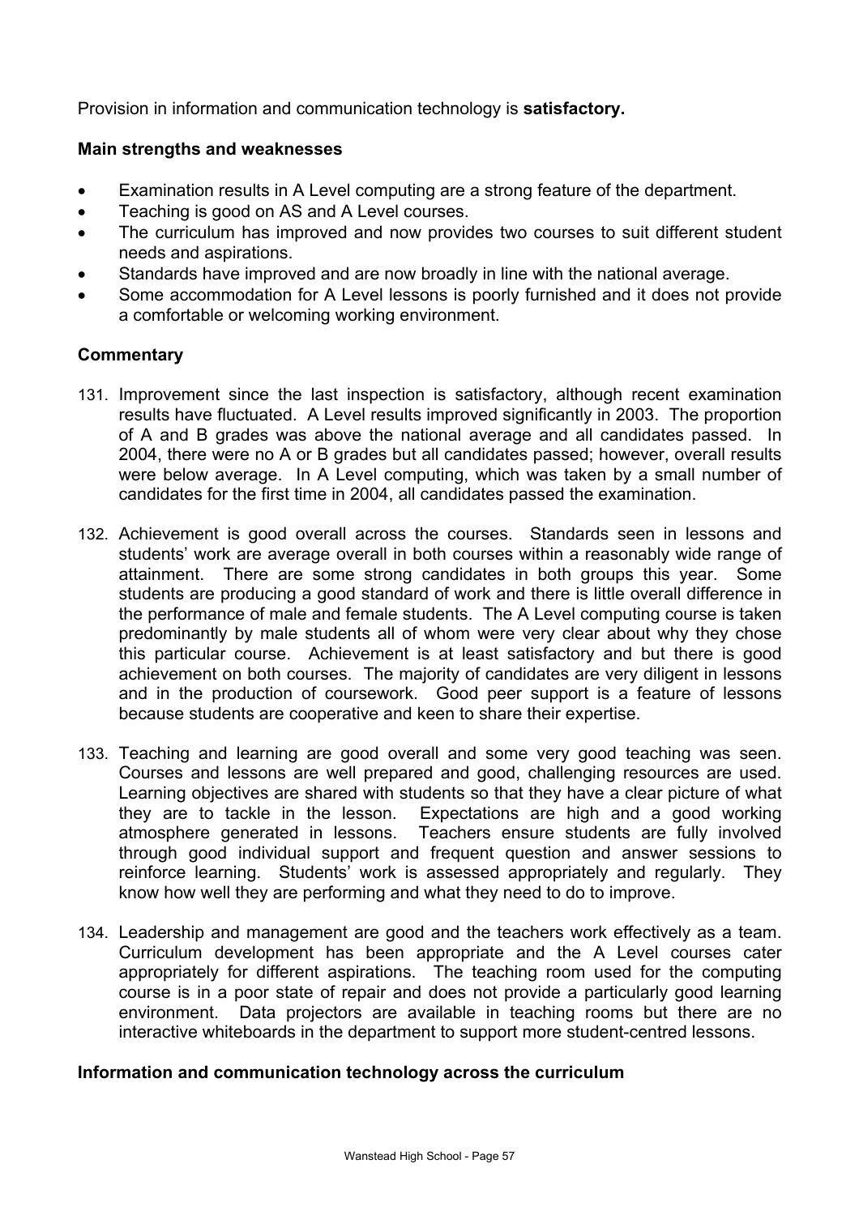Provision in information and communication technology is **satisfactory.**

**Main strengths and weaknesses**

- Examination results in A Level computing are a strong feature of the department.
- Teaching is good on AS and A Level courses.
- The curriculum has improved and now provides two courses to suit different student needs and aspirations.
- Standards have improved and are now broadly in line with the national average.
- Some accommodation for A Level lessons is poorly furnished and it does not provide a comfortable or welcoming working environment.

**Commentary**

131. Improvement since the last inspection is satisfactory, although recent examination results have fluctuated. A Level results improved significantly in 2003. The proportion of A and B grades was above the national average and all candidates passed. In 2004, there were no A or B grades but all candidates passed; however, overall results were below average. In A Level computing, which was taken by a small number of candidates for the first time in 2004, all candidates passed the examination.

132. Achievement is good overall across the courses. Standards seen in lessons and students' work are average overall in both courses within a reasonably wide range of attainment. There are some strong candidates in both groups this year. Some students are producing a good standard of work and there is little overall difference in the performance of male and female students. The A Level computing course is taken predominantly by male students all of whom were very clear about why they chose this particular course. Achievement is at least satisfactory and but there is good achievement on both courses. The majority of candidates are very diligent in lessons and in the production of coursework. Good peer support is a feature of lessons because students are cooperative and keen to share their expertise.

133. Teaching and learning are good overall and some very good teaching was seen. Courses and lessons are well prepared and good, challenging resources are used. Learning objectives are shared with students so that they have a clear picture of what they are to tackle in the lesson. Expectations are high and a good working atmosphere generated in lessons. Teachers ensure students are fully involved through good individual support and frequent question and answer sessions to reinforce learning. Students' work is assessed appropriately and regularly. They know how well they are performing and what they need to do to improve.

134. Leadership and management are good and the teachers work effectively as a team. Curriculum development has been appropriate and the A Level courses cater appropriately for different aspirations. The teaching room used for the computing course is in a poor state of repair and does not provide a particularly good learning environment. Data projectors are available in teaching rooms but there are no interactive whiteboards in the department to support more student-centred lessons.

**Information and communication technology across the curriculum**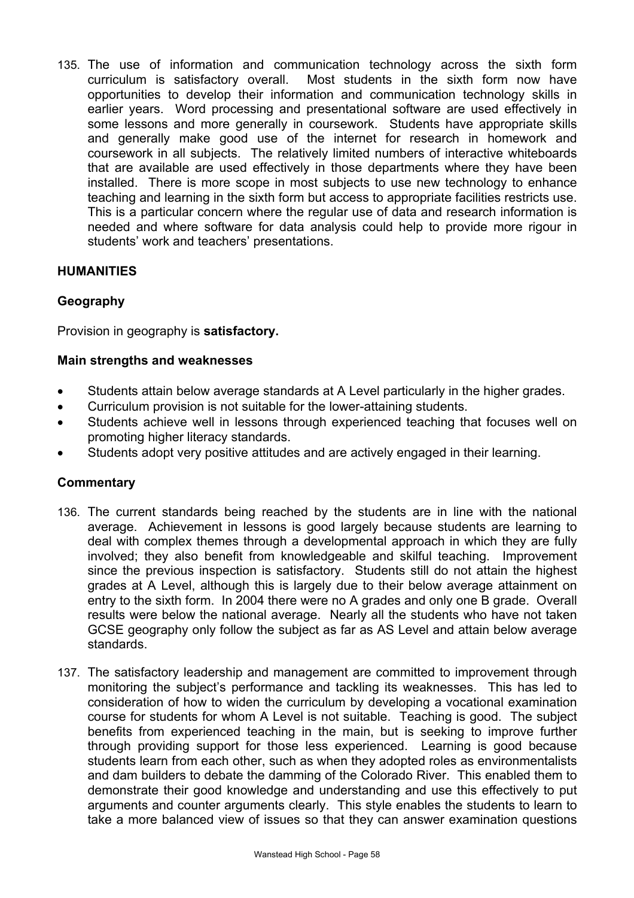135. The use of information and communication technology across the sixth form curriculum is satisfactory overall. Most students in the sixth form now have opportunities to develop their information and communication technology skills in earlier years. Word processing and presentational software are used effectively in some lessons and more generally in coursework. Students have appropriate skills and generally make good use of the internet for research in homework and coursework in all subjects. The relatively limited numbers of interactive whiteboards that are available are used effectively in those departments where they have been installed. There is more scope in most subjects to use new technology to enhance teaching and learning in the sixth form but access to appropriate facilities restricts use. This is a particular concern where the regular use of data and research information is needed and where software for data analysis could help to provide more rigour in students' work and teachers' presentations.

## HUMANITIES

### Geography

Provision in geography is **satisfactory.**

#### Main strengths and weaknesses

- Students attain below average standards at A Level particularly in the higher grades.
- Curriculum provision is not suitable for the lower-attaining students.
- Students achieve well in lessons through experienced teaching that focuses well on promoting higher literacy standards.
- Students adopt very positive attitudes and are actively engaged in their learning.

#### Commentary

136. The current standards being reached by the students are in line with the national average. Achievement in lessons is good largely because students are learning to deal with complex themes through a developmental approach in which they are fully involved; they also benefit from knowledgeable and skilful teaching. Improvement since the previous inspection is satisfactory. Students still do not attain the highest grades at A Level, although this is largely due to their below average attainment on entry to the sixth form. In 2004 there were no A grades and only one B grade. Overall results were below the national average. Nearly all the students who have not taken GCSE geography only follow the subject as far as AS Level and attain below average standards.

137. The satisfactory leadership and management are committed to improvement through monitoring the subject's performance and tackling its weaknesses. This has led to consideration of how to widen the curriculum by developing a vocational examination course for students for whom A Level is not suitable. Teaching is good. The subject benefits from experienced teaching in the main, but is seeking to improve further through providing support for those less experienced. Learning is good because students learn from each other, such as when they adopted roles as environmentalists and dam builders to debate the damming of the Colorado River. This enabled them to demonstrate their good knowledge and understanding and use this effectively to put arguments and counter arguments clearly. This style enables the students to learn to take a more balanced view of issues so that they can answer examination questions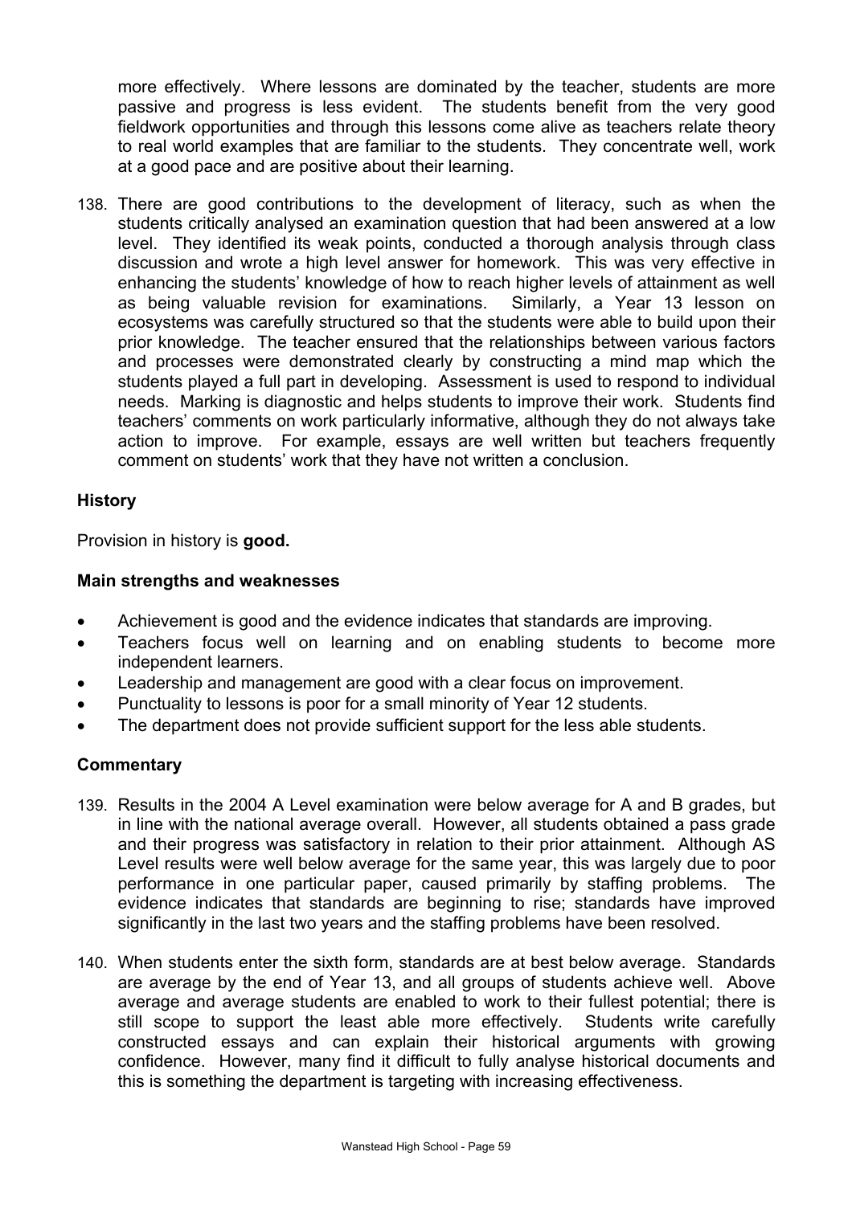more effectively. Where lessons are dominated by the teacher, students are more passive and progress is less evident. The students benefit from the very good fieldwork opportunities and through this lessons come alive as teachers relate theory to real world examples that are familiar to the students. They concentrate well, work at a good pace and are positive about their learning.

138. There are good contributions to the development of literacy, such as when the students critically analysed an examination question that had been answered at a low level. They identified its weak points, conducted a thorough analysis through class discussion and wrote a high level answer for homework. This was very effective in enhancing the students' knowledge of how to reach higher levels of attainment as well as being valuable revision for examinations. Similarly, a Year 13 lesson on ecosystems was carefully structured so that the students were able to build upon their prior knowledge. The teacher ensured that the relationships between various factors and processes were demonstrated clearly by constructing a mind map which the students played a full part in developing. Assessment is used to respond to individual needs. Marking is diagnostic and helps students to improve their work. Students find teachers' comments on work particularly informative, although they do not always take action to improve. For example, essays are well written but teachers frequently comment on students' work that they have not written a conclusion.

### History

Provision in history is **good.**

### Main strengths and weaknesses

- Achievement is good and the evidence indicates that standards are improving.
- Teachers focus well on learning and on enabling students to become more independent learners.
- Leadership and management are good with a clear focus on improvement.
- Punctuality to lessons is poor for a small minority of Year 12 students.
- The department does not provide sufficient support for the less able students.

### Commentary

139. Results in the 2004 A Level examination were below average for A and B grades, but in line with the national average overall. However, all students obtained a pass grade and their progress was satisfactory in relation to their prior attainment. Although AS Level results were well below average for the same year, this was largely due to poor performance in one particular paper, caused primarily by staffing problems. The evidence indicates that standards are beginning to rise; standards have improved significantly in the last two years and the staffing problems have been resolved.

140. When students enter the sixth form, standards are at best below average. Standards are average by the end of Year 13, and all groups of students achieve well. Above average and average students are enabled to work to their fullest potential; there is still scope to support the least able more effectively. Students write carefully constructed essays and can explain their historical arguments with growing confidence. However, many find it difficult to fully analyse historical documents and this is something the department is targeting with increasing effectiveness.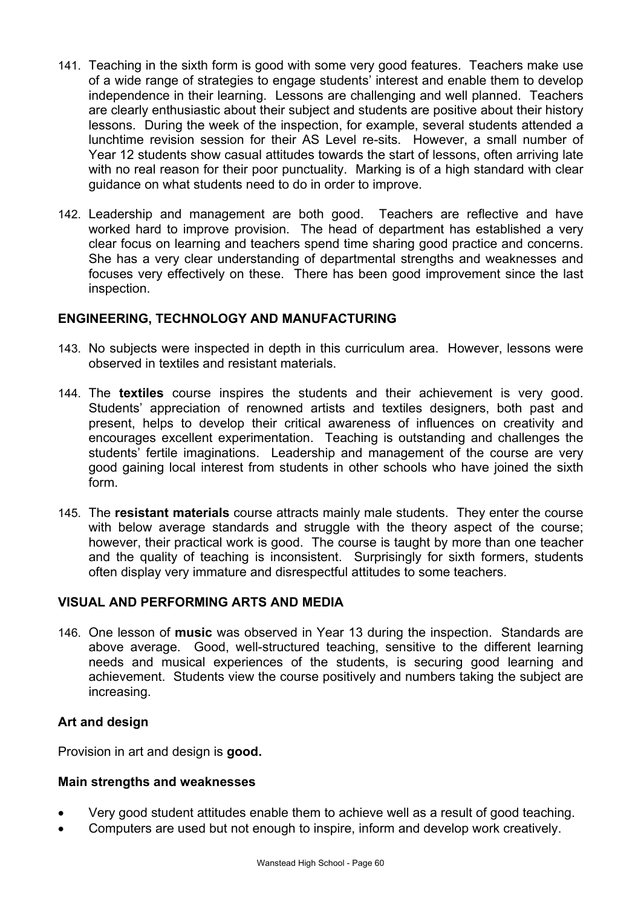141. Teaching in the sixth form is good with some very good features. Teachers make use of a wide range of strategies to engage students' interest and enable them to develop independence in their learning. Lessons are challenging and well planned. Teachers are clearly enthusiastic about their subject and students are positive about their history lessons. During the week of the inspection, for example, several students attended a lunchtime revision session for their AS Level re-sits. However, a small number of Year 12 students show casual attitudes towards the start of lessons, often arriving late with no real reason for their poor punctuality. Marking is of a high standard with clear guidance on what students need to do in order to improve.

142. Leadership and management are both good. Teachers are reflective and have worked hard to improve provision. The head of department has established a very clear focus on learning and teachers spend time sharing good practice and concerns. She has a very clear understanding of departmental strengths and weaknesses and focuses very effectively on these. There has been good improvement since the last inspection.

### ENGINEERING, TECHNOLOGY AND MANUFACTURING

143. No subjects were inspected in depth in this curriculum area. However, lessons were observed in textiles and resistant materials.

144. The **textiles** course inspires the students and their achievement is very good. Students' appreciation of renowned artists and textiles designers, both past and present, helps to develop their critical awareness of influences on creativity and encourages excellent experimentation. Teaching is outstanding and challenges the students' fertile imaginations. Leadership and management of the course are very good gaining local interest from students in other schools who have joined the sixth form.

145. The **resistant materials** course attracts mainly male students. They enter the course with below average standards and struggle with the theory aspect of the course; however, their practical work is good. The course is taught by more than one teacher and the quality of teaching is inconsistent. Surprisingly for sixth formers, students often display very immature and disrespectful attitudes to some teachers.

### VISUAL AND PERFORMING ARTS AND MEDIA

146. One lesson of **music** was observed in Year 13 during the inspection. Standards are above average. Good, well-structured teaching, sensitive to the different learning needs and musical experiences of the students, is securing good learning and achievement. Students view the course positively and numbers taking the subject are increasing.

#### Art and design

Provision in art and design is **good.**

#### Main strengths and weaknesses

- Very good student attitudes enable them to achieve well as a result of good teaching.
- Computers are used but not enough to inspire, inform and develop work creatively.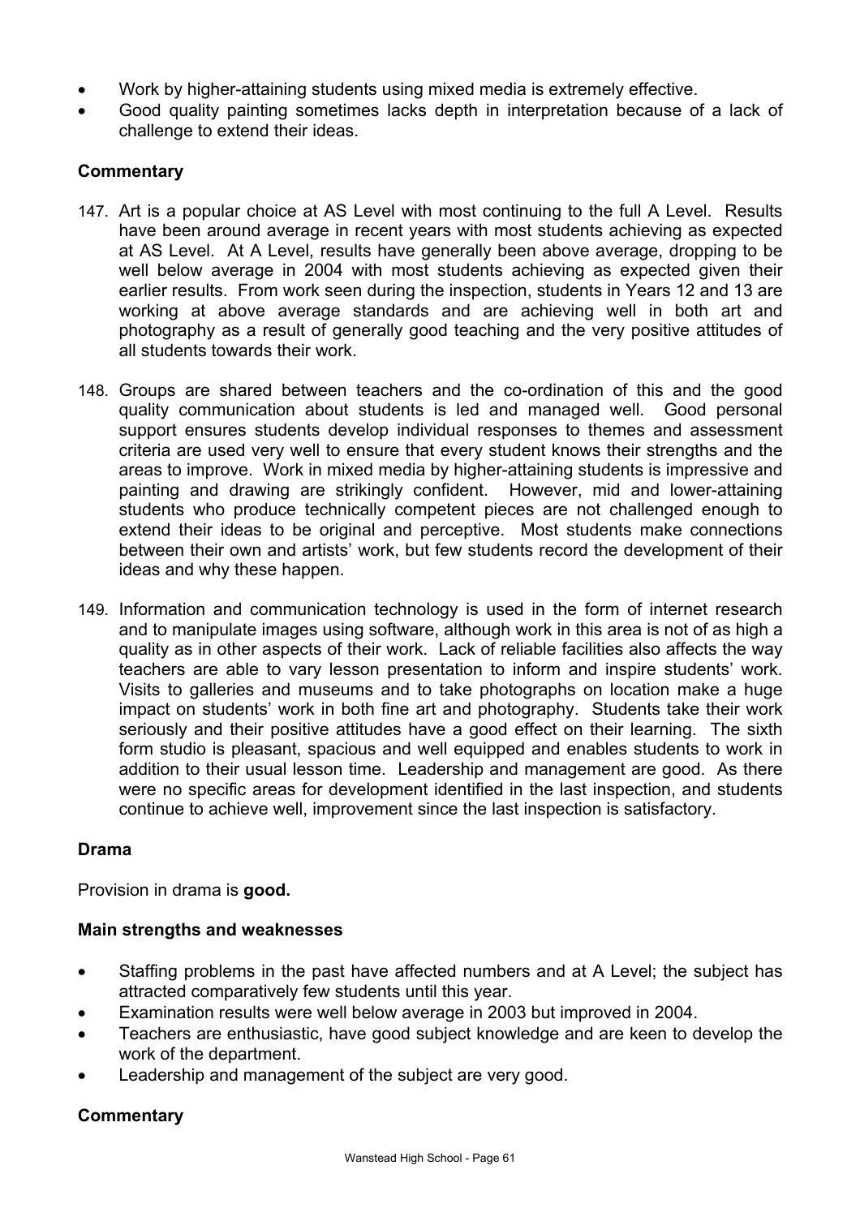- Work by higher-attaining students using mixed media is extremely effective.
- Good quality painting sometimes lacks depth in interpretation because of a lack of challenge to extend their ideas.

**Commentary**

147. Art is a popular choice at AS Level with most continuing to the full A Level. Results have been around average in recent years with most students achieving as expected at AS Level. At A Level, results have generally been above average, dropping to be well below average in 2004 with most students achieving as expected given their earlier results. From work seen during the inspection, students in Years 12 and 13 are working at above average standards and are achieving well in both art and photography as a result of generally good teaching and the very positive attitudes of all students towards their work.

148. Groups are shared between teachers and the co-ordination of this and the good quality communication about students is led and managed well. Good personal support ensures students develop individual responses to themes and assessment criteria are used very well to ensure that every student knows their strengths and the areas to improve. Work in mixed media by higher-attaining students is impressive and painting and drawing are strikingly confident. However, mid and lower-attaining students who produce technically competent pieces are not challenged enough to extend their ideas to be original and perceptive. Most students make connections between their own and artists' work, but few students record the development of their ideas and why these happen.

149. Information and communication technology is used in the form of internet research and to manipulate images using software, although work in this area is not of as high a quality as in other aspects of their work. Lack of reliable facilities also affects the way teachers are able to vary lesson presentation to inform and inspire students' work. Visits to galleries and museums and to take photographs on location make a huge impact on students' work in both fine art and photography. Students take their work seriously and their positive attitudes have a good effect on their learning. The sixth form studio is pleasant, spacious and well equipped and enables students to work in addition to their usual lesson time. Leadership and management are good. As there were no specific areas for development identified in the last inspection, and students continue to achieve well, improvement since the last inspection is satisfactory.

**Drama**

Provision in drama is **good.**

**Main strengths and weaknesses**

- Staffing problems in the past have affected numbers and at A Level; the subject has attracted comparatively few students until this year.
- Examination results were well below average in 2003 but improved in 2004.
- Teachers are enthusiastic, have good subject knowledge and are keen to develop the work of the department.
- Leadership and management of the subject are very good.

**Commentary**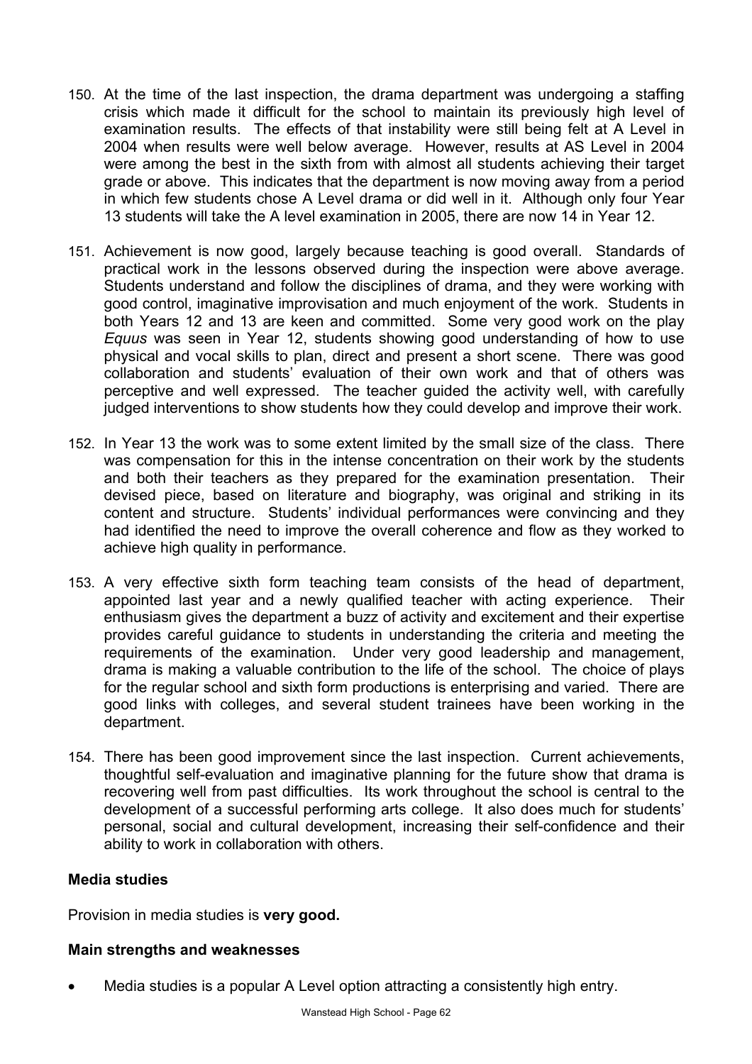150. At the time of the last inspection, the drama department was undergoing a staffing crisis which made it difficult for the school to maintain its previously high level of examination results. The effects of that instability were still being felt at A Level in 2004 when results were well below average. However, results at AS Level in 2004 were among the best in the sixth from with almost all students achieving their target grade or above. This indicates that the department is now moving away from a period in which few students chose A Level drama or did well in it. Although only four Year 13 students will take the A level examination in 2005, there are now 14 in Year 12.

151. Achievement is now good, largely because teaching is good overall. Standards of practical work in the lessons observed during the inspection were above average. Students understand and follow the disciplines of drama, and they were working with good control, imaginative improvisation and much enjoyment of the work. Students in both Years 12 and 13 are keen and committed. Some very good work on the play *Equus* was seen in Year 12, students showing good understanding of how to use physical and vocal skills to plan, direct and present a short scene. There was good collaboration and students' evaluation of their own work and that of others was perceptive and well expressed. The teacher guided the activity well, with carefully judged interventions to show students how they could develop and improve their work.

152. In Year 13 the work was to some extent limited by the small size of the class. There was compensation for this in the intense concentration on their work by the students and both their teachers as they prepared for the examination presentation. Their devised piece, based on literature and biography, was original and striking in its content and structure. Students' individual performances were convincing and they had identified the need to improve the overall coherence and flow as they worked to achieve high quality in performance.

153. A very effective sixth form teaching team consists of the head of department, appointed last year and a newly qualified teacher with acting experience. Their enthusiasm gives the department a buzz of activity and excitement and their expertise provides careful guidance to students in understanding the criteria and meeting the requirements of the examination. Under very good leadership and management, drama is making a valuable contribution to the life of the school. The choice of plays for the regular school and sixth form productions is enterprising and varied. There are good links with colleges, and several student trainees have been working in the department.

154. There has been good improvement since the last inspection. Current achievements, thoughtful self-evaluation and imaginative planning for the future show that drama is recovering well from past difficulties. Its work throughout the school is central to the development of a successful performing arts college. It also does much for students' personal, social and cultural development, increasing their self-confidence and their ability to work in collaboration with others.

**Media studies**

Provision in media studies is **very good.**

**Main strengths and weaknesses**

- Media studies is a popular A Level option attracting a consistently high entry.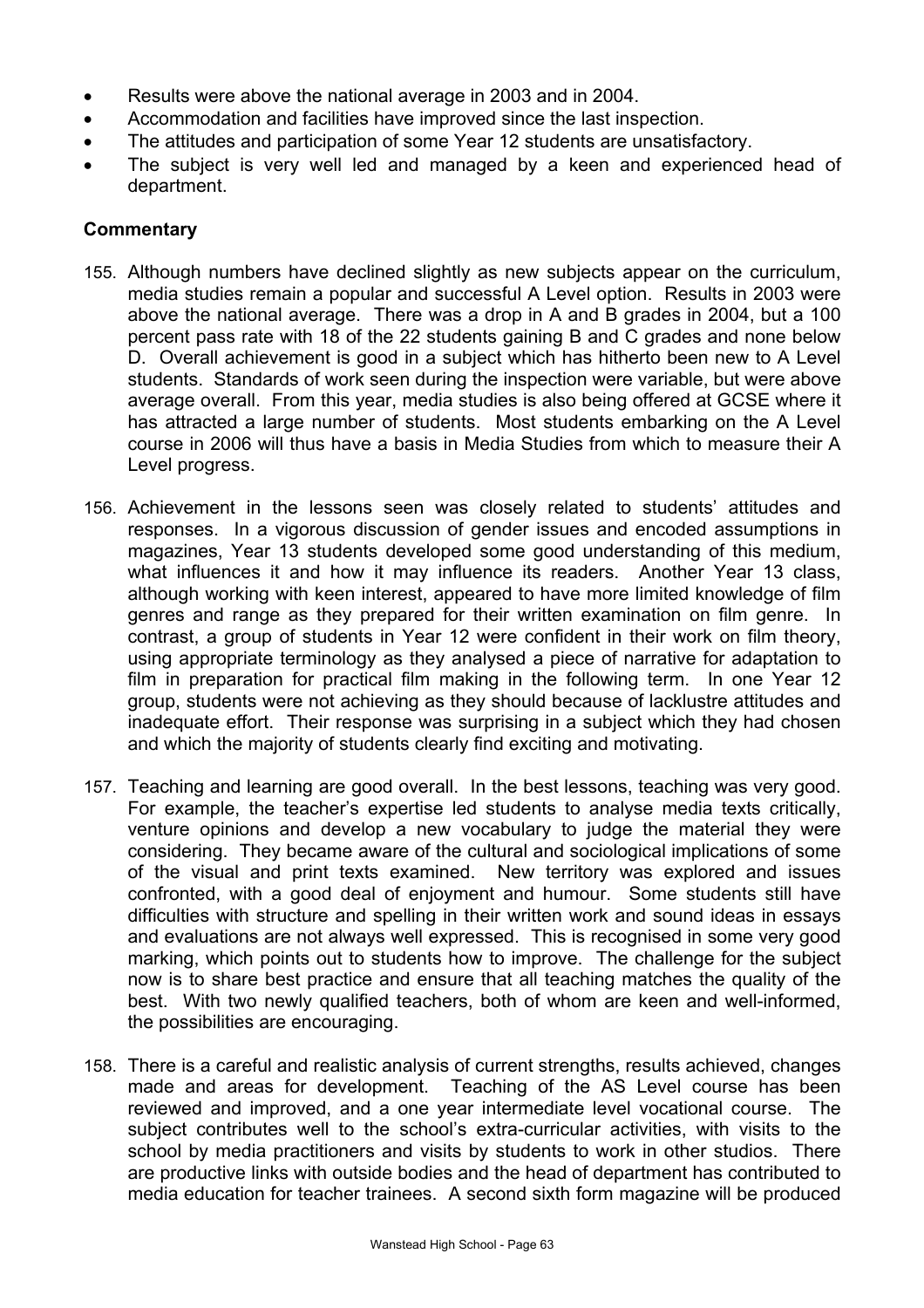- Results were above the national average in 2003 and in 2004.
- Accommodation and facilities have improved since the last inspection.
- The attitudes and participation of some Year 12 students are unsatisfactory.
- The subject is very well led and managed by a keen and experienced head of department.

### Commentary

155. Although numbers have declined slightly as new subjects appear on the curriculum, media studies remain a popular and successful A Level option. Results in 2003 were above the national average. There was a drop in A and B grades in 2004, but a 100 percent pass rate with 18 of the 22 students gaining B and C grades and none below D. Overall achievement is good in a subject which has hitherto been new to A Level students. Standards of work seen during the inspection were variable, but were above average overall. From this year, media studies is also being offered at GCSE where it has attracted a large number of students. Most students embarking on the A Level course in 2006 will thus have a basis in Media Studies from which to measure their A Level progress.

156. Achievement in the lessons seen was closely related to students' attitudes and responses. In a vigorous discussion of gender issues and encoded assumptions in magazines, Year 13 students developed some good understanding of this medium, what influences it and how it may influence its readers. Another Year 13 class, although working with keen interest, appeared to have more limited knowledge of film genres and range as they prepared for their written examination on film genre. In contrast, a group of students in Year 12 were confident in their work on film theory, using appropriate terminology as they analysed a piece of narrative for adaptation to film in preparation for practical film making in the following term. In one Year 12 group, students were not achieving as they should because of lacklustre attitudes and inadequate effort. Their response was surprising in a subject which they had chosen and which the majority of students clearly find exciting and motivating.

157. Teaching and learning are good overall. In the best lessons, teaching was very good. For example, the teacher's expertise led students to analyse media texts critically, venture opinions and develop a new vocabulary to judge the material they were considering. They became aware of the cultural and sociological implications of some of the visual and print texts examined. New territory was explored and issues confronted, with a good deal of enjoyment and humour. Some students still have difficulties with structure and spelling in their written work and sound ideas in essays and evaluations are not always well expressed. This is recognised in some very good marking, which points out to students how to improve. The challenge for the subject now is to share best practice and ensure that all teaching matches the quality of the best. With two newly qualified teachers, both of whom are keen and well-informed, the possibilities are encouraging.

158. There is a careful and realistic analysis of current strengths, results achieved, changes made and areas for development. Teaching of the AS Level course has been reviewed and improved, and a one year intermediate level vocational course. The subject contributes well to the school's extra-curricular activities, with visits to the school by media practitioners and visits by students to work in other studios. There are productive links with outside bodies and the head of department has contributed to media education for teacher trainees. A second sixth form magazine will be produced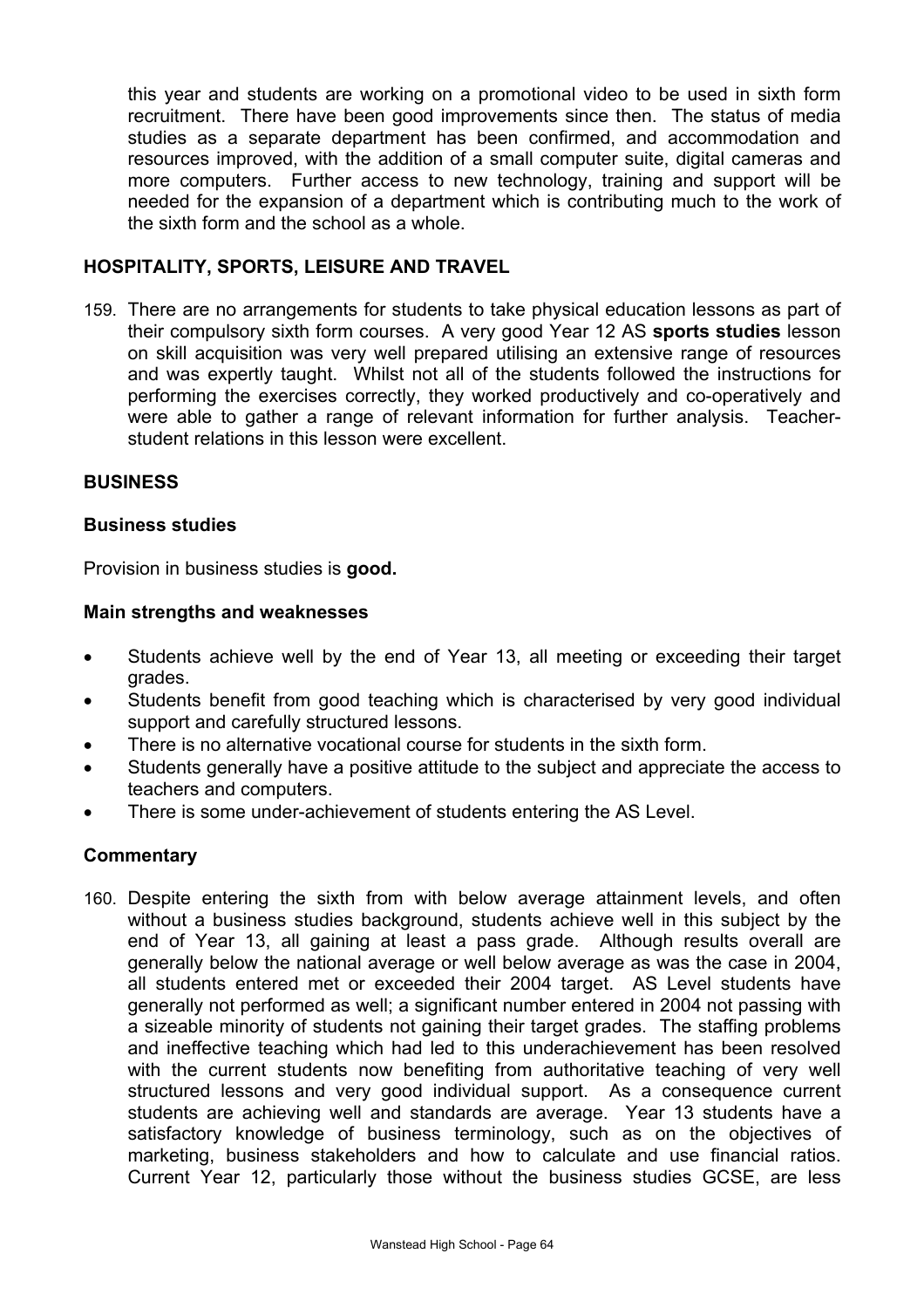this year and students are working on a promotional video to be used in sixth form recruitment. There have been good improvements since then. The status of media studies as a separate department has been confirmed, and accommodation and resources improved, with the addition of a small computer suite, digital cameras and more computers. Further access to new technology, training and support will be needed for the expansion of a department which is contributing much to the work of the sixth form and the school as a whole.

## HOSPITALITY, SPORTS, LEISURE AND TRAVEL

159. There are no arrangements for students to take physical education lessons as part of their compulsory sixth form courses. A very good Year 12 AS **sports studies** lesson on skill acquisition was very well prepared utilising an extensive range of resources and was expertly taught. Whilst not all of the students followed the instructions for performing the exercises correctly, they worked productively and co-operatively and were able to gather a range of relevant information for further analysis. Teacher-student relations in this lesson were excellent.

## BUSINESS

### Business studies

Provision in business studies is **good.**

### Main strengths and weaknesses

- Students achieve well by the end of Year 13, all meeting or exceeding their target grades.
- Students benefit from good teaching which is characterised by very good individual support and carefully structured lessons.
- There is no alternative vocational course for students in the sixth form.
- Students generally have a positive attitude to the subject and appreciate the access to teachers and computers.
- There is some under-achievement of students entering the AS Level.

### Commentary

160. Despite entering the sixth from with below average attainment levels, and often without a business studies background, students achieve well in this subject by the end of Year 13, all gaining at least a pass grade. Although results overall are generally below the national average or well below average as was the case in 2004, all students entered met or exceeded their 2004 target. AS Level students have generally not performed as well; a significant number entered in 2004 not passing with a sizeable minority of students not gaining their target grades. The staffing problems and ineffective teaching which had led to this underachievement has been resolved with the current students now benefiting from authoritative teaching of very well structured lessons and very good individual support. As a consequence current students are achieving well and standards are average. Year 13 students have a satisfactory knowledge of business terminology, such as on the objectives of marketing, business stakeholders and how to calculate and use financial ratios. Current Year 12, particularly those without the business studies GCSE, are less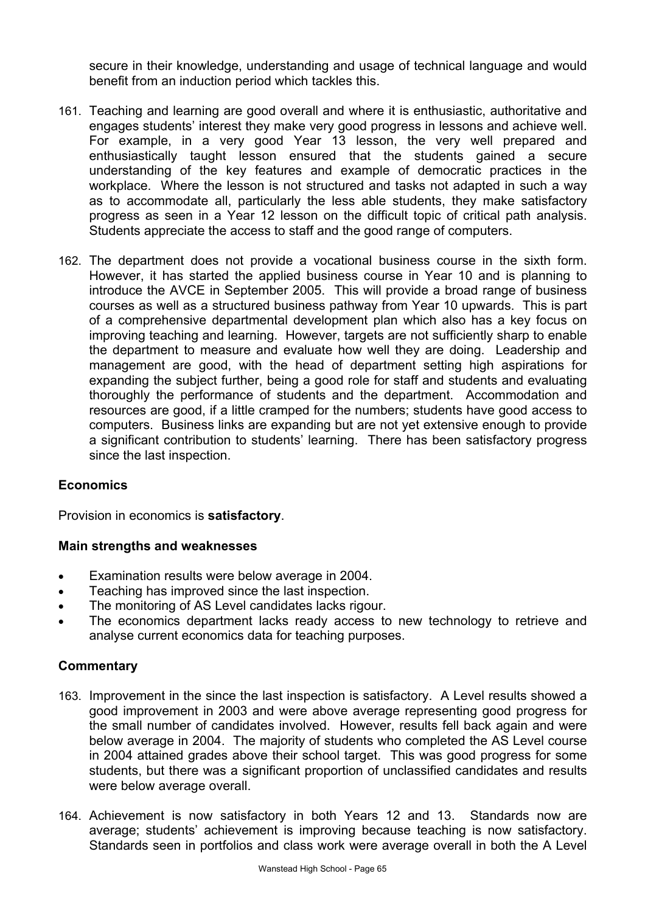secure in their knowledge, understanding and usage of technical language and would benefit from an induction period which tackles this.

161. Teaching and learning are good overall and where it is enthusiastic, authoritative and engages students' interest they make very good progress in lessons and achieve well. For example, in a very good Year 13 lesson, the very well prepared and enthusiastically taught lesson ensured that the students gained a secure understanding of the key features and example of democratic practices in the workplace. Where the lesson is not structured and tasks not adapted in such a way as to accommodate all, particularly the less able students, they make satisfactory progress as seen in a Year 12 lesson on the difficult topic of critical path analysis. Students appreciate the access to staff and the good range of computers.

162. The department does not provide a vocational business course in the sixth form. However, it has started the applied business course in Year 10 and is planning to introduce the AVCE in September 2005. This will provide a broad range of business courses as well as a structured business pathway from Year 10 upwards. This is part of a comprehensive departmental development plan which also has a key focus on improving teaching and learning. However, targets are not sufficiently sharp to enable the department to measure and evaluate how well they are doing. Leadership and management are good, with the head of department setting high aspirations for expanding the subject further, being a good role for staff and students and evaluating thoroughly the performance of students and the department. Accommodation and resources are good, if a little cramped for the numbers; students have good access to computers. Business links are expanding but are not yet extensive enough to provide a significant contribution to students' learning. There has been satisfactory progress since the last inspection.

### Economics

Provision in economics is **satisfactory**.

#### Main strengths and weaknesses

- Examination results were below average in 2004.
- Teaching has improved since the last inspection.
- The monitoring of AS Level candidates lacks rigour.
- The economics department lacks ready access to new technology to retrieve and analyse current economics data for teaching purposes.

#### Commentary

163. Improvement in the since the last inspection is satisfactory. A Level results showed a good improvement in 2003 and were above average representing good progress for the small number of candidates involved. However, results fell back again and were below average in 2004. The majority of students who completed the AS Level course in 2004 attained grades above their school target. This was good progress for some students, but there was a significant proportion of unclassified candidates and results were below average overall.

164. Achievement is now satisfactory in both Years 12 and 13. Standards now are average; students' achievement is improving because teaching is now satisfactory. Standards seen in portfolios and class work were average overall in both the A Level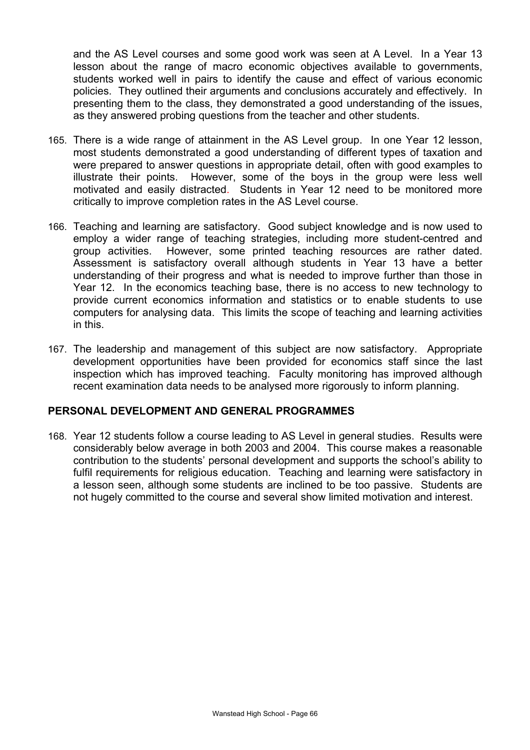and the AS Level courses and some good work was seen at A Level. In a Year 13 lesson about the range of macro economic objectives available to governments, students worked well in pairs to identify the cause and effect of various economic policies. They outlined their arguments and conclusions accurately and effectively. In presenting them to the class, they demonstrated a good understanding of the issues, as they answered probing questions from the teacher and other students.

165. There is a wide range of attainment in the AS Level group. In one Year 12 lesson, most students demonstrated a good understanding of different types of taxation and were prepared to answer questions in appropriate detail, often with good examples to illustrate their points. However, some of the boys in the group were less well motivated and easily distracted. Students in Year 12 need to be monitored more critically to improve completion rates in the AS Level course.

166. Teaching and learning are satisfactory. Good subject knowledge and is now used to employ a wider range of teaching strategies, including more student-centred and group activities. However, some printed teaching resources are rather dated. Assessment is satisfactory overall although students in Year 13 have a better understanding of their progress and what is needed to improve further than those in Year 12. In the economics teaching base, there is no access to new technology to provide current economics information and statistics or to enable students to use computers for analysing data. This limits the scope of teaching and learning activities in this.

167. The leadership and management of this subject are now satisfactory. Appropriate development opportunities have been provided for economics staff since the last inspection which has improved teaching. Faculty monitoring has improved although recent examination data needs to be analysed more rigorously to inform planning.

## PERSONAL DEVELOPMENT AND GENERAL PROGRAMMES

168. Year 12 students follow a course leading to AS Level in general studies. Results were considerably below average in both 2003 and 2004. This course makes a reasonable contribution to the students' personal development and supports the school's ability to fulfil requirements for religious education. Teaching and learning were satisfactory in a lesson seen, although some students are inclined to be too passive. Students are not hugely committed to the course and several show limited motivation and interest.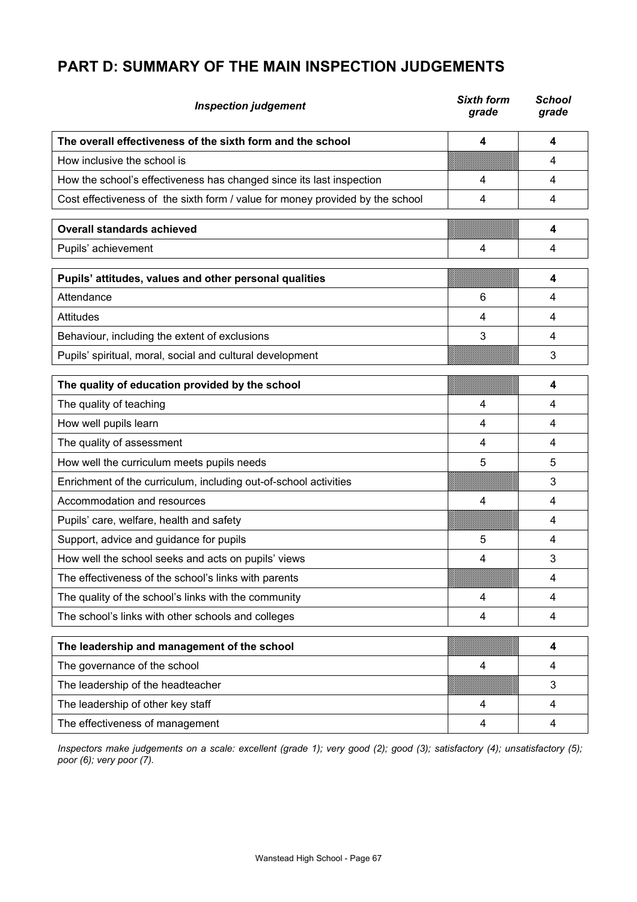# PART D: SUMMARY OF THE MAIN INSPECTION JUDGEMENTS

| *Inspection judgement* | *Sixth form grade* | *School grade* |
|---|---|---|
| **The overall effectiveness of the sixth form and the school** | **4** | **4** |
| How inclusive the school is | | 4 |
| How the school's effectiveness has changed since its last inspection | 4 | 4 |
| Cost effectiveness of the sixth form / value for money provided by the school | 4 | 4 |
| **Overall standards achieved** | | **4** |
| Pupils' achievement | 4 | 4 |
| **Pupils' attitudes, values and other personal qualities** | | **4** |
| Attendance | 6 | 4 |
| Attitudes | 4 | 4 |
| Behaviour, including the extent of exclusions | 3 | 4 |
| Pupils' spiritual, moral, social and cultural development | | 3 |
| **The quality of education provided by the school** | | **4** |
| The quality of teaching | 4 | 4 |
| How well pupils learn | 4 | 4 |
| The quality of assessment | 4 | 4 |
| How well the curriculum meets pupils needs | 5 | 5 |
| Enrichment of the curriculum, including out-of-school activities | | 3 |
| Accommodation and resources | 4 | 4 |
| Pupils' care, welfare, health and safety | | 4 |
| Support, advice and guidance for pupils | 5 | 4 |
| How well the school seeks and acts on pupils' views | 4 | 3 |
| The effectiveness of the school's links with parents | | 4 |
| The quality of the school's links with the community | 4 | 4 |
| The school's links with other schools and colleges | 4 | 4 |
| **The leadership and management of the school** | | **4** |
| The governance of the school | 4 | 4 |
| The leadership of the headteacher | | 3 |
| The leadership of other key staff | 4 | 4 |
| The effectiveness of management | 4 | 4 |

*Inspectors make judgements on a scale: excellent (grade 1); very good (2); good (3); satisfactory (4); unsatisfactory (5); poor (6); very poor (7).*